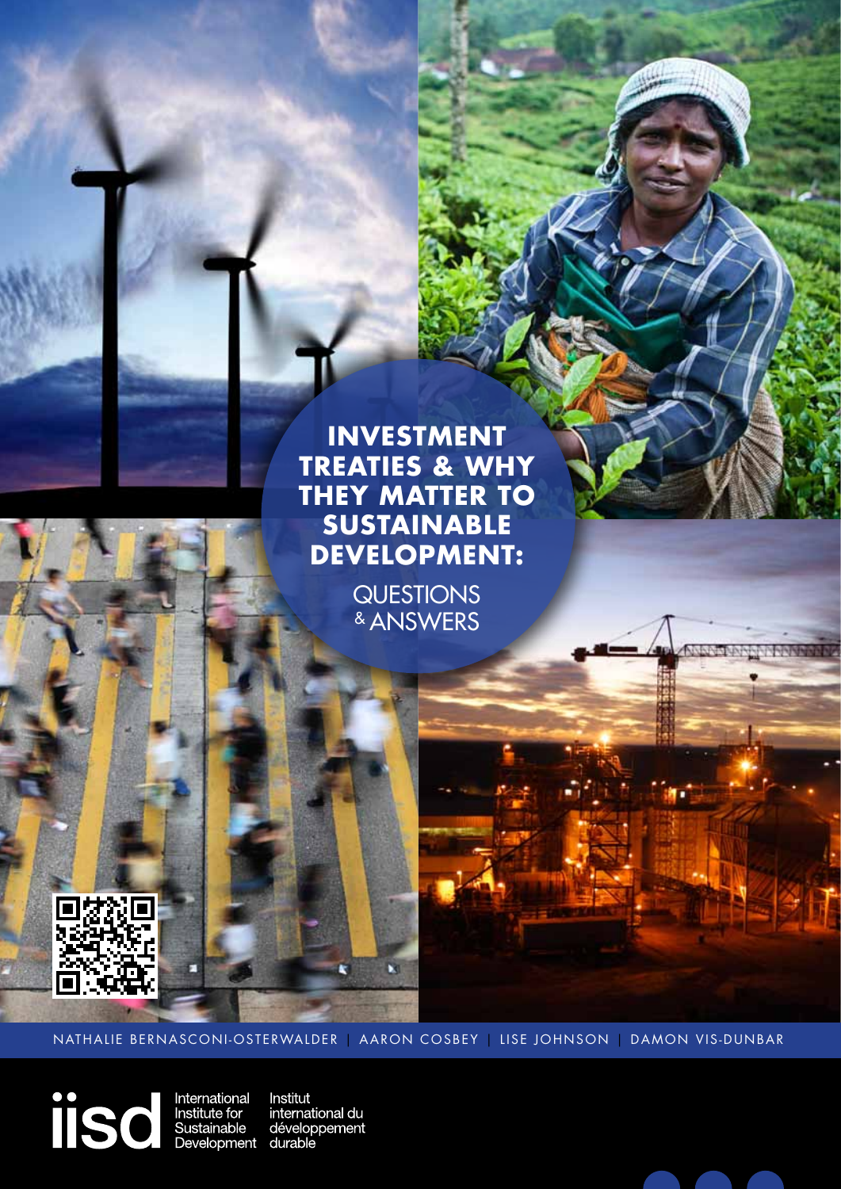# INVESTMENT TREATIES & WHY THEY MATTER TO SUSTAINABLE DEVELOPMENT:

## QUESTIONS & ANSWERS

NATHALIE BERNASCONI-OSTERWALDER | AARON COSBEY | LISE JOHNSON | DAMON VIS-DUNBAR

iisd

International Institute for Sustainable Development

Institut international du développement durable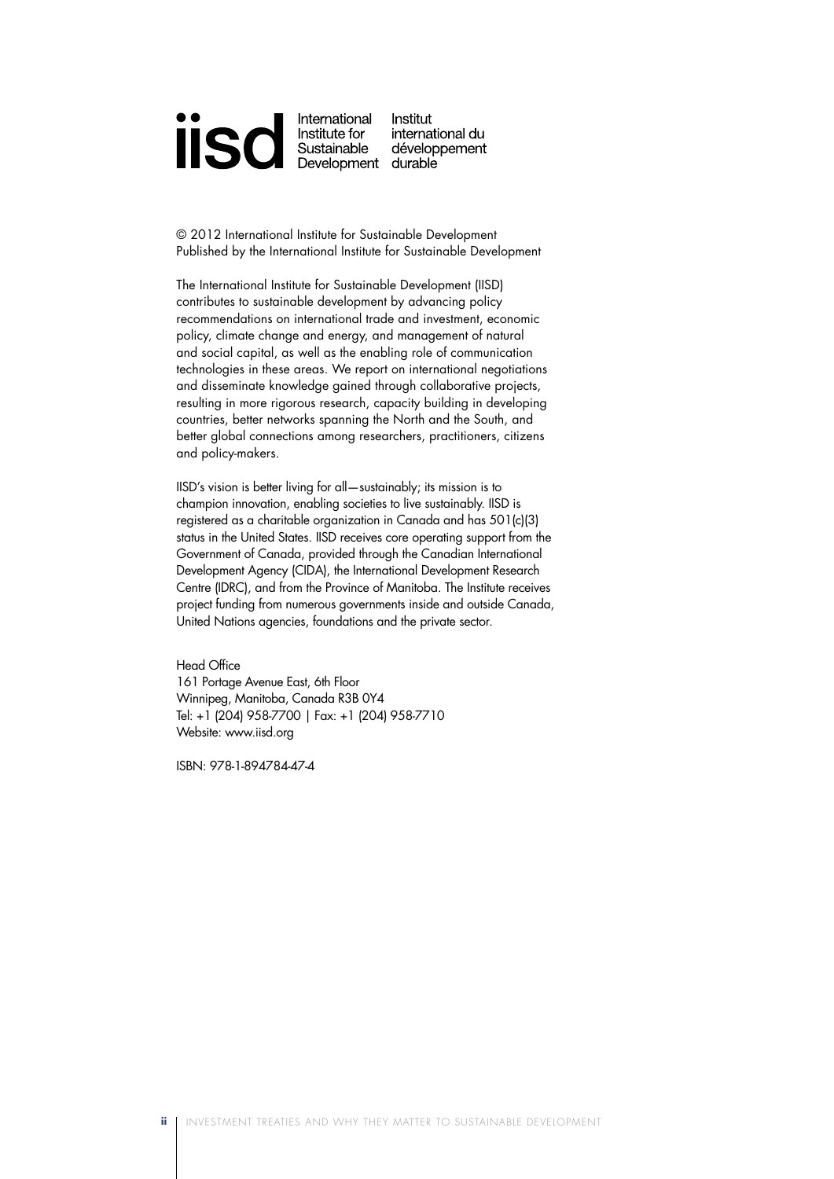iisd International Institute for Sustainable Development | Institut international du développement durable

© 2012 International Institute for Sustainable Development
Published by the International Institute for Sustainable Development

The International Institute for Sustainable Development (IISD) contributes to sustainable development by advancing policy recommendations on international trade and investment, economic policy, climate change and energy, and management of natural and social capital, as well as the enabling role of communication technologies in these areas. We report on international negotiations and disseminate knowledge gained through collaborative projects, resulting in more rigorous research, capacity building in developing countries, better networks spanning the North and the South, and better global connections among researchers, practitioners, citizens and policy-makers.

IISD's vision is better living for all—sustainably; its mission is to champion innovation, enabling societies to live sustainably. IISD is registered as a charitable organization in Canada and has 501(c)(3) status in the United States. IISD receives core operating support from the Government of Canada, provided through the Canadian International Development Agency (CIDA), the International Development Research Centre (IDRC), and from the Province of Manitoba. The Institute receives project funding from numerous governments inside and outside Canada, United Nations agencies, foundations and the private sector.

Head Office
161 Portage Avenue East, 6th Floor
Winnipeg, Manitoba, Canada R3B 0Y4
Tel: +1 (204) 958-7700 | Fax: +1 (204) 958-7710
Website: www.iisd.org

ISBN: 978-1-894784-47-4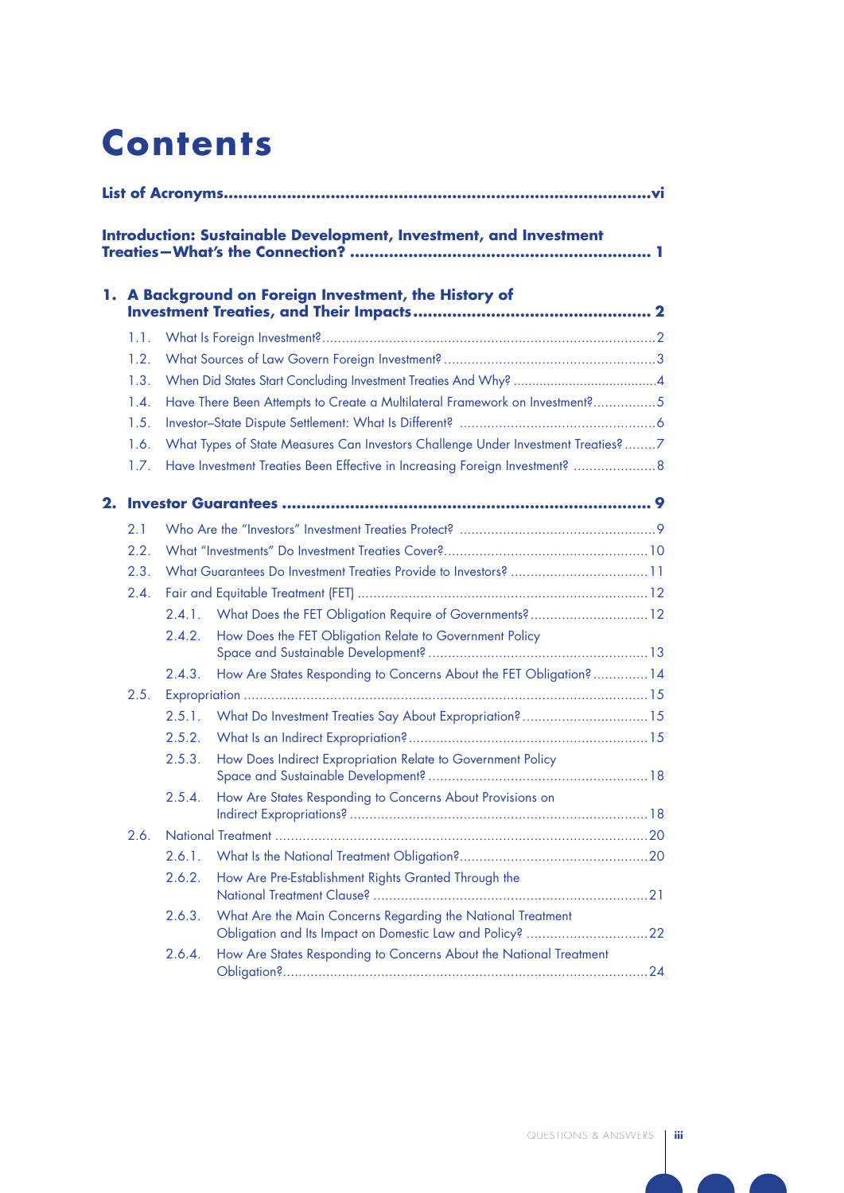# Contents

**List of Acronyms......vi**

**Introduction: Sustainable Development, Investment, and Investment Treaties—What's the Connection? ...... 1**

**1. A Background on Foreign Investment, the History of Investment Treaties, and Their Impacts...... 2**

- 1.1. What Is Foreign Investment?......2
- 1.2. What Sources of Law Govern Foreign Investment? ......3
- 1.3. When Did States Start Concluding Investment Treaties And Why? ......4
- 1.4. Have There Been Attempts to Create a Multilateral Framework on Investment?......5
- 1.5. Investor–State Dispute Settlement: What Is Different? ......6
- 1.6. What Types of State Measures Can Investors Challenge Under Investment Treaties?......7
- 1.7. Have Investment Treaties Been Effective in Increasing Foreign Investment? ......8

**2. Investor Guarantees ...... 9**

- 2.1 Who Are the "Investors" Investment Treaties Protect? ......9
- 2.2. What "Investments" Do Investment Treaties Cover?......10
- 2.3. What Guarantees Do Investment Treaties Provide to Investors? ......11
- 2.4. Fair and Equitable Treatment (FET) ......12
  - 2.4.1. What Does the FET Obligation Require of Governments?......12
  - 2.4.2. How Does the FET Obligation Relate to Government Policy Space and Sustainable Development? ......13
  - 2.4.3. How Are States Responding to Concerns About the FET Obligation?......14
- 2.5. Expropriation ......15
  - 2.5.1. What Do Investment Treaties Say About Expropriation?......15
  - 2.5.2. What Is an Indirect Expropriation?......15
  - 2.5.3. How Does Indirect Expropriation Relate to Government Policy Space and Sustainable Development? ......18
  - 2.5.4. How Are States Responding to Concerns About Provisions on Indirect Expropriations? ......18
- 2.6. National Treatment ......20
  - 2.6.1. What Is the National Treatment Obligation?......20
  - 2.6.2. How Are Pre-Establishment Rights Granted Through the National Treatment Clause? ......21
  - 2.6.3. What Are the Main Concerns Regarding the National Treatment Obligation and Its Impact on Domestic Law and Policy? ......22
  - 2.6.4. How Are States Responding to Concerns About the National Treatment Obligation?......24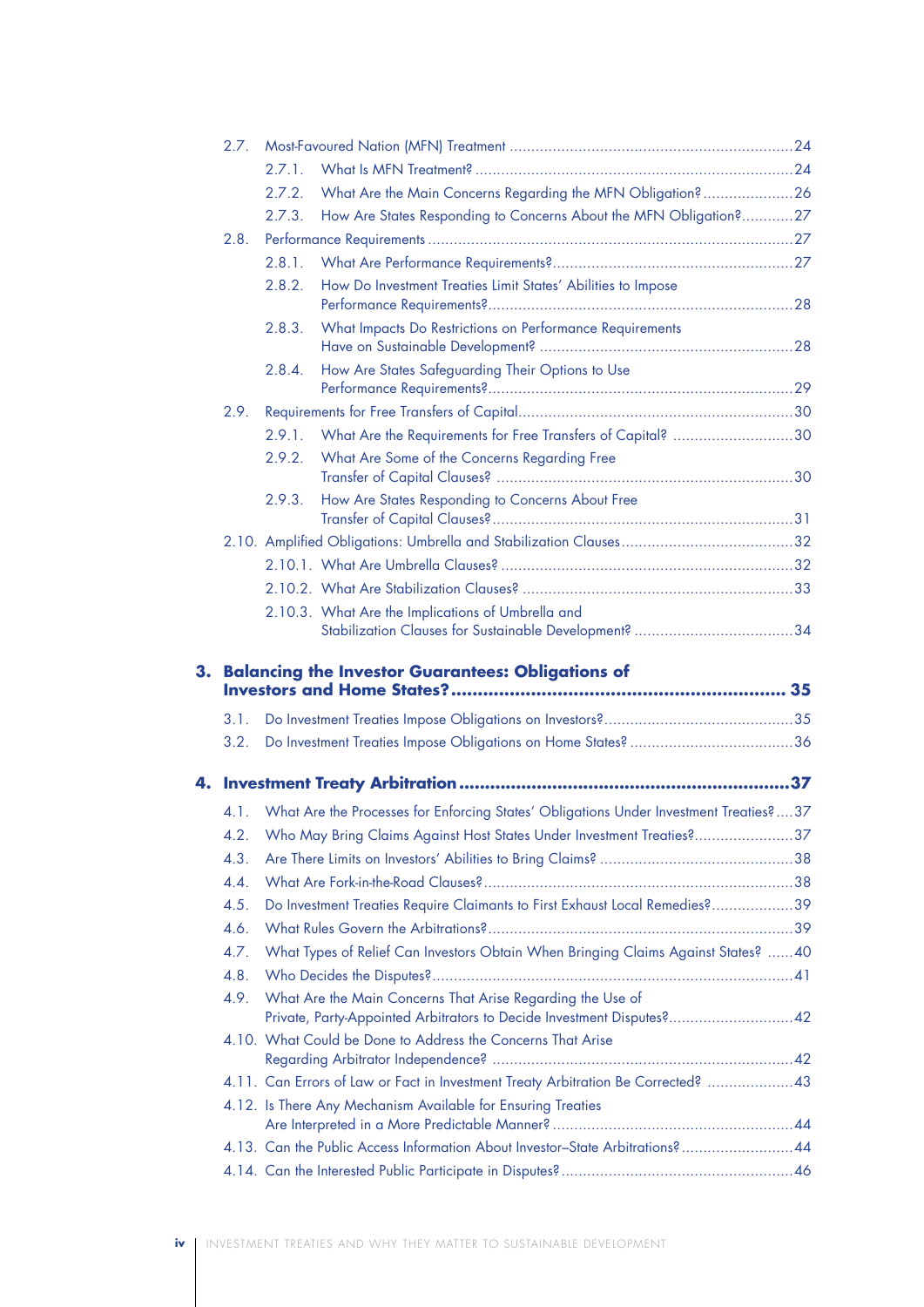- 2.7. Most-Favoured Nation (MFN) Treatment ... 24
  - 2.7.1. What Is MFN Treatment? ... 24
  - 2.7.2. What Are the Main Concerns Regarding the MFN Obligation? ... 26
  - 2.7.3. How Are States Responding to Concerns About the MFN Obligation? ... 27
- 2.8. Performance Requirements ... 27
  - 2.8.1. What Are Performance Requirements? ... 27
  - 2.8.2. How Do Investment Treaties Limit States' Abilities to Impose Performance Requirements? ... 28
  - 2.8.3. What Impacts Do Restrictions on Performance Requirements Have on Sustainable Development? ... 28
  - 2.8.4. How Are States Safeguarding Their Options to Use Performance Requirements? ... 29
- 2.9. Requirements for Free Transfers of Capital ... 30
  - 2.9.1. What Are the Requirements for Free Transfers of Capital? ... 30
  - 2.9.2. What Are Some of the Concerns Regarding Free Transfer of Capital Clauses? ... 30
  - 2.9.3. How Are States Responding to Concerns About Free Transfer of Capital Clauses? ... 31
- 2.10. Amplified Obligations: Umbrella and Stabilization Clauses ... 32
  - 2.10.1. What Are Umbrella Clauses? ... 32
  - 2.10.2. What Are Stabilization Clauses? ... 33
  - 2.10.3. What Are the Implications of Umbrella and Stabilization Clauses for Sustainable Development? ... 34

**3. Balancing the Investor Guarantees: Obligations of Investors and Home States? ... 35**

- 3.1. Do Investment Treaties Impose Obligations on Investors? ... 35
- 3.2. Do Investment Treaties Impose Obligations on Home States? ... 36

**4. Investment Treaty Arbitration ... 37**

- 4.1. What Are the Processes for Enforcing States' Obligations Under Investment Treaties? ... 37
- 4.2. Who May Bring Claims Against Host States Under Investment Treaties? ... 37
- 4.3. Are There Limits on Investors' Abilities to Bring Claims? ... 38
- 4.4. What Are Fork-in-the-Road Clauses? ... 38
- 4.5. Do Investment Treaties Require Claimants to First Exhaust Local Remedies? ... 39
- 4.6. What Rules Govern the Arbitrations? ... 39
- 4.7. What Types of Relief Can Investors Obtain When Bringing Claims Against States? ... 40
- 4.8. Who Decides the Disputes? ... 41
- 4.9. What Are the Main Concerns That Arise Regarding the Use of Private, Party-Appointed Arbitrators to Decide Investment Disputes? ... 42
- 4.10. What Could be Done to Address the Concerns That Arise Regarding Arbitrator Independence? ... 42
- 4.11. Can Errors of Law or Fact in Investment Treaty Arbitration Be Corrected? ... 43
- 4.12. Is There Any Mechanism Available for Ensuring Treaties Are Interpreted in a More Predictable Manner? ... 44
- 4.13. Can the Public Access Information About Investor–State Arbitrations? ... 44
- 4.14. Can the Interested Public Participate in Disputes? ... 46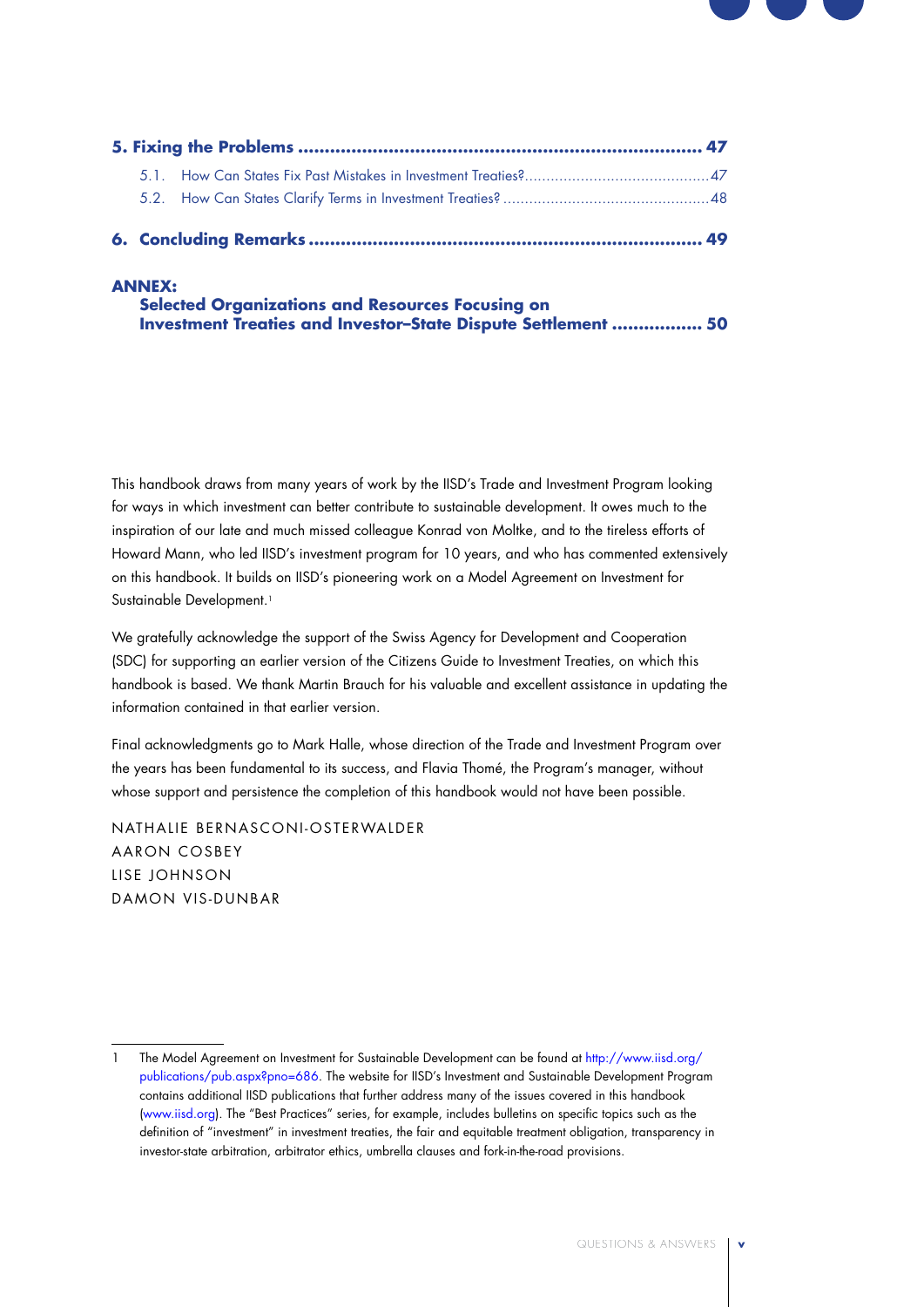**5. Fixing the Problems ........................................................................ 47**

- 5.1. How Can States Fix Past Mistakes in Investment Treaties?..........................................47
- 5.2. How Can States Clarify Terms in Investment Treaties? ...............................................48

**6. Concluding Remarks ......................................................................... 49**

**ANNEX:**
**Selected Organizations and Resources Focusing on Investment Treaties and Investor–State Dispute Settlement ................. 50**

This handbook draws from many years of work by the IISD's Trade and Investment Program looking for ways in which investment can better contribute to sustainable development. It owes much to the inspiration of our late and much missed colleague Konrad von Moltke, and to the tireless efforts of Howard Mann, who led IISD's investment program for 10 years, and who has commented extensively on this handbook. It builds on IISD's pioneering work on a Model Agreement on Investment for Sustainable Development.[1]

We gratefully acknowledge the support of the Swiss Agency for Development and Cooperation (SDC) for supporting an earlier version of the Citizens Guide to Investment Treaties, on which this handbook is based. We thank Martin Brauch for his valuable and excellent assistance in updating the information contained in that earlier version.

Final acknowledgments go to Mark Halle, whose direction of the Trade and Investment Program over the years has been fundamental to its success, and Flavia Thomé, the Program's manager, without whose support and persistence the completion of this handbook would not have been possible.

NATHALIE BERNASCONI-OSTERWALDER
AARON COSBEY
LISE JOHNSON
DAMON VIS-DUNBAR

---

1 The Model Agreement on Investment for Sustainable Development can be found at http://www.iisd.org/publications/pub.aspx?pno=686. The website for IISD's Investment and Sustainable Development Program contains additional IISD publications that further address many of the issues covered in this handbook (www.iisd.org). The "Best Practices" series, for example, includes bulletins on specific topics such as the definition of "investment" in investment treaties, the fair and equitable treatment obligation, transparency in investor-state arbitration, arbitrator ethics, umbrella clauses and fork-in-the-road provisions.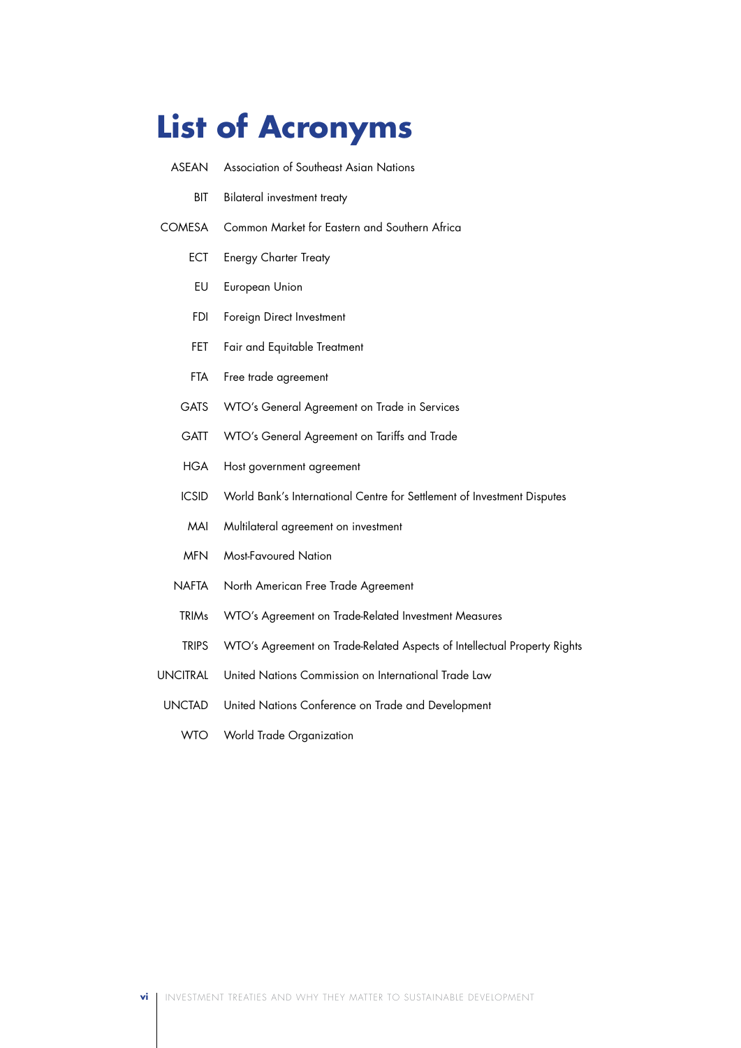# List of Acronyms

| | |
|---|---|
| ASEAN | Association of Southeast Asian Nations |
| BIT | Bilateral investment treaty |
| COMESA | Common Market for Eastern and Southern Africa |
| ECT | Energy Charter Treaty |
| EU | European Union |
| FDI | Foreign Direct Investment |
| FET | Fair and Equitable Treatment |
| FTA | Free trade agreement |
| GATS | WTO's General Agreement on Trade in Services |
| GATT | WTO's General Agreement on Tariffs and Trade |
| HGA | Host government agreement |
| ICSID | World Bank's International Centre for Settlement of Investment Disputes |
| MAI | Multilateral agreement on investment |
| MFN | Most-Favoured Nation |
| NAFTA | North American Free Trade Agreement |
| TRIMs | WTO's Agreement on Trade-Related Investment Measures |
| TRIPS | WTO's Agreement on Trade-Related Aspects of Intellectual Property Rights |
| UNCITRAL | United Nations Commission on International Trade Law |
| UNCTAD | United Nations Conference on Trade and Development |
| WTO | World Trade Organization |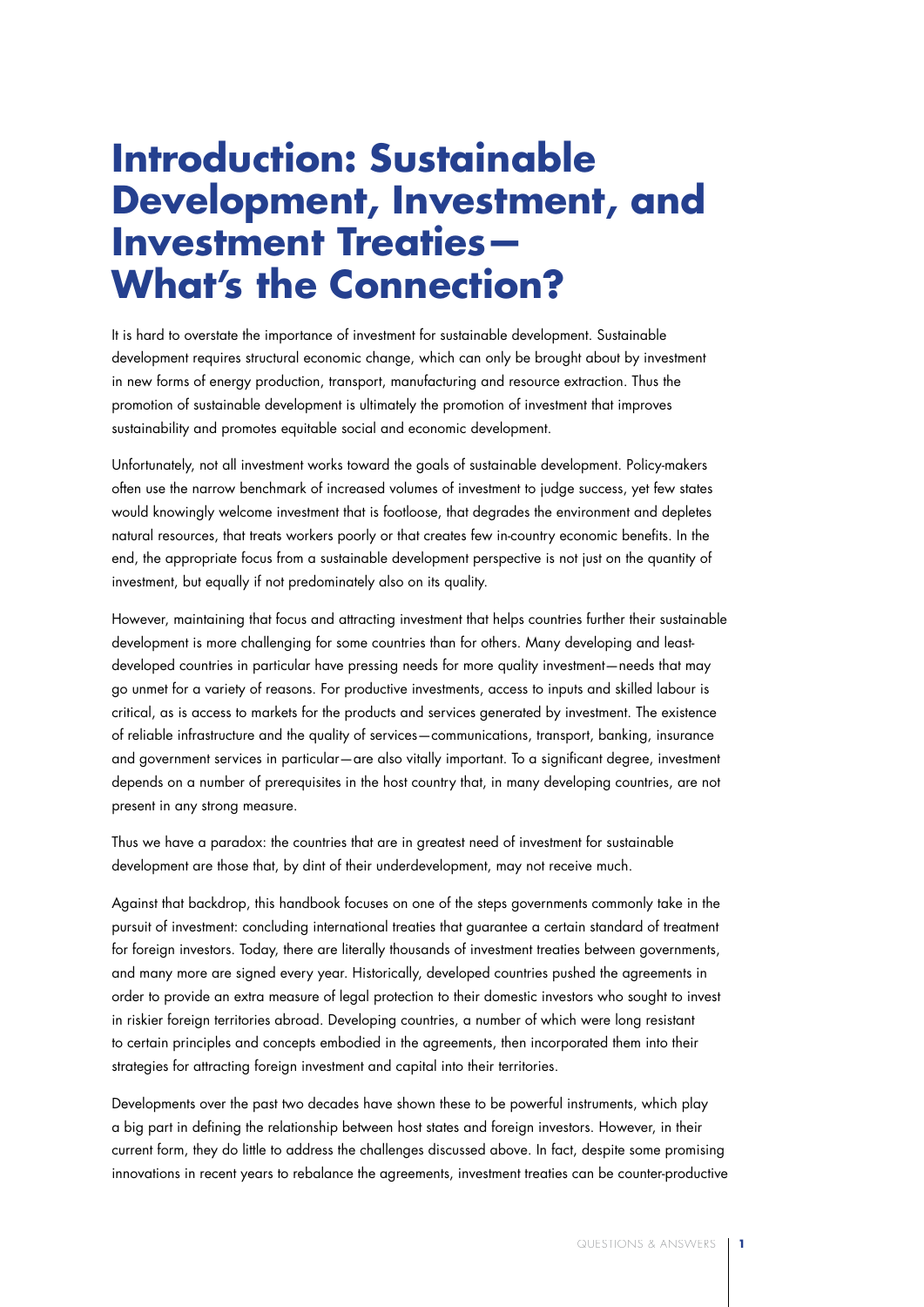# Introduction: Sustainable Development, Investment, and Investment Treaties— What's the Connection?

It is hard to overstate the importance of investment for sustainable development. Sustainable development requires structural economic change, which can only be brought about by investment in new forms of energy production, transport, manufacturing and resource extraction. Thus the promotion of sustainable development is ultimately the promotion of investment that improves sustainability and promotes equitable social and economic development.

Unfortunately, not all investment works toward the goals of sustainable development. Policy-makers often use the narrow benchmark of increased volumes of investment to judge success, yet few states would knowingly welcome investment that is footloose, that degrades the environment and depletes natural resources, that treats workers poorly or that creates few in-country economic benefits. In the end, the appropriate focus from a sustainable development perspective is not just on the quantity of investment, but equally if not predominately also on its quality.

However, maintaining that focus and attracting investment that helps countries further their sustainable development is more challenging for some countries than for others. Many developing and least-developed countries in particular have pressing needs for more quality investment—needs that may go unmet for a variety of reasons. For productive investments, access to inputs and skilled labour is critical, as is access to markets for the products and services generated by investment. The existence of reliable infrastructure and the quality of services—communications, transport, banking, insurance and government services in particular—are also vitally important. To a significant degree, investment depends on a number of prerequisites in the host country that, in many developing countries, are not present in any strong measure.

Thus we have a paradox: the countries that are in greatest need of investment for sustainable development are those that, by dint of their underdevelopment, may not receive much.

Against that backdrop, this handbook focuses on one of the steps governments commonly take in the pursuit of investment: concluding international treaties that guarantee a certain standard of treatment for foreign investors. Today, there are literally thousands of investment treaties between governments, and many more are signed every year. Historically, developed countries pushed the agreements in order to provide an extra measure of legal protection to their domestic investors who sought to invest in riskier foreign territories abroad. Developing countries, a number of which were long resistant to certain principles and concepts embodied in the agreements, then incorporated them into their strategies for attracting foreign investment and capital into their territories.

Developments over the past two decades have shown these to be powerful instruments, which play a big part in defining the relationship between host states and foreign investors. However, in their current form, they do little to address the challenges discussed above. In fact, despite some promising innovations in recent years to rebalance the agreements, investment treaties can be counter-productive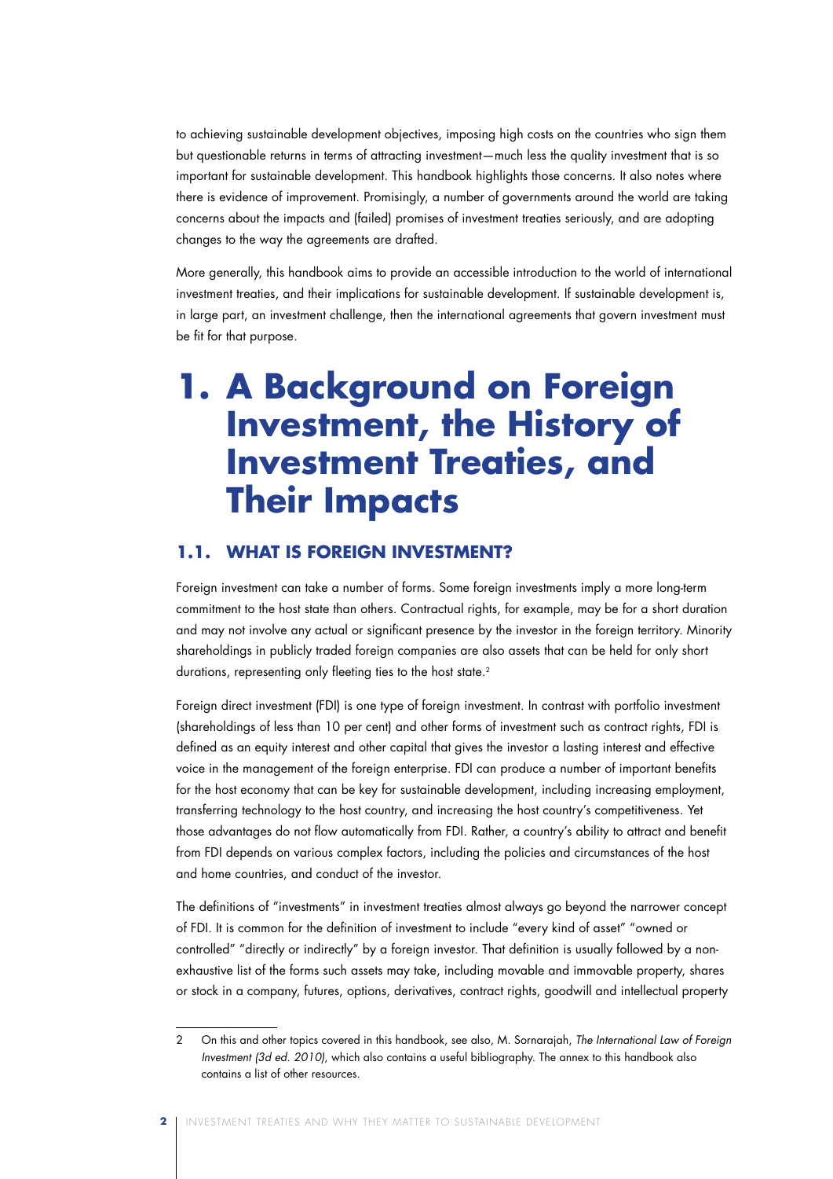to achieving sustainable development objectives, imposing high costs on the countries who sign them but questionable returns in terms of attracting investment—much less the quality investment that is so important for sustainable development. This handbook highlights those concerns. It also notes where there is evidence of improvement. Promisingly, a number of governments around the world are taking concerns about the impacts and (failed) promises of investment treaties seriously, and are adopting changes to the way the agreements are drafted.

More generally, this handbook aims to provide an accessible introduction to the world of international investment treaties, and their implications for sustainable development. If sustainable development is, in large part, an investment challenge, then the international agreements that govern investment must be fit for that purpose.

# 1. A Background on Foreign Investment, the History of Investment Treaties, and Their Impacts

## 1.1. WHAT IS FOREIGN INVESTMENT?

Foreign investment can take a number of forms. Some foreign investments imply a more long-term commitment to the host state than others. Contractual rights, for example, may be for a short duration and may not involve any actual or significant presence by the investor in the foreign territory. Minority shareholdings in publicly traded foreign companies are also assets that can be held for only short durations, representing only fleeting ties to the host state.[2]

Foreign direct investment (FDI) is one type of foreign investment. In contrast with portfolio investment (shareholdings of less than 10 per cent) and other forms of investment such as contract rights, FDI is defined as an equity interest and other capital that gives the investor a lasting interest and effective voice in the management of the foreign enterprise. FDI can produce a number of important benefits for the host economy that can be key for sustainable development, including increasing employment, transferring technology to the host country, and increasing the host country's competitiveness. Yet those advantages do not flow automatically from FDI. Rather, a country's ability to attract and benefit from FDI depends on various complex factors, including the policies and circumstances of the host and home countries, and conduct of the investor.

The definitions of "investments" in investment treaties almost always go beyond the narrower concept of FDI. It is common for the definition of investment to include "every kind of asset" "owned or controlled" "directly or indirectly" by a foreign investor. That definition is usually followed by a non-exhaustive list of the forms such assets may take, including movable and immovable property, shares or stock in a company, futures, options, derivatives, contract rights, goodwill and intellectual property

2 On this and other topics covered in this handbook, see also, M. Sornarajah, *The International Law of Foreign Investment (3d ed. 2010)*, which also contains a useful bibliography. The annex to this handbook also contains a list of other resources.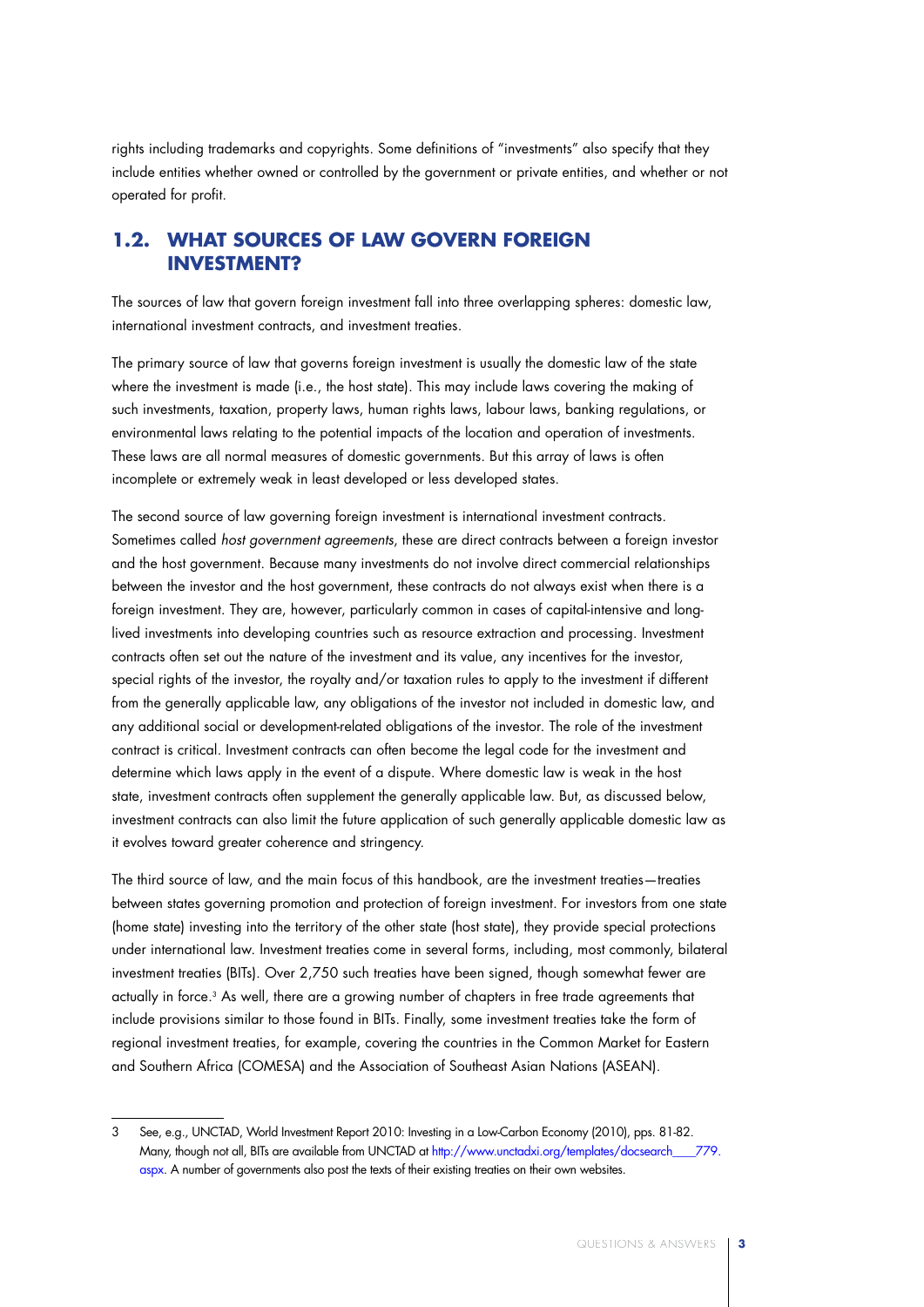rights including trademarks and copyrights. Some definitions of "investments" also specify that they include entities whether owned or controlled by the government or private entities, and whether or not operated for profit.

## 1.2. WHAT SOURCES OF LAW GOVERN FOREIGN INVESTMENT?

The sources of law that govern foreign investment fall into three overlapping spheres: domestic law, international investment contracts, and investment treaties.

The primary source of law that governs foreign investment is usually the domestic law of the state where the investment is made (i.e., the host state). This may include laws covering the making of such investments, taxation, property laws, human rights laws, labour laws, banking regulations, or environmental laws relating to the potential impacts of the location and operation of investments. These laws are all normal measures of domestic governments. But this array of laws is often incomplete or extremely weak in least developed or less developed states.

The second source of law governing foreign investment is international investment contracts. Sometimes called *host government agreements*, these are direct contracts between a foreign investor and the host government. Because many investments do not involve direct commercial relationships between the investor and the host government, these contracts do not always exist when there is a foreign investment. They are, however, particularly common in cases of capital-intensive and long-lived investments into developing countries such as resource extraction and processing. Investment contracts often set out the nature of the investment and its value, any incentives for the investor, special rights of the investor, the royalty and/or taxation rules to apply to the investment if different from the generally applicable law, any obligations of the investor not included in domestic law, and any additional social or development-related obligations of the investor. The role of the investment contract is critical. Investment contracts can often become the legal code for the investment and determine which laws apply in the event of a dispute. Where domestic law is weak in the host state, investment contracts often supplement the generally applicable law. But, as discussed below, investment contracts can also limit the future application of such generally applicable domestic law as it evolves toward greater coherence and stringency.

The third source of law, and the main focus of this handbook, are the investment treaties—treaties between states governing promotion and protection of foreign investment. For investors from one state (home state) investing into the territory of the other state (host state), they provide special protections under international law. Investment treaties come in several forms, including, most commonly, bilateral investment treaties (BITs). Over 2,750 such treaties have been signed, though somewhat fewer are actually in force.[3] As well, there are a growing number of chapters in free trade agreements that include provisions similar to those found in BITs. Finally, some investment treaties take the form of regional investment treaties, for example, covering the countries in the Common Market for Eastern and Southern Africa (COMESA) and the Association of Southeast Asian Nations (ASEAN).

---

3 See, e.g., UNCTAD, World Investment Report 2010: Investing in a Low-Carbon Economy (2010), pps. 81-82. Many, though not all, BITs are available from UNCTAD at http://www.unctadxi.org/templates/docsearch____779.aspx. A number of governments also post the texts of their existing treaties on their own websites.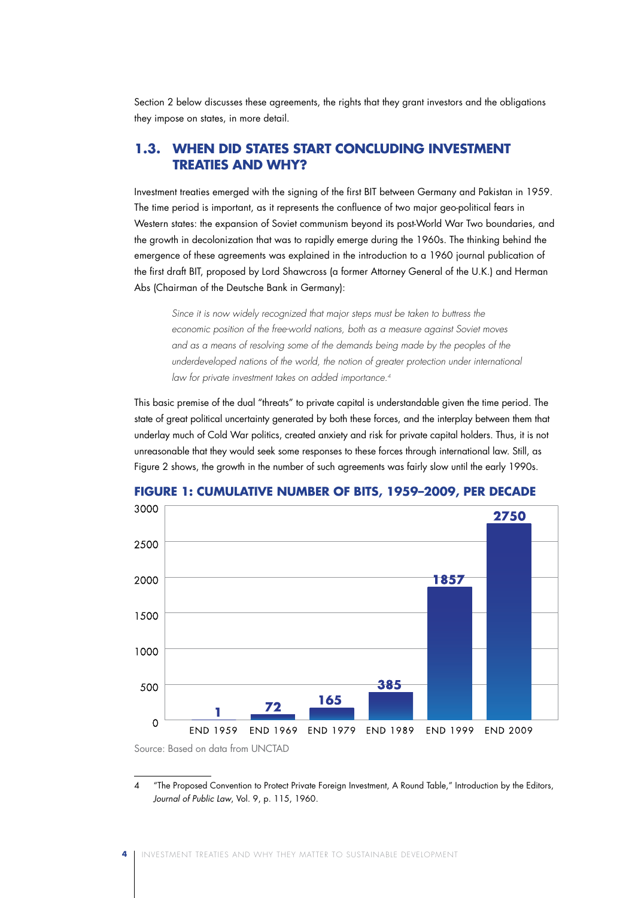Section 2 below discusses these agreements, the rights that they grant investors and the obligations they impose on states, in more detail.

## 1.3. WHEN DID STATES START CONCLUDING INVESTMENT TREATIES AND WHY?

Investment treaties emerged with the signing of the first BIT between Germany and Pakistan in 1959. The time period is important, as it represents the confluence of two major geo-political fears in Western states: the expansion of Soviet communism beyond its post-World War Two boundaries, and the growth in decolonization that was to rapidly emerge during the 1960s. The thinking behind the emergence of these agreements was explained in the introduction to a 1960 journal publication of the first draft BIT, proposed by Lord Shawcross (a former Attorney General of the U.K.) and Herman Abs (Chairman of the Deutsche Bank in Germany):

> *Since it is now widely recognized that major steps must be taken to buttress the economic position of the free-world nations, both as a measure against Soviet moves and as a means of resolving some of the demands being made by the peoples of the underdeveloped nations of the world, the notion of greater protection under international law for private investment takes on added importance.*[4]

This basic premise of the dual "threats" to private capital is understandable given the time period. The state of great political uncertainty generated by both these forces, and the interplay between them that underlay much of Cold War politics, created anxiety and risk for private capital holders. Thus, it is not unreasonable that they would seek some responses to these forces through international law. Still, as Figure 2 shows, the growth in the number of such agreements was fairly slow until the early 1990s.

**FIGURE 1: CUMULATIVE NUMBER OF BITS, 1959–2009, PER DECADE**

| Period | Cumulative number of BITs |
|---|---|
| END 1959 | 1 |
| END 1969 | 72 |
| END 1979 | 165 |
| END 1989 | 385 |
| END 1999 | 1857 |
| END 2009 | 2750 |

Source: Based on data from UNCTAD

---

4 "The Proposed Convention to Protect Private Foreign Investment, A Round Table," Introduction by the Editors, *Journal of Public Law*, Vol. 9, p. 115, 1960.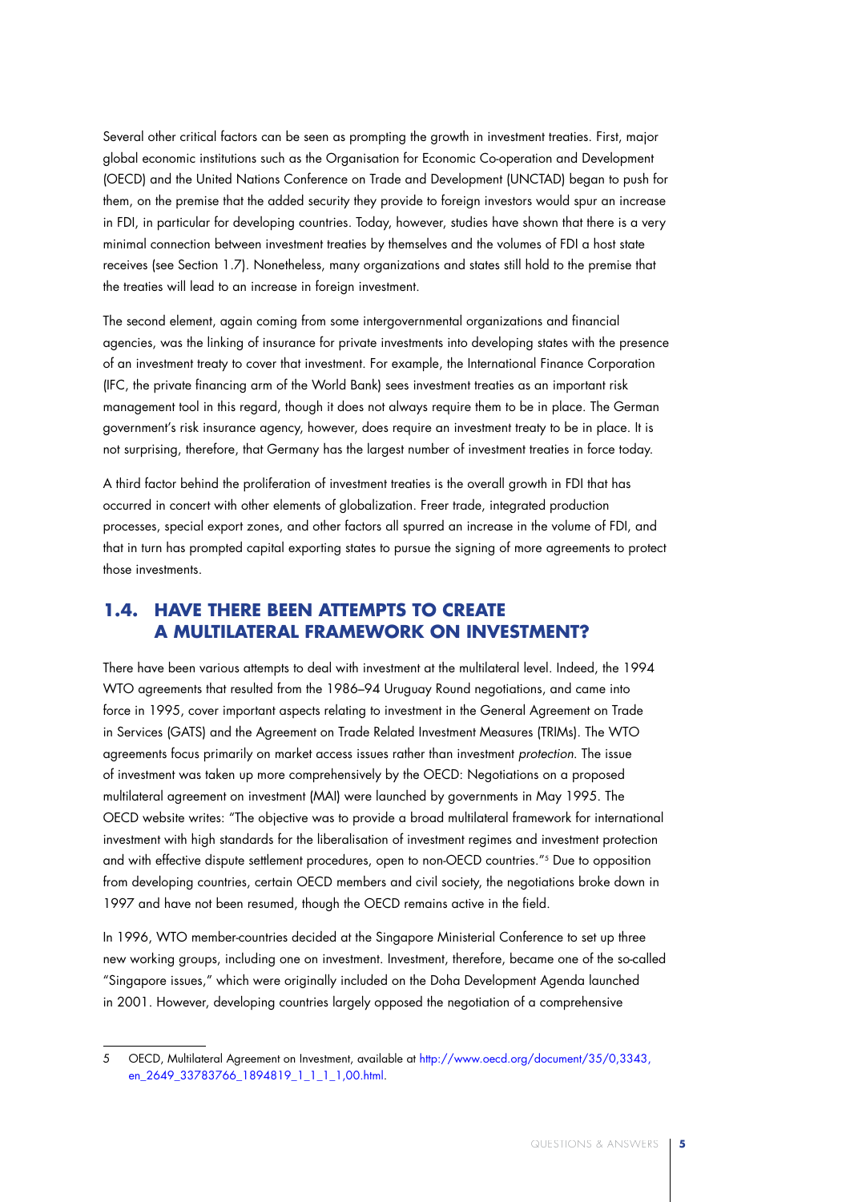Several other critical factors can be seen as prompting the growth in investment treaties. First, major global economic institutions such as the Organisation for Economic Co-operation and Development (OECD) and the United Nations Conference on Trade and Development (UNCTAD) began to push for them, on the premise that the added security they provide to foreign investors would spur an increase in FDI, in particular for developing countries. Today, however, studies have shown that there is a very minimal connection between investment treaties by themselves and the volumes of FDI a host state receives (see Section 1.7). Nonetheless, many organizations and states still hold to the premise that the treaties will lead to an increase in foreign investment.

The second element, again coming from some intergovernmental organizations and financial agencies, was the linking of insurance for private investments into developing states with the presence of an investment treaty to cover that investment. For example, the International Finance Corporation (IFC, the private financing arm of the World Bank) sees investment treaties as an important risk management tool in this regard, though it does not always require them to be in place. The German government's risk insurance agency, however, does require an investment treaty to be in place. It is not surprising, therefore, that Germany has the largest number of investment treaties in force today.

A third factor behind the proliferation of investment treaties is the overall growth in FDI that has occurred in concert with other elements of globalization. Freer trade, integrated production processes, special export zones, and other factors all spurred an increase in the volume of FDI, and that in turn has prompted capital exporting states to pursue the signing of more agreements to protect those investments.

## 1.4. HAVE THERE BEEN ATTEMPTS TO CREATE A MULTILATERAL FRAMEWORK ON INVESTMENT?

There have been various attempts to deal with investment at the multilateral level. Indeed, the 1994 WTO agreements that resulted from the 1986–94 Uruguay Round negotiations, and came into force in 1995, cover important aspects relating to investment in the General Agreement on Trade in Services (GATS) and the Agreement on Trade Related Investment Measures (TRIMs). The WTO agreements focus primarily on market access issues rather than investment *protection*. The issue of investment was taken up more comprehensively by the OECD: Negotiations on a proposed multilateral agreement on investment (MAI) were launched by governments in May 1995. The OECD website writes: "The objective was to provide a broad multilateral framework for international investment with high standards for the liberalisation of investment regimes and investment protection and with effective dispute settlement procedures, open to non-OECD countries."[5] Due to opposition from developing countries, certain OECD members and civil society, the negotiations broke down in 1997 and have not been resumed, though the OECD remains active in the field.

In 1996, WTO member-countries decided at the Singapore Ministerial Conference to set up three new working groups, including one on investment. Investment, therefore, became one of the so-called "Singapore issues," which were originally included on the Doha Development Agenda launched in 2001. However, developing countries largely opposed the negotiation of a comprehensive

---

5 OECD, Multilateral Agreement on Investment, available at http://www.oecd.org/document/35/0,3343,en_2649_33783766_1894819_1_1_1_1,00.html.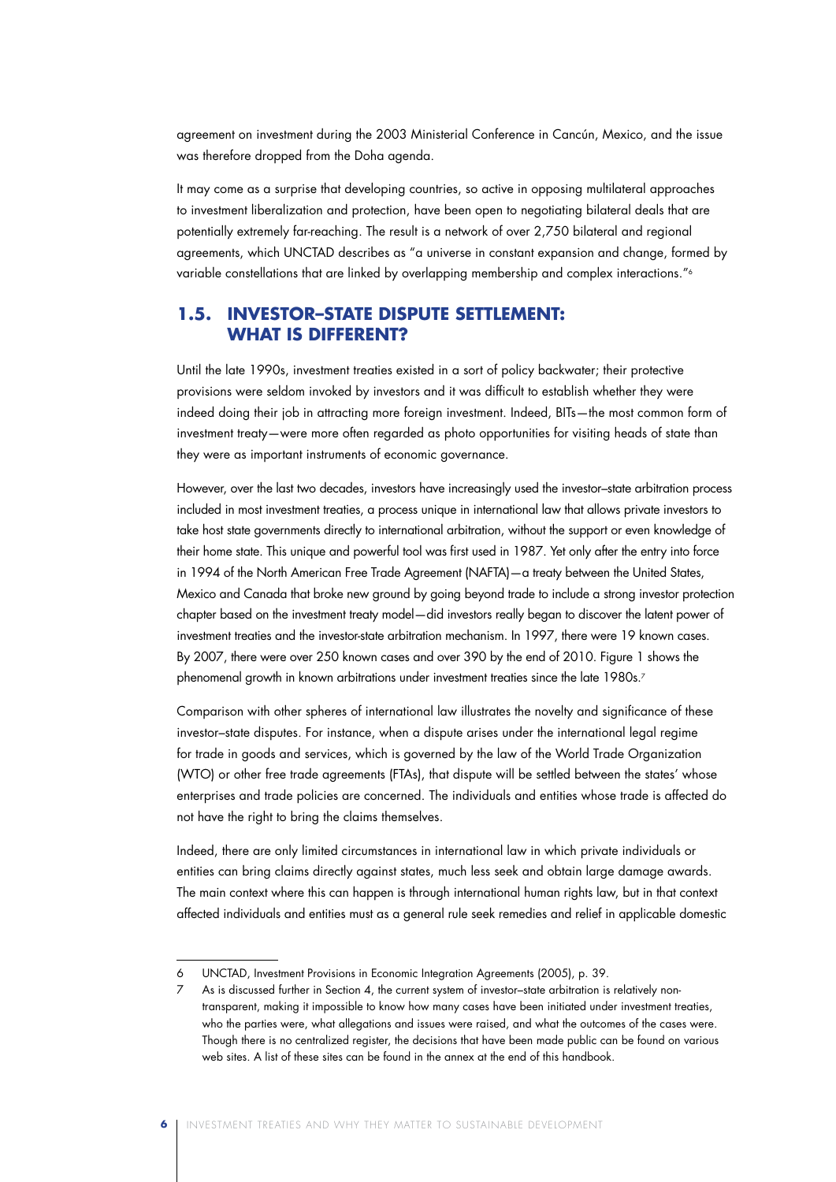agreement on investment during the 2003 Ministerial Conference in Cancún, Mexico, and the issue was therefore dropped from the Doha agenda.

It may come as a surprise that developing countries, so active in opposing multilateral approaches to investment liberalization and protection, have been open to negotiating bilateral deals that are potentially extremely far-reaching. The result is a network of over 2,750 bilateral and regional agreements, which UNCTAD describes as "a universe in constant expansion and change, formed by variable constellations that are linked by overlapping membership and complex interactions."[6]

## 1.5. INVESTOR–STATE DISPUTE SETTLEMENT: WHAT IS DIFFERENT?

Until the late 1990s, investment treaties existed in a sort of policy backwater; their protective provisions were seldom invoked by investors and it was difficult to establish whether they were indeed doing their job in attracting more foreign investment. Indeed, BITs—the most common form of investment treaty—were more often regarded as photo opportunities for visiting heads of state than they were as important instruments of economic governance.

However, over the last two decades, investors have increasingly used the investor–state arbitration process included in most investment treaties, a process unique in international law that allows private investors to take host state governments directly to international arbitration, without the support or even knowledge of their home state. This unique and powerful tool was first used in 1987. Yet only after the entry into force in 1994 of the North American Free Trade Agreement (NAFTA)—a treaty between the United States, Mexico and Canada that broke new ground by going beyond trade to include a strong investor protection chapter based on the investment treaty model—did investors really began to discover the latent power of investment treaties and the investor-state arbitration mechanism. In 1997, there were 19 known cases. By 2007, there were over 250 known cases and over 390 by the end of 2010. Figure 1 shows the phenomenal growth in known arbitrations under investment treaties since the late 1980s.[7]

Comparison with other spheres of international law illustrates the novelty and significance of these investor–state disputes. For instance, when a dispute arises under the international legal regime for trade in goods and services, which is governed by the law of the World Trade Organization (WTO) or other free trade agreements (FTAs), that dispute will be settled between the states' whose enterprises and trade policies are concerned. The individuals and entities whose trade is affected do not have the right to bring the claims themselves.

Indeed, there are only limited circumstances in international law in which private individuals or entities can bring claims directly against states, much less seek and obtain large damage awards. The main context where this can happen is through international human rights law, but in that context affected individuals and entities must as a general rule seek remedies and relief in applicable domestic

---

6 UNCTAD, Investment Provisions in Economic Integration Agreements (2005), p. 39.

7 As is discussed further in Section 4, the current system of investor–state arbitration is relatively non-transparent, making it impossible to know how many cases have been initiated under investment treaties, who the parties were, what allegations and issues were raised, and what the outcomes of the cases were. Though there is no centralized register, the decisions that have been made public can be found on various web sites. A list of these sites can be found in the annex at the end of this handbook.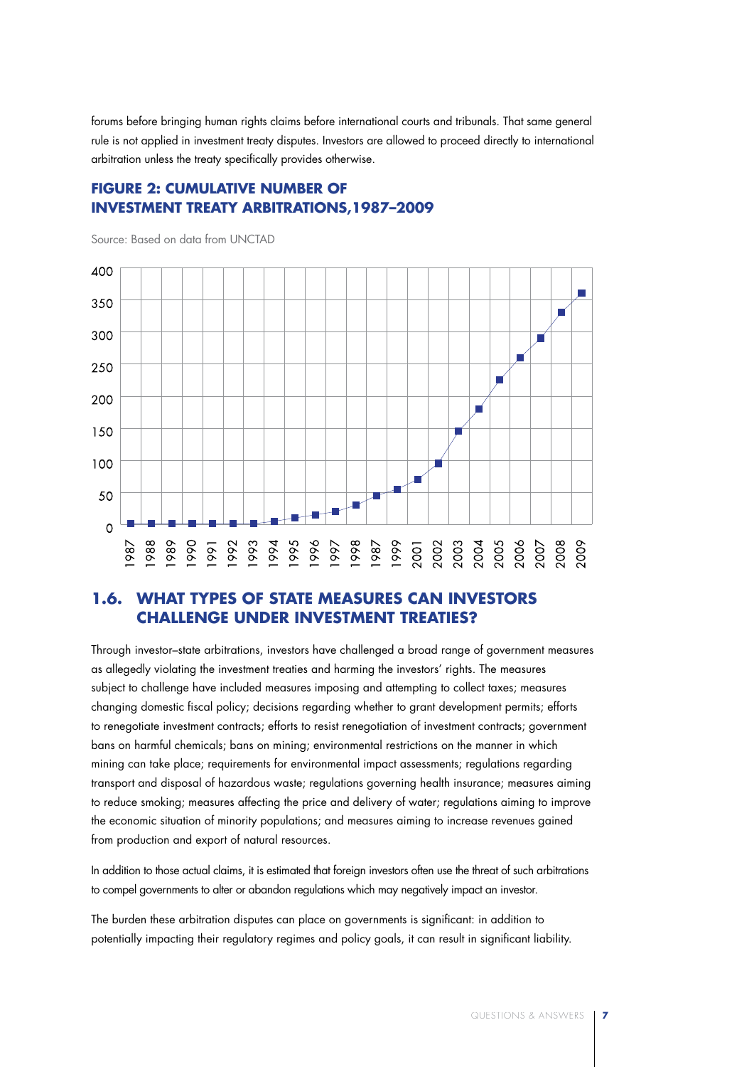forums before bringing human rights claims before international courts and tribunals. That same general rule is not applied in investment treaty disputes. Investors are allowed to proceed directly to international arbitration unless the treaty specifically provides otherwise.

### FIGURE 2: CUMULATIVE NUMBER OF INVESTMENT TREATY ARBITRATIONS, 1987–2009

Source: Based on data from UNCTAD

## 1.6. WHAT TYPES OF STATE MEASURES CAN INVESTORS CHALLENGE UNDER INVESTMENT TREATIES?

Through investor–state arbitrations, investors have challenged a broad range of government measures as allegedly violating the investment treaties and harming the investors' rights. The measures subject to challenge have included measures imposing and attempting to collect taxes; measures changing domestic fiscal policy; decisions regarding whether to grant development permits; efforts to renegotiate investment contracts; efforts to resist renegotiation of investment contracts; government bans on harmful chemicals; bans on mining; environmental restrictions on the manner in which mining can take place; requirements for environmental impact assessments; regulations regarding transport and disposal of hazardous waste; regulations governing health insurance; measures aiming to reduce smoking; measures affecting the price and delivery of water; regulations aiming to improve the economic situation of minority populations; and measures aiming to increase revenues gained from production and export of natural resources.

In addition to those actual claims, it is estimated that foreign investors often use the threat of such arbitrations to compel governments to alter or abandon regulations which may negatively impact an investor.

The burden these arbitration disputes can place on governments is significant: in addition to potentially impacting their regulatory regimes and policy goals, it can result in significant liability.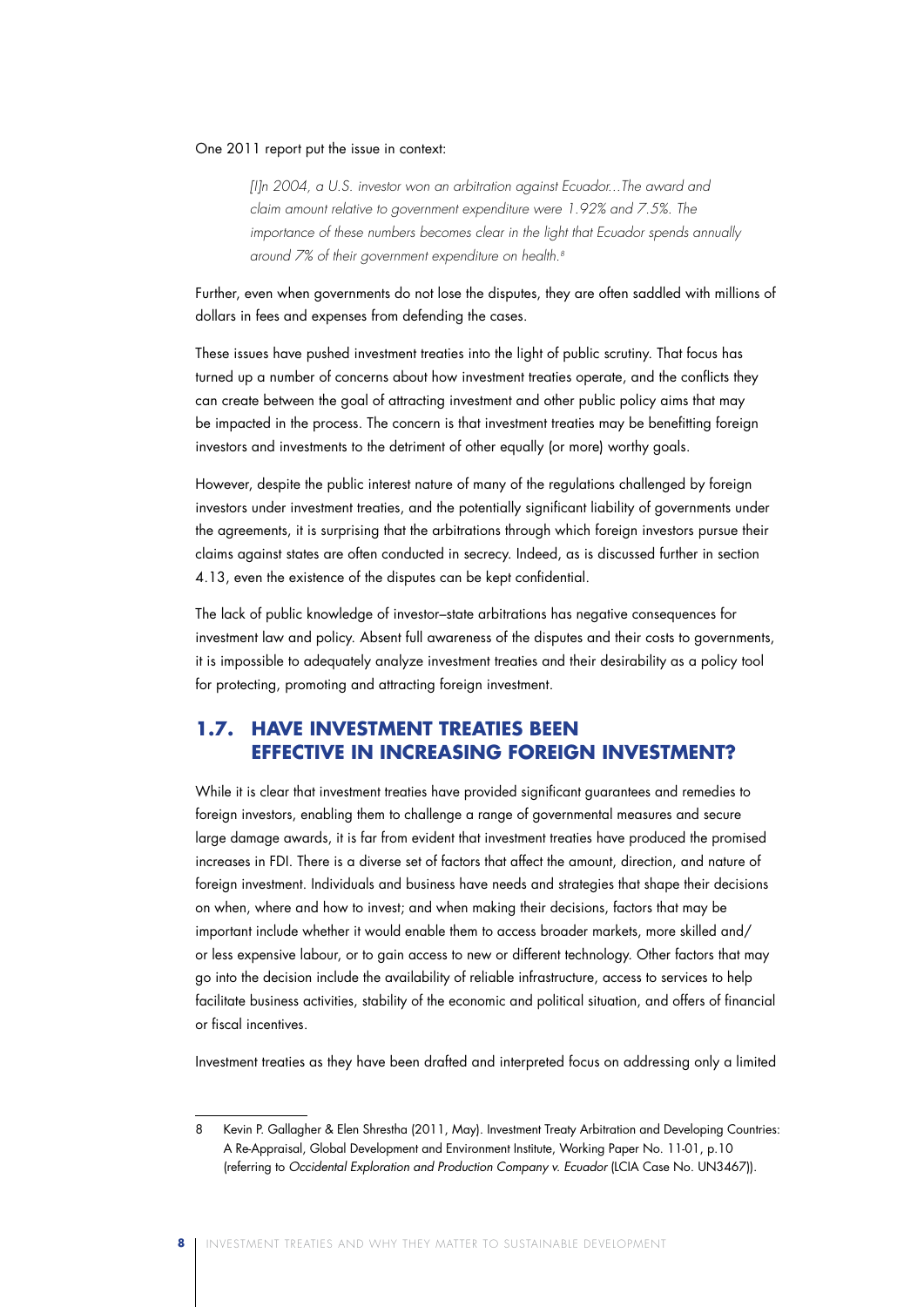One 2011 report put the issue in context:

> *[I]n 2004, a U.S. investor won an arbitration against Ecuador...The award and claim amount relative to government expenditure were 1.92% and 7.5%. The importance of these numbers becomes clear in the light that Ecuador spends annually around 7% of their government expenditure on health.*[8]

Further, even when governments do not lose the disputes, they are often saddled with millions of dollars in fees and expenses from defending the cases.

These issues have pushed investment treaties into the light of public scrutiny. That focus has turned up a number of concerns about how investment treaties operate, and the conflicts they can create between the goal of attracting investment and other public policy aims that may be impacted in the process. The concern is that investment treaties may be benefitting foreign investors and investments to the detriment of other equally (or more) worthy goals.

However, despite the public interest nature of many of the regulations challenged by foreign investors under investment treaties, and the potentially significant liability of governments under the agreements, it is surprising that the arbitrations through which foreign investors pursue their claims against states are often conducted in secrecy. Indeed, as is discussed further in section 4.13, even the existence of the disputes can be kept confidential.

The lack of public knowledge of investor–state arbitrations has negative consequences for investment law and policy. Absent full awareness of the disputes and their costs to governments, it is impossible to adequately analyze investment treaties and their desirability as a policy tool for protecting, promoting and attracting foreign investment.

## 1.7. HAVE INVESTMENT TREATIES BEEN EFFECTIVE IN INCREASING FOREIGN INVESTMENT?

While it is clear that investment treaties have provided significant guarantees and remedies to foreign investors, enabling them to challenge a range of governmental measures and secure large damage awards, it is far from evident that investment treaties have produced the promised increases in FDI. There is a diverse set of factors that affect the amount, direction, and nature of foreign investment. Individuals and business have needs and strategies that shape their decisions on when, where and how to invest; and when making their decisions, factors that may be important include whether it would enable them to access broader markets, more skilled and/or less expensive labour, or to gain access to new or different technology. Other factors that may go into the decision include the availability of reliable infrastructure, access to services to help facilitate business activities, stability of the economic and political situation, and offers of financial or fiscal incentives.

Investment treaties as they have been drafted and interpreted focus on addressing only a limited

---

8 Kevin P. Gallagher & Elen Shrestha (2011, May). Investment Treaty Arbitration and Developing Countries: A Re-Appraisal, Global Development and Environment Institute, Working Paper No. 11-01, p.10 (referring to *Occidental Exploration and Production Company v. Ecuador* (LCIA Case No. UN3467)).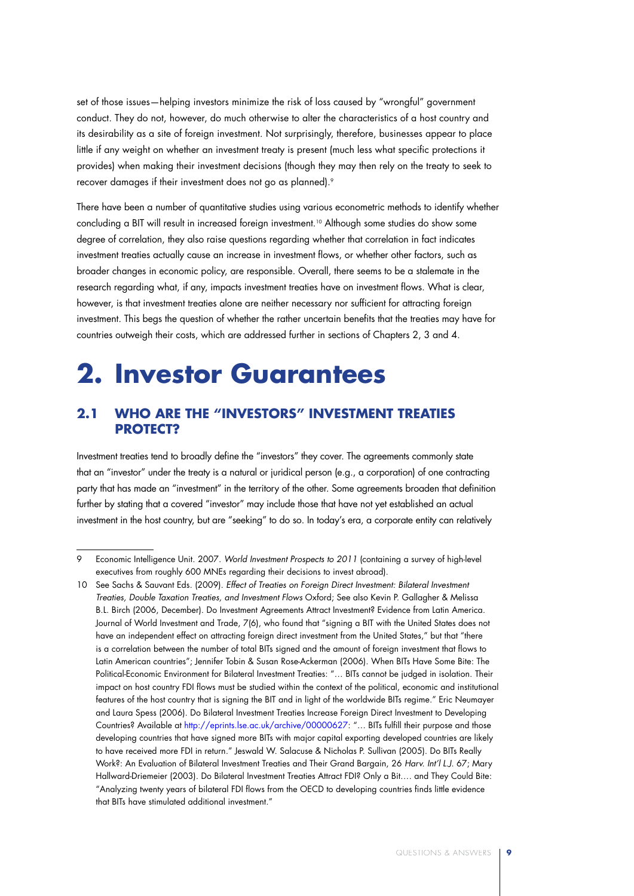set of those issues—helping investors minimize the risk of loss caused by "wrongful" government conduct. They do not, however, do much otherwise to alter the characteristics of a host country and its desirability as a site of foreign investment. Not surprisingly, therefore, businesses appear to place little if any weight on whether an investment treaty is present (much less what specific protections it provides) when making their investment decisions (though they may then rely on the treaty to seek to recover damages if their investment does not go as planned).[9]

There have been a number of quantitative studies using various econometric methods to identify whether concluding a BIT will result in increased foreign investment.[10] Although some studies do show some degree of correlation, they also raise questions regarding whether that correlation in fact indicates investment treaties actually cause an increase in investment flows, or whether other factors, such as broader changes in economic policy, are responsible. Overall, there seems to be a stalemate in the research regarding what, if any, impacts investment treaties have on investment flows. What is clear, however, is that investment treaties alone are neither necessary nor sufficient for attracting foreign investment. This begs the question of whether the rather uncertain benefits that the treaties may have for countries outweigh their costs, which are addressed further in sections of Chapters 2, 3 and 4.

# 2. Investor Guarantees

## 2.1 WHO ARE THE "INVESTORS" INVESTMENT TREATIES PROTECT?

Investment treaties tend to broadly define the "investors" they cover. The agreements commonly state that an "investor" under the treaty is a natural or juridical person (e.g., a corporation) of one contracting party that has made an "investment" in the territory of the other. Some agreements broaden that definition further by stating that a covered "investor" may include those that have not yet established an actual investment in the host country, but are "seeking" to do so. In today's era, a corporate entity can relatively

---

9 Economic Intelligence Unit. 2007. *World Investment Prospects to 2011* (containing a survey of high-level executives from roughly 600 MNEs regarding their decisions to invest abroad).

10 See Sachs & Sauvant Eds. (2009). *Effect of Treaties on Foreign Direct Investment: Bilateral Investment Treaties, Double Taxation Treaties, and Investment Flows* Oxford; See also Kevin P. Gallagher & Melissa B.L. Birch (2006, December). Do Investment Agreements Attract Investment? Evidence from Latin America. Journal of World Investment and Trade, 7(6), who found that "signing a BIT with the United States does not have an independent effect on attracting foreign direct investment from the United States," but that "there is a correlation between the number of total BITs signed and the amount of foreign investment that flows to Latin American countries"; Jennifer Tobin & Susan Rose-Ackerman (2006). When BITs Have Some Bite: The Political-Economic Environment for Bilateral Investment Treaties: "… BITs cannot be judged in isolation. Their impact on host country FDI flows must be studied within the context of the political, economic and institutional features of the host country that is signing the BIT and in light of the worldwide BITs regime." Eric Neumayer and Laura Spess (2006). Do Bilateral Investment Treaties Increase Foreign Direct Investment to Developing Countries? Available at http://eprints.lse.ac.uk/archive/00000627: "… BITs fulfill their purpose and those developing countries that have signed more BITs with major capital exporting developed countries are likely to have received more FDI in return." Jeswald W. Salacuse & Nicholas P. Sullivan (2005). Do BITs Really Work?: An Evaluation of Bilateral Investment Treaties and Their Grand Bargain, 26 *Harv. Int'l L.J.* 67; Mary Hallward-Driemeier (2003). Do Bilateral Investment Treaties Attract FDI? Only a Bit…. and They Could Bite: "Analyzing twenty years of bilateral FDI flows from the OECD to developing countries finds little evidence that BITs have stimulated additional investment."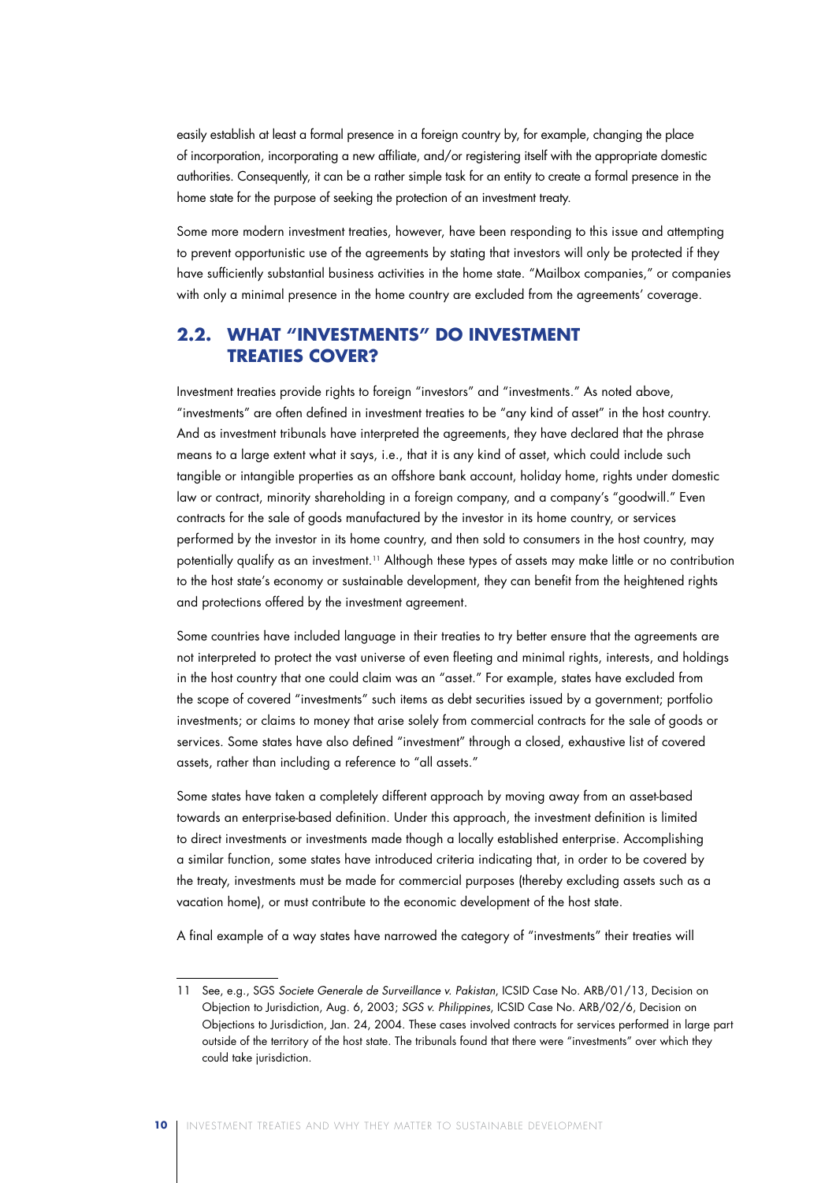easily establish at least a formal presence in a foreign country by, for example, changing the place of incorporation, incorporating a new affiliate, and/or registering itself with the appropriate domestic authorities. Consequently, it can be a rather simple task for an entity to create a formal presence in the home state for the purpose of seeking the protection of an investment treaty.

Some more modern investment treaties, however, have been responding to this issue and attempting to prevent opportunistic use of the agreements by stating that investors will only be protected if they have sufficiently substantial business activities in the home state. "Mailbox companies," or companies with only a minimal presence in the home country are excluded from the agreements' coverage.

## 2.2. WHAT "INVESTMENTS" DO INVESTMENT TREATIES COVER?

Investment treaties provide rights to foreign "investors" and "investments." As noted above, "investments" are often defined in investment treaties to be "any kind of asset" in the host country. And as investment tribunals have interpreted the agreements, they have declared that the phrase means to a large extent what it says, i.e., that it is any kind of asset, which could include such tangible or intangible properties as an offshore bank account, holiday home, rights under domestic law or contract, minority shareholding in a foreign company, and a company's "goodwill." Even contracts for the sale of goods manufactured by the investor in its home country, or services performed by the investor in its home country, and then sold to consumers in the host country, may potentially qualify as an investment.[11] Although these types of assets may make little or no contribution to the host state's economy or sustainable development, they can benefit from the heightened rights and protections offered by the investment agreement.

Some countries have included language in their treaties to try better ensure that the agreements are not interpreted to protect the vast universe of even fleeting and minimal rights, interests, and holdings in the host country that one could claim was an "asset." For example, states have excluded from the scope of covered "investments" such items as debt securities issued by a government; portfolio investments; or claims to money that arise solely from commercial contracts for the sale of goods or services. Some states have also defined "investment" through a closed, exhaustive list of covered assets, rather than including a reference to "all assets."

Some states have taken a completely different approach by moving away from an asset-based towards an enterprise-based definition. Under this approach, the investment definition is limited to direct investments or investments made though a locally established enterprise. Accomplishing a similar function, some states have introduced criteria indicating that, in order to be covered by the treaty, investments must be made for commercial purposes (thereby excluding assets such as a vacation home), or must contribute to the economic development of the host state.

A final example of a way states have narrowed the category of "investments" their treaties will

---

11 See, e.g., SGS *Societe Generale de Surveillance v. Pakistan*, ICSID Case No. ARB/01/13, Decision on Objection to Jurisdiction, Aug. 6, 2003; *SGS v. Philippines*, ICSID Case No. ARB/02/6, Decision on Objections to Jurisdiction, Jan. 24, 2004. These cases involved contracts for services performed in large part outside of the territory of the host state. The tribunals found that there were "investments" over which they could take jurisdiction.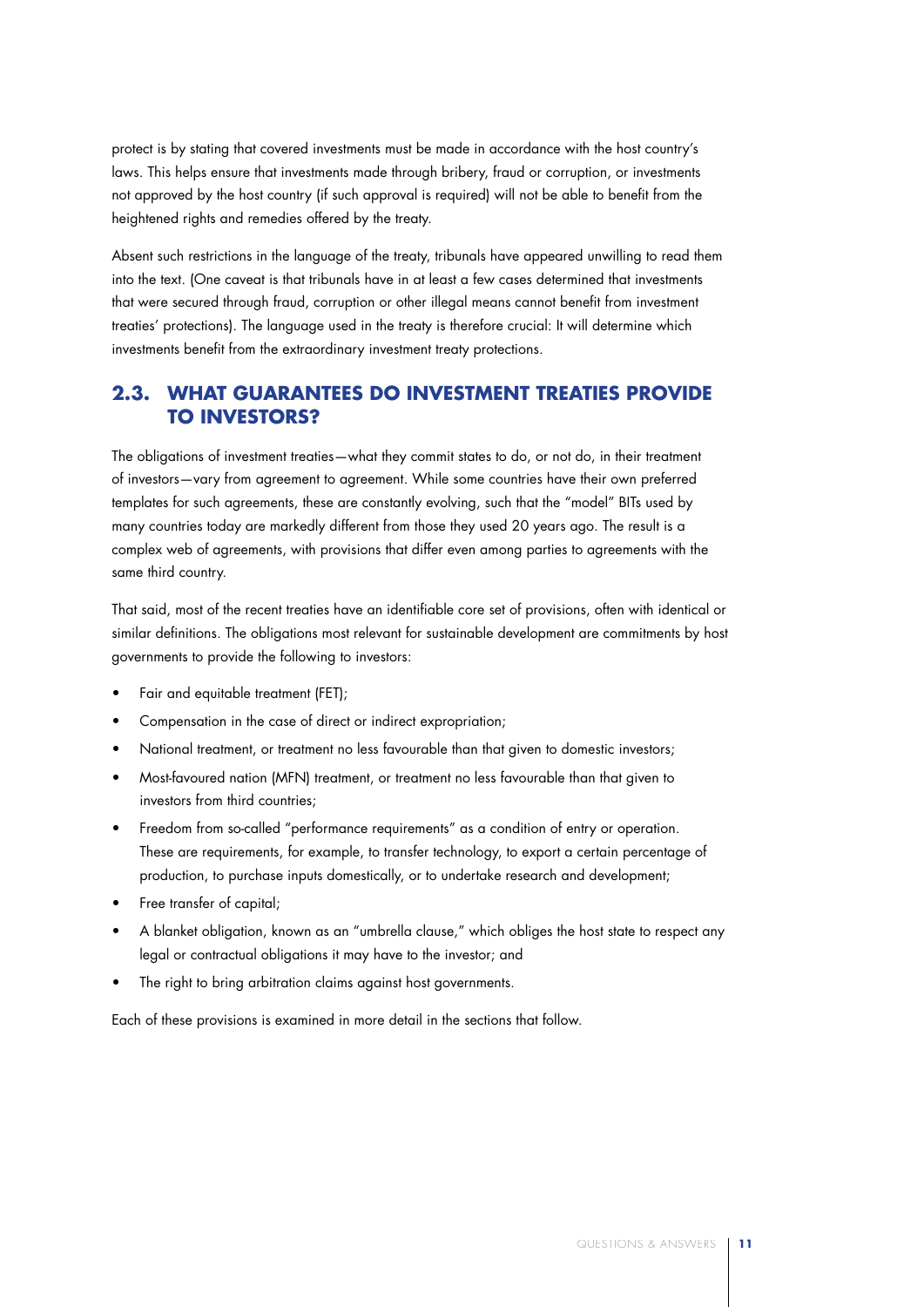protect is by stating that covered investments must be made in accordance with the host country's laws. This helps ensure that investments made through bribery, fraud or corruption, or investments not approved by the host country (if such approval is required) will not be able to benefit from the heightened rights and remedies offered by the treaty.

Absent such restrictions in the language of the treaty, tribunals have appeared unwilling to read them into the text. (One caveat is that tribunals have in at least a few cases determined that investments that were secured through fraud, corruption or other illegal means cannot benefit from investment treaties' protections). The language used in the treaty is therefore crucial: It will determine which investments benefit from the extraordinary investment treaty protections.

## 2.3. WHAT GUARANTEES DO INVESTMENT TREATIES PROVIDE TO INVESTORS?

The obligations of investment treaties—what they commit states to do, or not do, in their treatment of investors—vary from agreement to agreement. While some countries have their own preferred templates for such agreements, these are constantly evolving, such that the "model" BITs used by many countries today are markedly different from those they used 20 years ago. The result is a complex web of agreements, with provisions that differ even among parties to agreements with the same third country.

That said, most of the recent treaties have an identifiable core set of provisions, often with identical or similar definitions. The obligations most relevant for sustainable development are commitments by host governments to provide the following to investors:

- Fair and equitable treatment (FET);
- Compensation in the case of direct or indirect expropriation;
- National treatment, or treatment no less favourable than that given to domestic investors;
- Most-favoured nation (MFN) treatment, or treatment no less favourable than that given to investors from third countries;
- Freedom from so-called "performance requirements" as a condition of entry or operation. These are requirements, for example, to transfer technology, to export a certain percentage of production, to purchase inputs domestically, or to undertake research and development;
- Free transfer of capital;
- A blanket obligation, known as an "umbrella clause," which obliges the host state to respect any legal or contractual obligations it may have to the investor; and
- The right to bring arbitration claims against host governments.

Each of these provisions is examined in more detail in the sections that follow.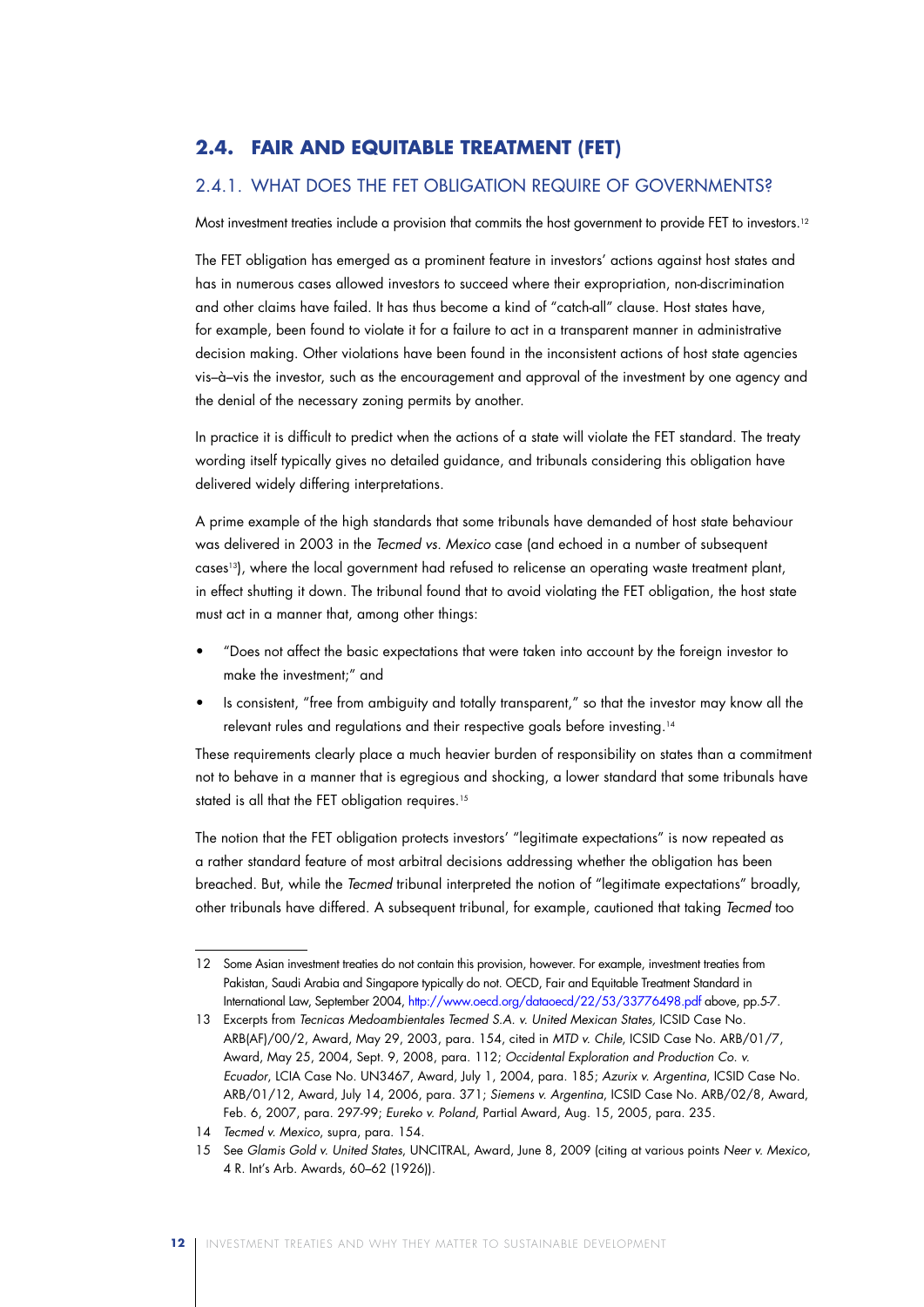## 2.4. FAIR AND EQUITABLE TREATMENT (FET)

### 2.4.1. WHAT DOES THE FET OBLIGATION REQUIRE OF GOVERNMENTS?

Most investment treaties include a provision that commits the host government to provide FET to investors.[12]

The FET obligation has emerged as a prominent feature in investors' actions against host states and has in numerous cases allowed investors to succeed where their expropriation, non-discrimination and other claims have failed. It has thus become a kind of "catch-all" clause. Host states have, for example, been found to violate it for a failure to act in a transparent manner in administrative decision making. Other violations have been found in the inconsistent actions of host state agencies vis–à–vis the investor, such as the encouragement and approval of the investment by one agency and the denial of the necessary zoning permits by another.

In practice it is difficult to predict when the actions of a state will violate the FET standard. The treaty wording itself typically gives no detailed guidance, and tribunals considering this obligation have delivered widely differing interpretations.

A prime example of the high standards that some tribunals have demanded of host state behaviour was delivered in 2003 in the *Tecmed vs. Mexico* case (and echoed in a number of subsequent cases[13]), where the local government had refused to relicense an operating waste treatment plant, in effect shutting it down. The tribunal found that to avoid violating the FET obligation, the host state must act in a manner that, among other things:

- "Does not affect the basic expectations that were taken into account by the foreign investor to make the investment;" and
- Is consistent, "free from ambiguity and totally transparent," so that the investor may know all the relevant rules and regulations and their respective goals before investing.[14]

These requirements clearly place a much heavier burden of responsibility on states than a commitment not to behave in a manner that is egregious and shocking, a lower standard that some tribunals have stated is all that the FET obligation requires.[15]

The notion that the FET obligation protects investors' "legitimate expectations" is now repeated as a rather standard feature of most arbitral decisions addressing whether the obligation has been breached. But, while the *Tecmed* tribunal interpreted the notion of "legitimate expectations" broadly, other tribunals have differed. A subsequent tribunal, for example, cautioned that taking *Tecmed* too

---

12 Some Asian investment treaties do not contain this provision, however. For example, investment treaties from Pakistan, Saudi Arabia and Singapore typically do not. OECD, Fair and Equitable Treatment Standard in International Law, September 2004, http://www.oecd.org/dataoecd/22/53/33776498.pdf above, pp.5-7.

13 Excerpts from *Tecnicas Medoambientales Tecmed S.A. v. United Mexican States,* ICSID Case No. ARB(AF)/00/2, Award, May 29, 2003, para. 154, cited in *MTD v. Chile*, ICSID Case No. ARB/01/7, Award, May 25, 2004, Sept. 9, 2008, para. 112; *Occidental Exploration and Production Co. v. Ecuador*, LCIA Case No. UN3467, Award, July 1, 2004, para. 185; *Azurix v. Argentina*, ICSID Case No. ARB/01/12, Award, July 14, 2006, para. 371; *Siemens v. Argentina*, ICSID Case No. ARB/02/8, Award, Feb. 6, 2007, para. 297-99; *Eureko v. Poland*, Partial Award, Aug. 15, 2005, para. 235.

14 *Tecmed v. Mexico*, supra, para. 154.

15 See *Glamis Gold v. United States*, UNCITRAL, Award, June 8, 2009 (citing at various points *Neer v. Mexico*, 4 R. Int's Arb. Awards, 60–62 (1926)).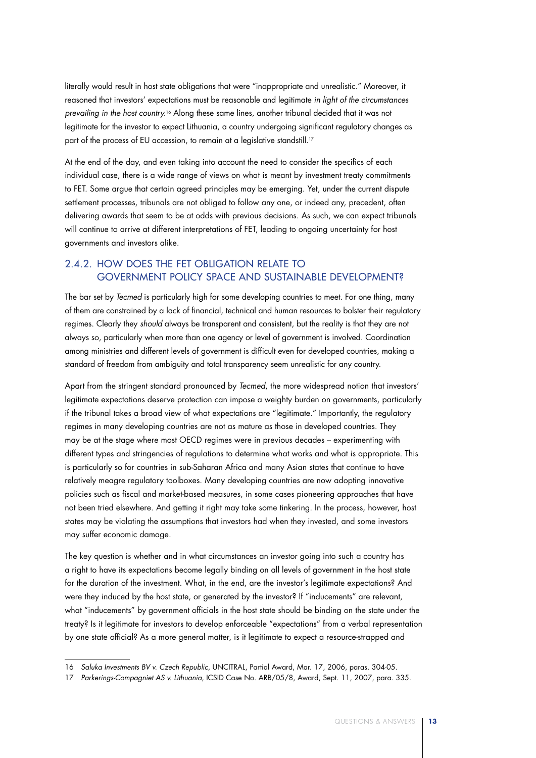literally would result in host state obligations that were "inappropriate and unrealistic." Moreover, it reasoned that investors' expectations must be reasonable and legitimate *in light of the circumstances prevailing in the host country.*[16] Along these same lines, another tribunal decided that it was not legitimate for the investor to expect Lithuania, a country undergoing significant regulatory changes as part of the process of EU accession, to remain at a legislative standstill.[17]

At the end of the day, and even taking into account the need to consider the specifics of each individual case, there is a wide range of views on what is meant by investment treaty commitments to FET. Some argue that certain agreed principles may be emerging. Yet, under the current dispute settlement processes, tribunals are not obliged to follow any one, or indeed any, precedent, often delivering awards that seem to be at odds with previous decisions. As such, we can expect tribunals will continue to arrive at different interpretations of FET, leading to ongoing uncertainty for host governments and investors alike.

### 2.4.2. HOW DOES THE FET OBLIGATION RELATE TO GOVERNMENT POLICY SPACE AND SUSTAINABLE DEVELOPMENT?

The bar set by *Tecmed* is particularly high for some developing countries to meet. For one thing, many of them are constrained by a lack of financial, technical and human resources to bolster their regulatory regimes. Clearly they *should* always be transparent and consistent, but the reality is that they are not always so, particularly when more than one agency or level of government is involved. Coordination among ministries and different levels of government is difficult even for developed countries, making a standard of freedom from ambiguity and total transparency seem unrealistic for any country.

Apart from the stringent standard pronounced by *Tecmed*, the more widespread notion that investors' legitimate expectations deserve protection can impose a weighty burden on governments, particularly if the tribunal takes a broad view of what expectations are "legitimate." Importantly, the regulatory regimes in many developing countries are not as mature as those in developed countries. They may be at the stage where most OECD regimes were in previous decades – experimenting with different types and stringencies of regulations to determine what works and what is appropriate. This is particularly so for countries in sub-Saharan Africa and many Asian states that continue to have relatively meagre regulatory toolboxes. Many developing countries are now adopting innovative policies such as fiscal and market-based measures, in some cases pioneering approaches that have not been tried elsewhere. And getting it right may take some tinkering. In the process, however, host states may be violating the assumptions that investors had when they invested, and some investors may suffer economic damage.

The key question is whether and in what circumstances an investor going into such a country has a right to have its expectations become legally binding on all levels of government in the host state for the duration of the investment. What, in the end, are the investor's legitimate expectations? And were they induced by the host state, or generated by the investor? If "inducements" are relevant, what "inducements" by government officials in the host state should be binding on the state under the treaty? Is it legitimate for investors to develop enforceable "expectations" from a verbal representation by one state official? As a more general matter, is it legitimate to expect a resource-strapped and

---

16 *Saluka Investments BV v. Czech Republic*, UNCITRAL, Partial Award, Mar. 17, 2006, paras. 304-05.

17 *Parkerings-Compagniet AS v. Lithuania*, ICSID Case No. ARB/05/8, Award, Sept. 11, 2007, para. 335.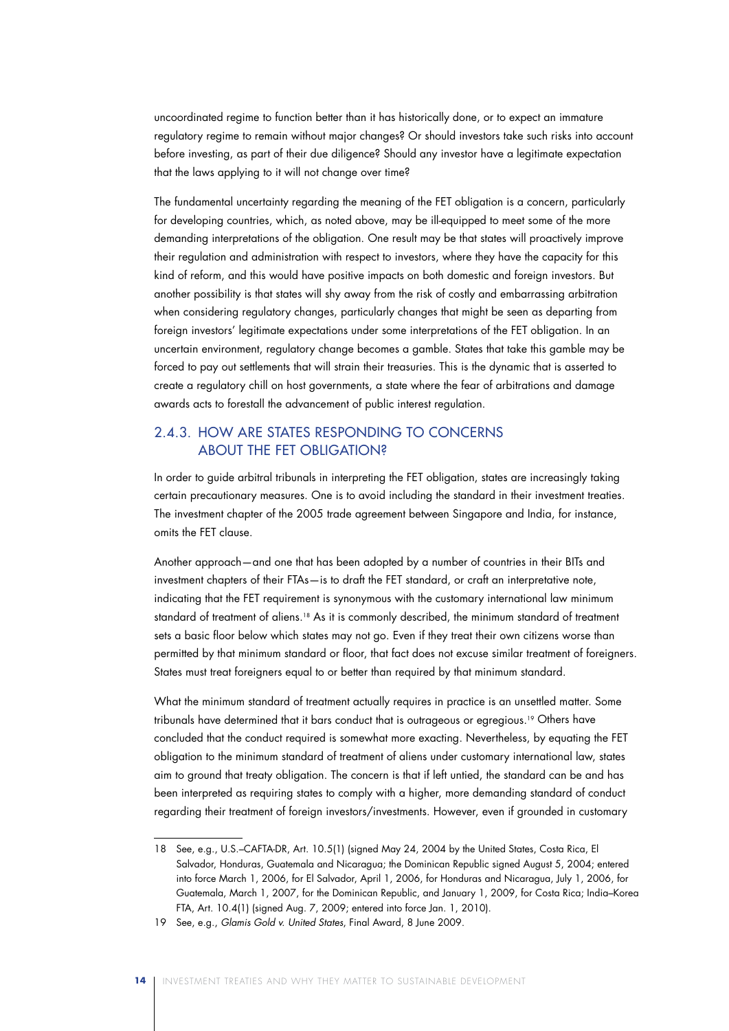uncoordinated regime to function better than it has historically done, or to expect an immature regulatory regime to remain without major changes? Or should investors take such risks into account before investing, as part of their due diligence? Should any investor have a legitimate expectation that the laws applying to it will not change over time?

The fundamental uncertainty regarding the meaning of the FET obligation is a concern, particularly for developing countries, which, as noted above, may be ill-equipped to meet some of the more demanding interpretations of the obligation. One result may be that states will proactively improve their regulation and administration with respect to investors, where they have the capacity for this kind of reform, and this would have positive impacts on both domestic and foreign investors. But another possibility is that states will shy away from the risk of costly and embarrassing arbitration when considering regulatory changes, particularly changes that might be seen as departing from foreign investors' legitimate expectations under some interpretations of the FET obligation. In an uncertain environment, regulatory change becomes a gamble. States that take this gamble may be forced to pay out settlements that will strain their treasuries. This is the dynamic that is asserted to create a regulatory chill on host governments, a state where the fear of arbitrations and damage awards acts to forestall the advancement of public interest regulation.

### 2.4.3. HOW ARE STATES RESPONDING TO CONCERNS ABOUT THE FET OBLIGATION?

In order to guide arbitral tribunals in interpreting the FET obligation, states are increasingly taking certain precautionary measures. One is to avoid including the standard in their investment treaties. The investment chapter of the 2005 trade agreement between Singapore and India, for instance, omits the FET clause.

Another approach—and one that has been adopted by a number of countries in their BITs and investment chapters of their FTAs—is to draft the FET standard, or craft an interpretative note, indicating that the FET requirement is synonymous with the customary international law minimum standard of treatment of aliens.[18] As it is commonly described, the minimum standard of treatment sets a basic floor below which states may not go. Even if they treat their own citizens worse than permitted by that minimum standard or floor, that fact does not excuse similar treatment of foreigners. States must treat foreigners equal to or better than required by that minimum standard.

What the minimum standard of treatment actually requires in practice is an unsettled matter. Some tribunals have determined that it bars conduct that is outrageous or egregious.[19] Others have concluded that the conduct required is somewhat more exacting. Nevertheless, by equating the FET obligation to the minimum standard of treatment of aliens under customary international law, states aim to ground that treaty obligation. The concern is that if left untied, the standard can be and has been interpreted as requiring states to comply with a higher, more demanding standard of conduct regarding their treatment of foreign investors/investments. However, even if grounded in customary

---

18 See, e.g., U.S.–CAFTA-DR, Art. 10.5(1) (signed May 24, 2004 by the United States, Costa Rica, El Salvador, Honduras, Guatemala and Nicaragua; the Dominican Republic signed August 5, 2004; entered into force March 1, 2006, for El Salvador, April 1, 2006, for Honduras and Nicaragua, July 1, 2006, for Guatemala, March 1, 2007, for the Dominican Republic, and January 1, 2009, for Costa Rica; India–Korea FTA, Art. 10.4(1) (signed Aug. 7, 2009; entered into force Jan. 1, 2010).

19 See, e.g., *Glamis Gold v. United States*, Final Award, 8 June 2009.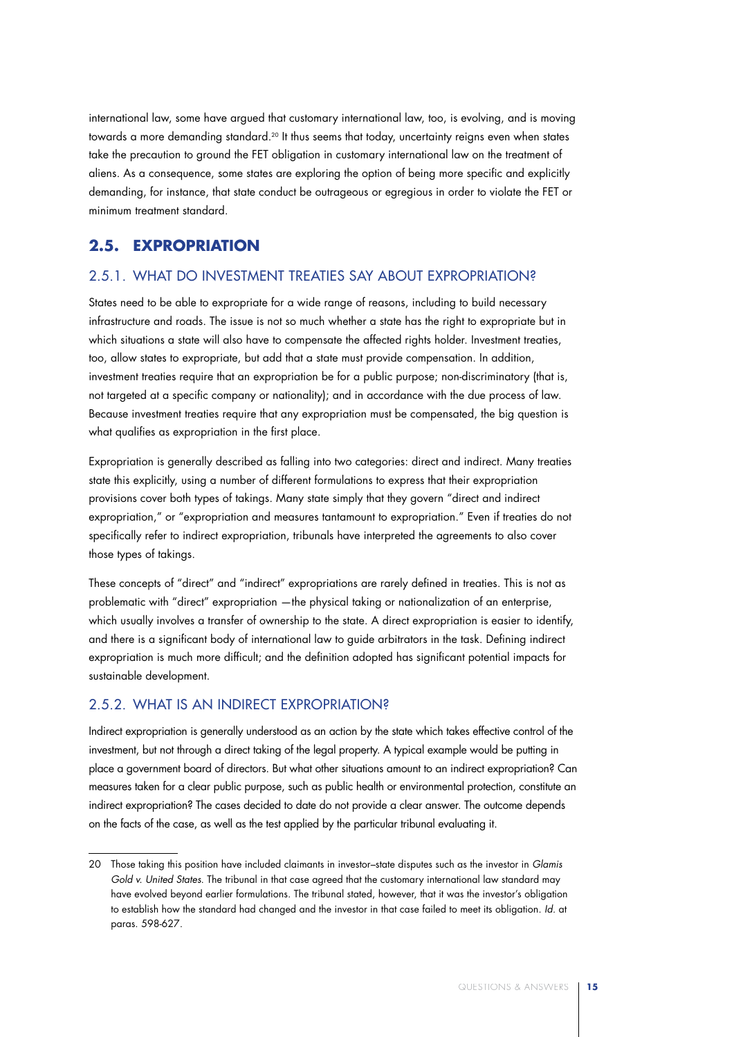international law, some have argued that customary international law, too, is evolving, and is moving towards a more demanding standard.[20] It thus seems that today, uncertainty reigns even when states take the precaution to ground the FET obligation in customary international law on the treatment of aliens. As a consequence, some states are exploring the option of being more specific and explicitly demanding, for instance, that state conduct be outrageous or egregious in order to violate the FET or minimum treatment standard.

## 2.5. EXPROPRIATION

### 2.5.1. WHAT DO INVESTMENT TREATIES SAY ABOUT EXPROPRIATION?

States need to be able to expropriate for a wide range of reasons, including to build necessary infrastructure and roads. The issue is not so much whether a state has the right to expropriate but in which situations a state will also have to compensate the affected rights holder. Investment treaties, too, allow states to expropriate, but add that a state must provide compensation. In addition, investment treaties require that an expropriation be for a public purpose; non-discriminatory (that is, not targeted at a specific company or nationality); and in accordance with the due process of law. Because investment treaties require that any expropriation must be compensated, the big question is what qualifies as expropriation in the first place.

Expropriation is generally described as falling into two categories: direct and indirect. Many treaties state this explicitly, using a number of different formulations to express that their expropriation provisions cover both types of takings. Many state simply that they govern "direct and indirect expropriation," or "expropriation and measures tantamount to expropriation." Even if treaties do not specifically refer to indirect expropriation, tribunals have interpreted the agreements to also cover those types of takings.

These concepts of "direct" and "indirect" expropriations are rarely defined in treaties. This is not as problematic with "direct" expropriation —the physical taking or nationalization of an enterprise, which usually involves a transfer of ownership to the state. A direct expropriation is easier to identify, and there is a significant body of international law to guide arbitrators in the task. Defining indirect expropriation is much more difficult; and the definition adopted has significant potential impacts for sustainable development.

### 2.5.2. WHAT IS AN INDIRECT EXPROPRIATION?

Indirect expropriation is generally understood as an action by the state which takes effective control of the investment, but not through a direct taking of the legal property. A typical example would be putting in place a government board of directors. But what other situations amount to an indirect expropriation? Can measures taken for a clear public purpose, such as public health or environmental protection, constitute an indirect expropriation? The cases decided to date do not provide a clear answer. The outcome depends on the facts of the case, as well as the test applied by the particular tribunal evaluating it.

---

20 Those taking this position have included claimants in investor–state disputes such as the investor in *Glamis Gold v. United States*. The tribunal in that case agreed that the customary international law standard may have evolved beyond earlier formulations. The tribunal stated, however, that it was the investor's obligation to establish how the standard had changed and the investor in that case failed to meet its obligation. *Id.* at paras. 598-627.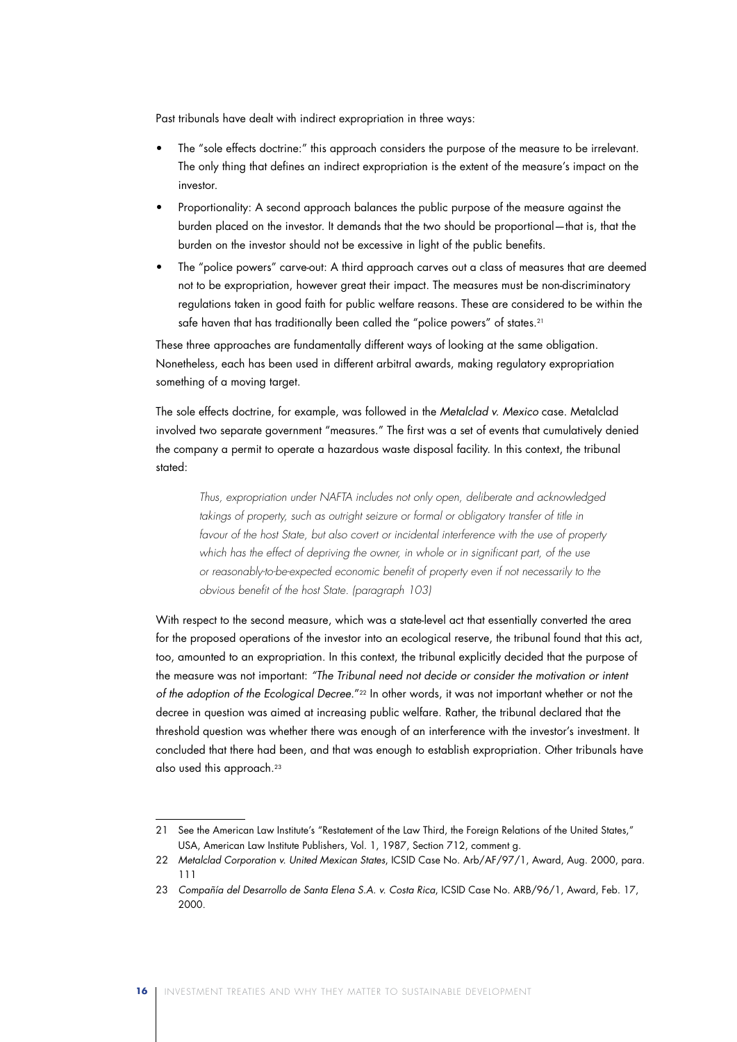Past tribunals have dealt with indirect expropriation in three ways:

- The "sole effects doctrine:" this approach considers the purpose of the measure to be irrelevant. The only thing that defines an indirect expropriation is the extent of the measure's impact on the investor.
- Proportionality: A second approach balances the public purpose of the measure against the burden placed on the investor. It demands that the two should be proportional—that is, that the burden on the investor should not be excessive in light of the public benefits.
- The "police powers" carve-out: A third approach carves out a class of measures that are deemed not to be expropriation, however great their impact. The measures must be non-discriminatory regulations taken in good faith for public welfare reasons. These are considered to be within the safe haven that has traditionally been called the "police powers" of states.[21]

These three approaches are fundamentally different ways of looking at the same obligation. Nonetheless, each has been used in different arbitral awards, making regulatory expropriation something of a moving target.

The sole effects doctrine, for example, was followed in the *Metalclad v. Mexico* case. Metalclad involved two separate government "measures." The first was a set of events that cumulatively denied the company a permit to operate a hazardous waste disposal facility. In this context, the tribunal stated:

> *Thus, expropriation under NAFTA includes not only open, deliberate and acknowledged takings of property, such as outright seizure or formal or obligatory transfer of title in favour of the host State, but also covert or incidental interference with the use of property which has the effect of depriving the owner, in whole or in significant part, of the use or reasonably-to-be-expected economic benefit of property even if not necessarily to the obvious benefit of the host State. (paragraph 103)*

With respect to the second measure, which was a state-level act that essentially converted the area for the proposed operations of the investor into an ecological reserve, the tribunal found that this act, too, amounted to an expropriation. In this context, the tribunal explicitly decided that the purpose of the measure was not important: *"The Tribunal need not decide or consider the motivation or intent of the adoption of the Ecological Decree."*[22] In other words, it was not important whether or not the decree in question was aimed at increasing public welfare. Rather, the tribunal declared that the threshold question was whether there was enough of an interference with the investor's investment. It concluded that there had been, and that was enough to establish expropriation. Other tribunals have also used this approach.[23]

---

21 See the American Law Institute's "Restatement of the Law Third, the Foreign Relations of the United States," USA, American Law Institute Publishers, Vol. 1, 1987, Section 712, comment g.

22 *Metalclad Corporation v. United Mexican States*, ICSID Case No. Arb/AF/97/1, Award, Aug. 2000, para. 111

23 *Compañía del Desarrollo de Santa Elena S.A. v. Costa Rica*, ICSID Case No. ARB/96/1, Award, Feb. 17, 2000.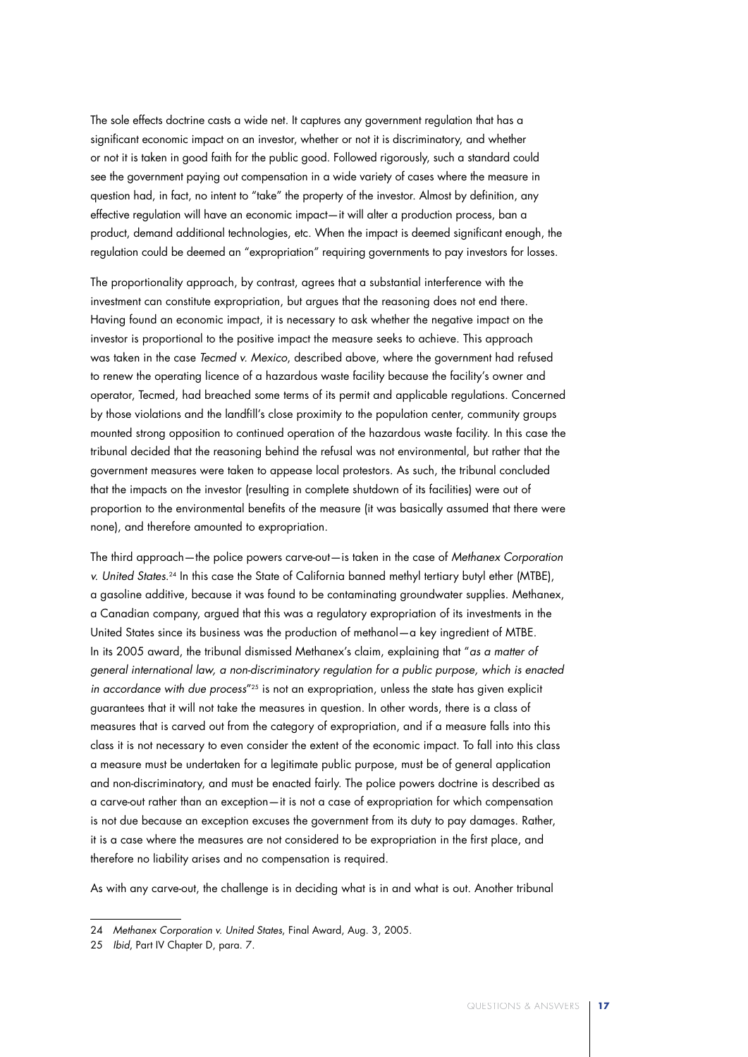The sole effects doctrine casts a wide net. It captures any government regulation that has a significant economic impact on an investor, whether or not it is discriminatory, and whether or not it is taken in good faith for the public good. Followed rigorously, such a standard could see the government paying out compensation in a wide variety of cases where the measure in question had, in fact, no intent to "take" the property of the investor. Almost by definition, any effective regulation will have an economic impact—it will alter a production process, ban a product, demand additional technologies, etc. When the impact is deemed significant enough, the regulation could be deemed an "expropriation" requiring governments to pay investors for losses.

The proportionality approach, by contrast, agrees that a substantial interference with the investment can constitute expropriation, but argues that the reasoning does not end there. Having found an economic impact, it is necessary to ask whether the negative impact on the investor is proportional to the positive impact the measure seeks to achieve. This approach was taken in the case *Tecmed v. Mexico*, described above, where the government had refused to renew the operating licence of a hazardous waste facility because the facility's owner and operator, Tecmed, had breached some terms of its permit and applicable regulations. Concerned by those violations and the landfill's close proximity to the population center, community groups mounted strong opposition to continued operation of the hazardous waste facility. In this case the tribunal decided that the reasoning behind the refusal was not environmental, but rather that the government measures were taken to appease local protestors. As such, the tribunal concluded that the impacts on the investor (resulting in complete shutdown of its facilities) were out of proportion to the environmental benefits of the measure (it was basically assumed that there were none), and therefore amounted to expropriation.

The third approach—the police powers carve-out—is taken in the case of *Methanex Corporation v. United States*.[24] In this case the State of California banned methyl tertiary butyl ether (MTBE), a gasoline additive, because it was found to be contaminating groundwater supplies. Methanex, a Canadian company, argued that this was a regulatory expropriation of its investments in the United States since its business was the production of methanol—a key ingredient of MTBE. In its 2005 award, the tribunal dismissed Methanex's claim, explaining that "*as a matter of general international law, a non-discriminatory regulation for a public purpose, which is enacted in accordance with due process*"[25] is not an expropriation, unless the state has given explicit guarantees that it will not take the measures in question. In other words, there is a class of measures that is carved out from the category of expropriation, and if a measure falls into this class it is not necessary to even consider the extent of the economic impact. To fall into this class a measure must be undertaken for a legitimate public purpose, must be of general application and non-discriminatory, and must be enacted fairly. The police powers doctrine is described as a carve-out rather than an exception—it is not a case of expropriation for which compensation is not due because an exception excuses the government from its duty to pay damages. Rather, it is a case where the measures are not considered to be expropriation in the first place, and therefore no liability arises and no compensation is required.

As with any carve-out, the challenge is in deciding what is in and what is out. Another tribunal

---

24 *Methanex Corporation v. United States*, Final Award, Aug. 3, 2005.

25 *Ibid*, Part IV Chapter D, para. 7.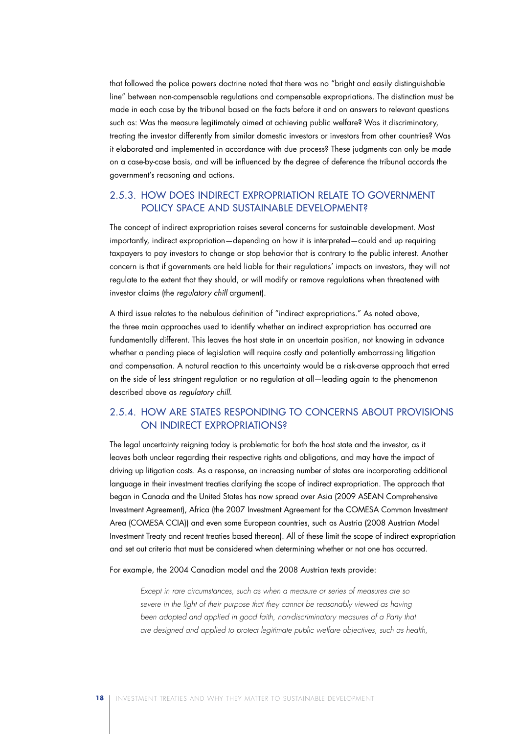that followed the police powers doctrine noted that there was no "bright and easily distinguishable line" between non-compensable regulations and compensable expropriations. The distinction must be made in each case by the tribunal based on the facts before it and on answers to relevant questions such as: Was the measure legitimately aimed at achieving public welfare? Was it discriminatory, treating the investor differently from similar domestic investors or investors from other countries? Was it elaborated and implemented in accordance with due process? These judgments can only be made on a case-by-case basis, and will be influenced by the degree of deference the tribunal accords the government's reasoning and actions.

### 2.5.3. HOW DOES INDIRECT EXPROPRIATION RELATE TO GOVERNMENT POLICY SPACE AND SUSTAINABLE DEVELOPMENT?

The concept of indirect expropriation raises several concerns for sustainable development. Most importantly, indirect expropriation—depending on how it is interpreted—could end up requiring taxpayers to pay investors to change or stop behavior that is contrary to the public interest. Another concern is that if governments are held liable for their regulations' impacts on investors, they will not regulate to the extent that they should, or will modify or remove regulations when threatened with investor claims (the *regulatory chill* argument).

A third issue relates to the nebulous definition of "indirect expropriations." As noted above, the three main approaches used to identify whether an indirect expropriation has occurred are fundamentally different. This leaves the host state in an uncertain position, not knowing in advance whether a pending piece of legislation will require costly and potentially embarrassing litigation and compensation. A natural reaction to this uncertainty would be a risk-averse approach that erred on the side of less stringent regulation or no regulation at all—leading again to the phenomenon described above as *regulatory chill*.

### 2.5.4. HOW ARE STATES RESPONDING TO CONCERNS ABOUT PROVISIONS ON INDIRECT EXPROPRIATIONS?

The legal uncertainty reigning today is problematic for both the host state and the investor, as it leaves both unclear regarding their respective rights and obligations, and may have the impact of driving up litigation costs. As a response, an increasing number of states are incorporating additional language in their investment treaties clarifying the scope of indirect expropriation. The approach that began in Canada and the United States has now spread over Asia (2009 ASEAN Comprehensive Investment Agreement), Africa (the 2007 Investment Agreement for the COMESA Common Investment Area (COMESA CCIA)) and even some European countries, such as Austria (2008 Austrian Model Investment Treaty and recent treaties based thereon). All of these limit the scope of indirect expropriation and set out criteria that must be considered when determining whether or not one has occurred.

For example, the 2004 Canadian model and the 2008 Austrian texts provide:

> *Except in rare circumstances, such as when a measure or series of measures are so severe in the light of their purpose that they cannot be reasonably viewed as having been adopted and applied in good faith, non-discriminatory measures of a Party that are designed and applied to protect legitimate public welfare objectives, such as health,*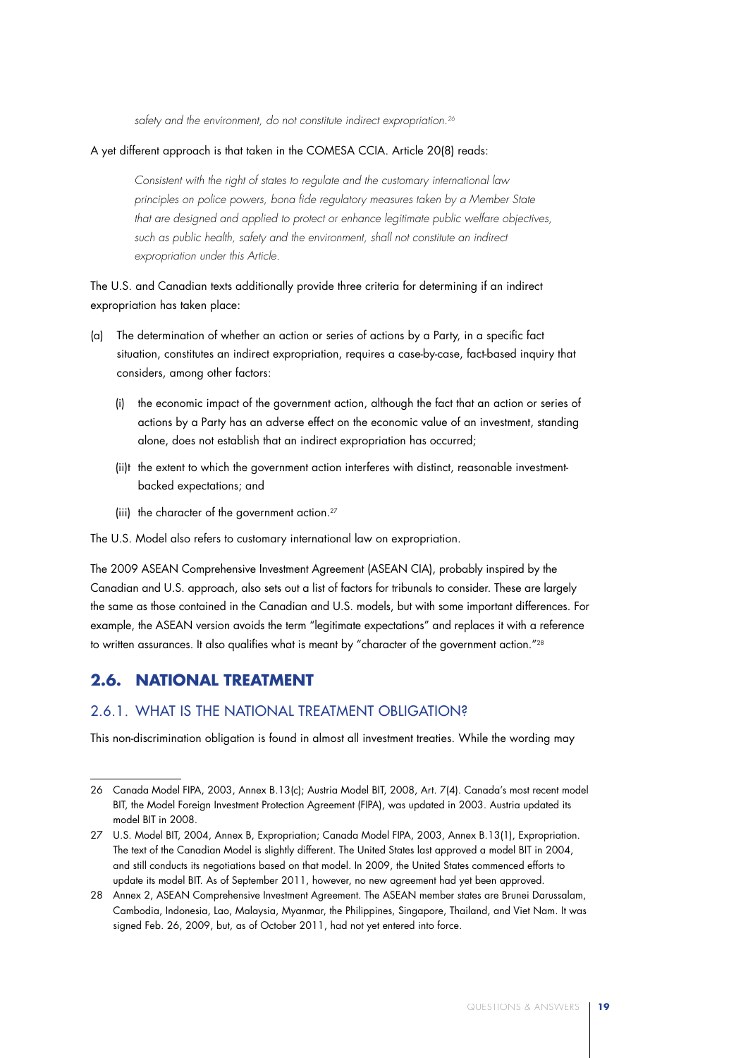> *safety and the environment, do not constitute indirect expropriation.*[26]

A yet different approach is that taken in the COMESA CCIA. Article 20(8) reads:

> *Consistent with the right of states to regulate and the customary international law principles on police powers, bona fide regulatory measures taken by a Member State that are designed and applied to protect or enhance legitimate public welfare objectives, such as public health, safety and the environment, shall not constitute an indirect expropriation under this Article.*

The U.S. and Canadian texts additionally provide three criteria for determining if an indirect expropriation has taken place:

(a) The determination of whether an action or series of actions by a Party, in a specific fact situation, constitutes an indirect expropriation, requires a case-by-case, fact-based inquiry that considers, among other factors:

   (i) the economic impact of the government action, although the fact that an action or series of actions by a Party has an adverse effect on the economic value of an investment, standing alone, does not establish that an indirect expropriation has occurred;

   (ii)t the extent to which the government action interferes with distinct, reasonable investment-backed expectations; and

   (iii) the character of the government action.[27]

The U.S. Model also refers to customary international law on expropriation.

The 2009 ASEAN Comprehensive Investment Agreement (ASEAN CIA), probably inspired by the Canadian and U.S. approach, also sets out a list of factors for tribunals to consider. These are largely the same as those contained in the Canadian and U.S. models, but with some important differences. For example, the ASEAN version avoids the term "legitimate expectations" and replaces it with a reference to written assurances. It also qualifies what is meant by "character of the government action."[28]

## 2.6. NATIONAL TREATMENT

### 2.6.1. WHAT IS THE NATIONAL TREATMENT OBLIGATION?

This non-discrimination obligation is found in almost all investment treaties. While the wording may

---

26 Canada Model FIPA, 2003, Annex B.13(c); Austria Model BIT, 2008, Art. 7(4). Canada's most recent model BIT, the Model Foreign Investment Protection Agreement (FIPA), was updated in 2003. Austria updated its model BIT in 2008.

27 U.S. Model BIT, 2004, Annex B, Expropriation; Canada Model FIPA, 2003, Annex B.13(1), Expropriation. The text of the Canadian Model is slightly different. The United States last approved a model BIT in 2004, and still conducts its negotiations based on that model. In 2009, the United States commenced efforts to update its model BIT. As of September 2011, however, no new agreement had yet been approved.

28 Annex 2, ASEAN Comprehensive Investment Agreement. The ASEAN member states are Brunei Darussalam, Cambodia, Indonesia, Lao, Malaysia, Myanmar, the Philippines, Singapore, Thailand, and Viet Nam. It was signed Feb. 26, 2009, but, as of October 2011, had not yet entered into force.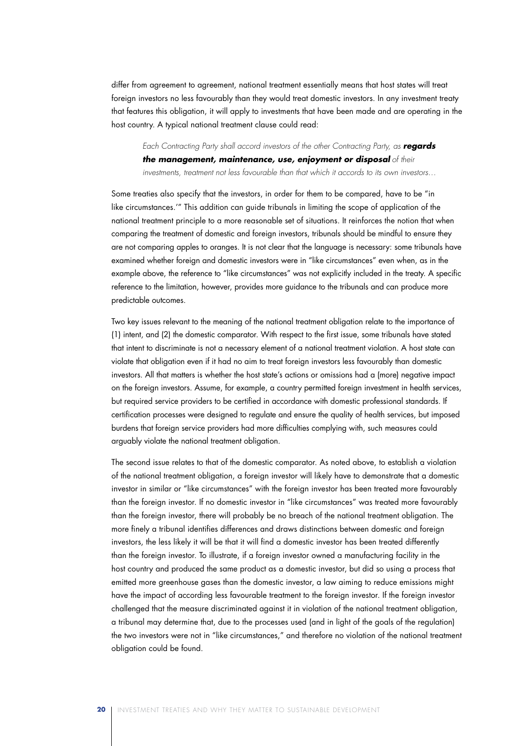differ from agreement to agreement, national treatment essentially means that host states will treat foreign investors no less favourably than they would treat domestic investors. In any investment treaty that features this obligation, it will apply to investments that have been made and are operating in the host country. A typical national treatment clause could read:

> *Each Contracting Party shall accord investors of the other Contracting Party, as* ***regards the management, maintenance, use, enjoyment or disposal*** *of their investments, treatment not less favourable than that which it accords to its own investors…*

Some treaties also specify that the investors, in order for them to be compared, have to be "in like circumstances.'" This addition can guide tribunals in limiting the scope of application of the national treatment principle to a more reasonable set of situations. It reinforces the notion that when comparing the treatment of domestic and foreign investors, tribunals should be mindful to ensure they are not comparing apples to oranges. It is not clear that the language is necessary: some tribunals have examined whether foreign and domestic investors were in "like circumstances" even when, as in the example above, the reference to "like circumstances" was not explicitly included in the treaty. A specific reference to the limitation, however, provides more guidance to the tribunals and can produce more predictable outcomes.

Two key issues relevant to the meaning of the national treatment obligation relate to the importance of (1) intent, and (2) the domestic comparator. With respect to the first issue, some tribunals have stated that intent to discriminate is not a necessary element of a national treatment violation. A host state can violate that obligation even if it had no aim to treat foreign investors less favourably than domestic investors. All that matters is whether the host state's actions or omissions had a (more) negative impact on the foreign investors. Assume, for example, a country permitted foreign investment in health services, but required service providers to be certified in accordance with domestic professional standards. If certification processes were designed to regulate and ensure the quality of health services, but imposed burdens that foreign service providers had more difficulties complying with, such measures could arguably violate the national treatment obligation.

The second issue relates to that of the domestic comparator. As noted above, to establish a violation of the national treatment obligation, a foreign investor will likely have to demonstrate that a domestic investor in similar or "like circumstances" with the foreign investor has been treated more favourably than the foreign investor. If no domestic investor in "like circumstances" was treated more favourably than the foreign investor, there will probably be no breach of the national treatment obligation. The more finely a tribunal identifies differences and draws distinctions between domestic and foreign investors, the less likely it will be that it will find a domestic investor has been treated differently than the foreign investor. To illustrate, if a foreign investor owned a manufacturing facility in the host country and produced the same product as a domestic investor, but did so using a process that emitted more greenhouse gases than the domestic investor, a law aiming to reduce emissions might have the impact of according less favourable treatment to the foreign investor. If the foreign investor challenged that the measure discriminated against it in violation of the national treatment obligation, a tribunal may determine that, due to the processes used (and in light of the goals of the regulation) the two investors were not in "like circumstances," and therefore no violation of the national treatment obligation could be found.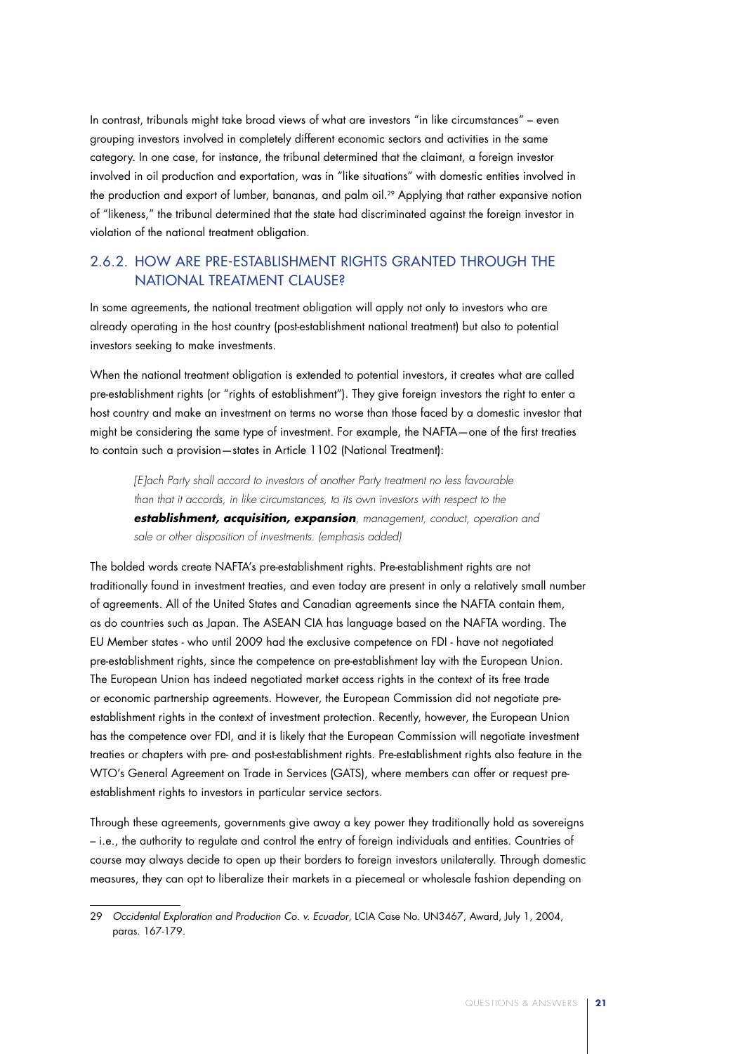In contrast, tribunals might take broad views of what are investors "in like circumstances" – even grouping investors involved in completely different economic sectors and activities in the same category. In one case, for instance, the tribunal determined that the claimant, a foreign investor involved in oil production and exportation, was in "like situations" with domestic entities involved in the production and export of lumber, bananas, and palm oil.[29] Applying that rather expansive notion of "likeness," the tribunal determined that the state had discriminated against the foreign investor in violation of the national treatment obligation.

## 2.6.2. HOW ARE PRE-ESTABLISHMENT RIGHTS GRANTED THROUGH THE NATIONAL TREATMENT CLAUSE?

In some agreements, the national treatment obligation will apply not only to investors who are already operating in the host country (post-establishment national treatment) but also to potential investors seeking to make investments.

When the national treatment obligation is extended to potential investors, it creates what are called pre-establishment rights (or "rights of establishment"). They give foreign investors the right to enter a host country and make an investment on terms no worse than those faced by a domestic investor that might be considering the same type of investment. For example, the NAFTA—one of the first treaties to contain such a provision—states in Article 1102 (National Treatment):

> *[E]ach Party shall accord to investors of another Party treatment no less favourable than that it accords, in like circumstances, to its own investors with respect to the* ***establishment, acquisition, expansion****, management, conduct, operation and sale or other disposition of investments. (emphasis added)*

The bolded words create NAFTA's pre-establishment rights. Pre-establishment rights are not traditionally found in investment treaties, and even today are present in only a relatively small number of agreements. All of the United States and Canadian agreements since the NAFTA contain them, as do countries such as Japan. The ASEAN CIA has language based on the NAFTA wording. The EU Member states - who until 2009 had the exclusive competence on FDI - have not negotiated pre-establishment rights, since the competence on pre-establishment lay with the European Union. The European Union has indeed negotiated market access rights in the context of its free trade or economic partnership agreements. However, the European Commission did not negotiate pre-establishment rights in the context of investment protection. Recently, however, the European Union has the competence over FDI, and it is likely that the European Commission will negotiate investment treaties or chapters with pre- and post-establishment rights. Pre-establishment rights also feature in the WTO's General Agreement on Trade in Services (GATS), where members can offer or request pre-establishment rights to investors in particular service sectors.

Through these agreements, governments give away a key power they traditionally hold as sovereigns – i.e., the authority to regulate and control the entry of foreign individuals and entities. Countries of course may always decide to open up their borders to foreign investors unilaterally. Through domestic measures, they can opt to liberalize their markets in a piecemeal or wholesale fashion depending on

---

29 *Occidental Exploration and Production Co. v. Ecuador*, LCIA Case No. UN3467, Award, July 1, 2004, paras. 167-179.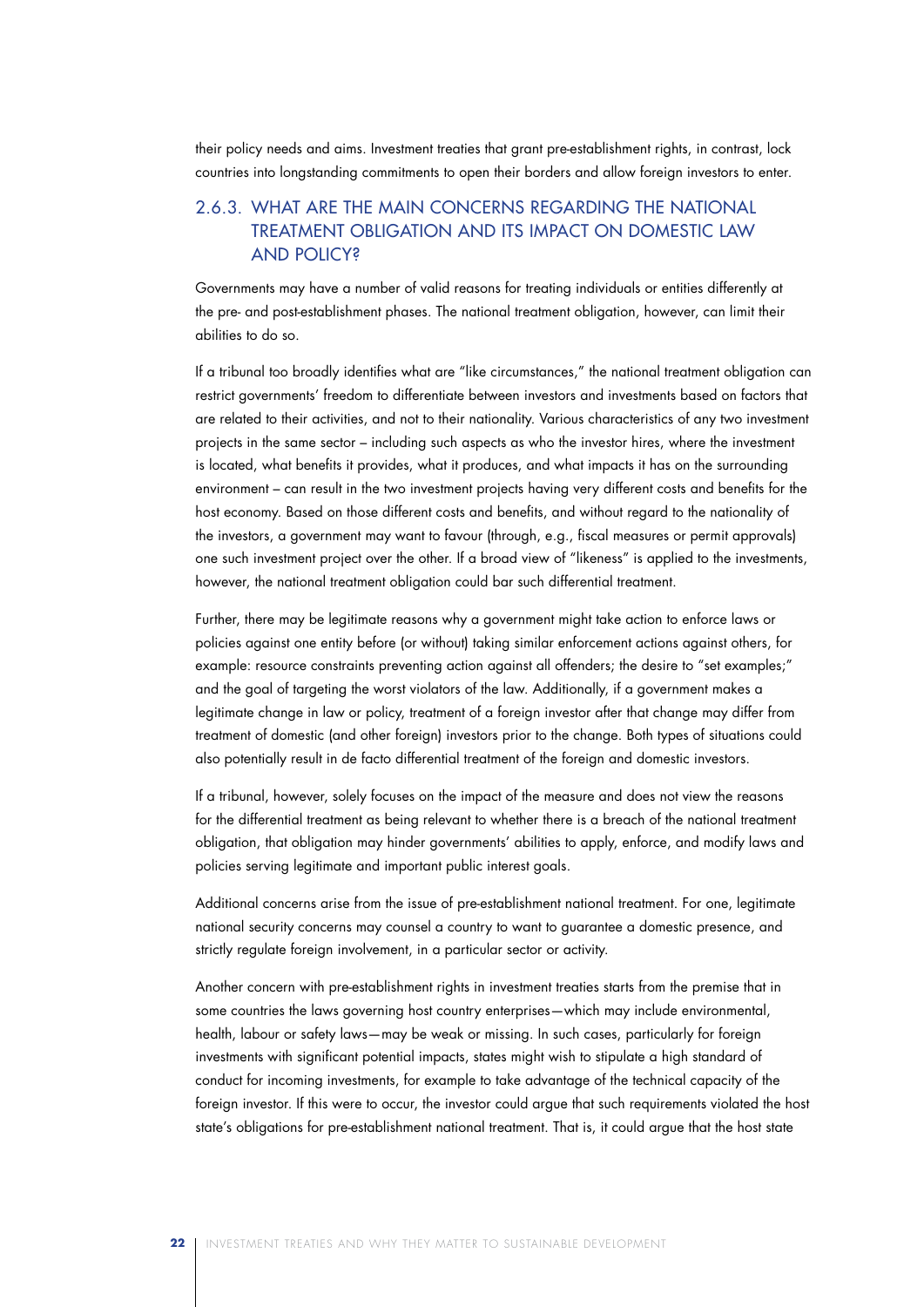their policy needs and aims. Investment treaties that grant pre-establishment rights, in contrast, lock countries into longstanding commitments to open their borders and allow foreign investors to enter.

### 2.6.3. WHAT ARE THE MAIN CONCERNS REGARDING THE NATIONAL TREATMENT OBLIGATION AND ITS IMPACT ON DOMESTIC LAW AND POLICY?

Governments may have a number of valid reasons for treating individuals or entities differently at the pre- and post-establishment phases. The national treatment obligation, however, can limit their abilities to do so.

If a tribunal too broadly identifies what are "like circumstances," the national treatment obligation can restrict governments' freedom to differentiate between investors and investments based on factors that are related to their activities, and not to their nationality. Various characteristics of any two investment projects in the same sector – including such aspects as who the investor hires, where the investment is located, what benefits it provides, what it produces, and what impacts it has on the surrounding environment – can result in the two investment projects having very different costs and benefits for the host economy. Based on those different costs and benefits, and without regard to the nationality of the investors, a government may want to favour (through, e.g., fiscal measures or permit approvals) one such investment project over the other. If a broad view of "likeness" is applied to the investments, however, the national treatment obligation could bar such differential treatment.

Further, there may be legitimate reasons why a government might take action to enforce laws or policies against one entity before (or without) taking similar enforcement actions against others, for example: resource constraints preventing action against all offenders; the desire to "set examples;" and the goal of targeting the worst violators of the law. Additionally, if a government makes a legitimate change in law or policy, treatment of a foreign investor after that change may differ from treatment of domestic (and other foreign) investors prior to the change. Both types of situations could also potentially result in de facto differential treatment of the foreign and domestic investors.

If a tribunal, however, solely focuses on the impact of the measure and does not view the reasons for the differential treatment as being relevant to whether there is a breach of the national treatment obligation, that obligation may hinder governments' abilities to apply, enforce, and modify laws and policies serving legitimate and important public interest goals.

Additional concerns arise from the issue of pre-establishment national treatment. For one, legitimate national security concerns may counsel a country to want to guarantee a domestic presence, and strictly regulate foreign involvement, in a particular sector or activity.

Another concern with pre-establishment rights in investment treaties starts from the premise that in some countries the laws governing host country enterprises—which may include environmental, health, labour or safety laws—may be weak or missing. In such cases, particularly for foreign investments with significant potential impacts, states might wish to stipulate a high standard of conduct for incoming investments, for example to take advantage of the technical capacity of the foreign investor. If this were to occur, the investor could argue that such requirements violated the host state's obligations for pre-establishment national treatment. That is, it could argue that the host state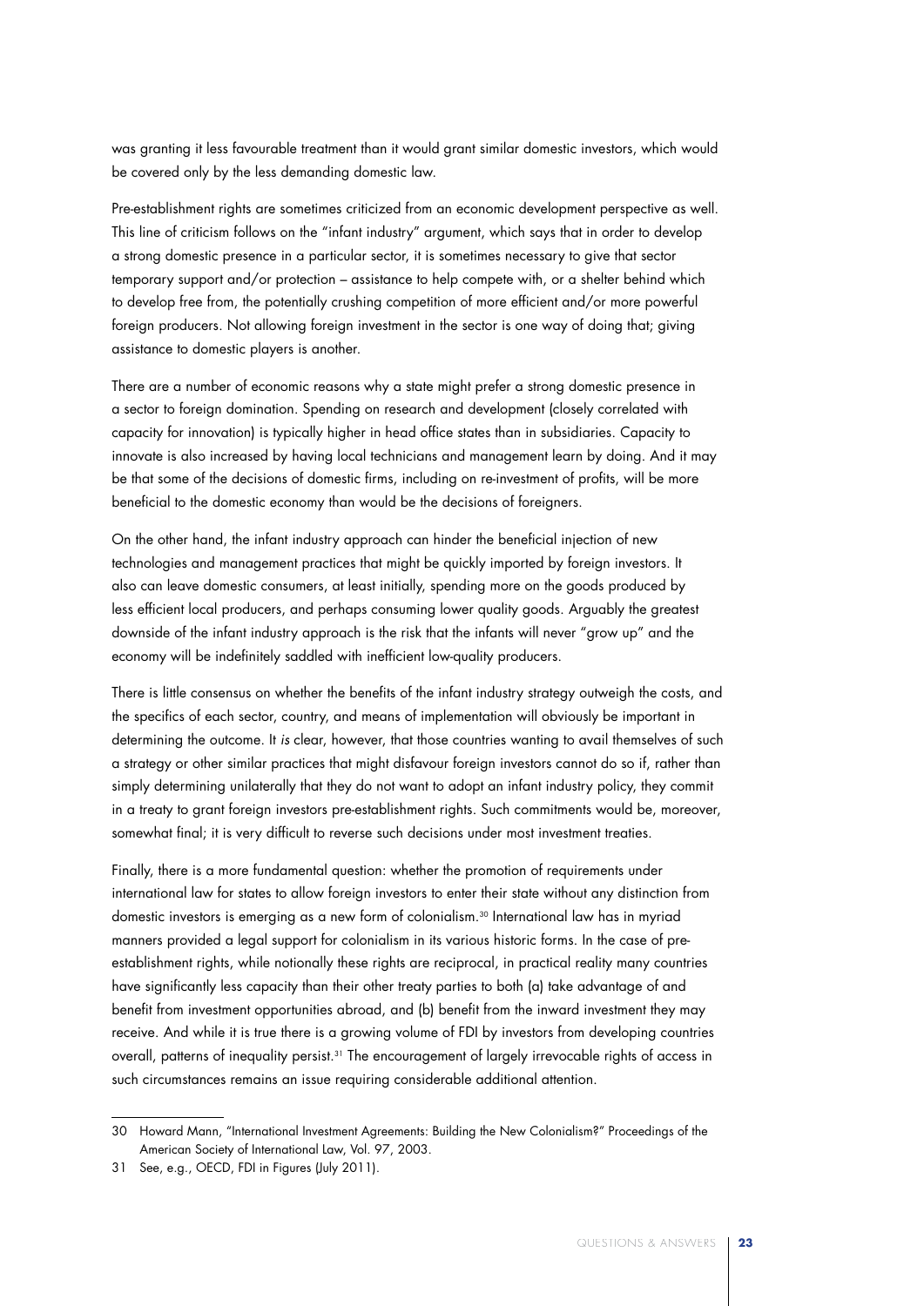was granting it less favourable treatment than it would grant similar domestic investors, which would be covered only by the less demanding domestic law.

Pre-establishment rights are sometimes criticized from an economic development perspective as well. This line of criticism follows on the "infant industry" argument, which says that in order to develop a strong domestic presence in a particular sector, it is sometimes necessary to give that sector temporary support and/or protection – assistance to help compete with, or a shelter behind which to develop free from, the potentially crushing competition of more efficient and/or more powerful foreign producers. Not allowing foreign investment in the sector is one way of doing that; giving assistance to domestic players is another.

There are a number of economic reasons why a state might prefer a strong domestic presence in a sector to foreign domination. Spending on research and development (closely correlated with capacity for innovation) is typically higher in head office states than in subsidiaries. Capacity to innovate is also increased by having local technicians and management learn by doing. And it may be that some of the decisions of domestic firms, including on re-investment of profits, will be more beneficial to the domestic economy than would be the decisions of foreigners.

On the other hand, the infant industry approach can hinder the beneficial injection of new technologies and management practices that might be quickly imported by foreign investors. It also can leave domestic consumers, at least initially, spending more on the goods produced by less efficient local producers, and perhaps consuming lower quality goods. Arguably the greatest downside of the infant industry approach is the risk that the infants will never "grow up" and the economy will be indefinitely saddled with inefficient low-quality producers.

There is little consensus on whether the benefits of the infant industry strategy outweigh the costs, and the specifics of each sector, country, and means of implementation will obviously be important in determining the outcome. It *is* clear, however, that those countries wanting to avail themselves of such a strategy or other similar practices that might disfavour foreign investors cannot do so if, rather than simply determining unilaterally that they do not want to adopt an infant industry policy, they commit in a treaty to grant foreign investors pre-establishment rights. Such commitments would be, moreover, somewhat final; it is very difficult to reverse such decisions under most investment treaties.

Finally, there is a more fundamental question: whether the promotion of requirements under international law for states to allow foreign investors to enter their state without any distinction from domestic investors is emerging as a new form of colonialism.[30] International law has in myriad manners provided a legal support for colonialism in its various historic forms. In the case of pre-establishment rights, while notionally these rights are reciprocal, in practical reality many countries have significantly less capacity than their other treaty parties to both (a) take advantage of and benefit from investment opportunities abroad, and (b) benefit from the inward investment they may receive. And while it is true there is a growing volume of FDI by investors from developing countries overall, patterns of inequality persist.[31] The encouragement of largely irrevocable rights of access in such circumstances remains an issue requiring considerable additional attention.

---

30 Howard Mann, "International Investment Agreements: Building the New Colonialism?" Proceedings of the American Society of International Law, Vol. 97, 2003.

31 See, e.g., OECD, FDI in Figures (July 2011).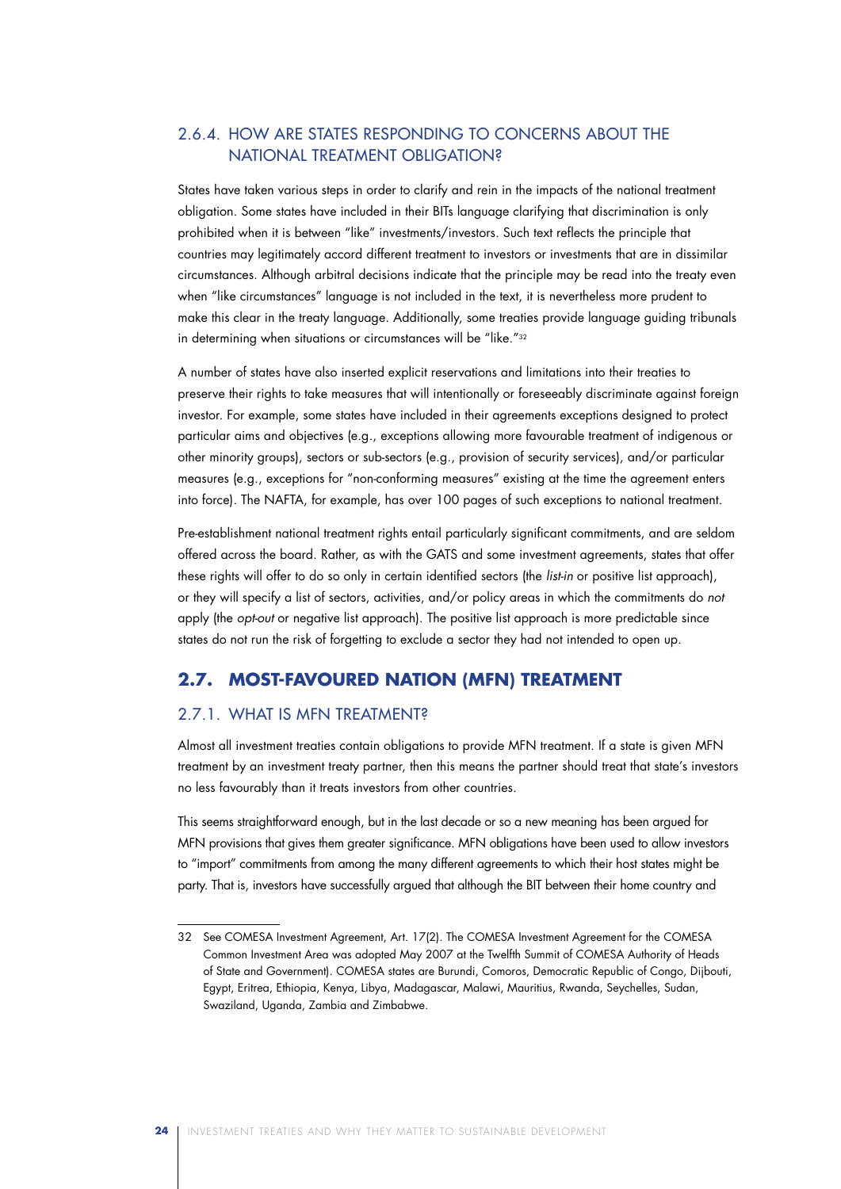### 2.6.4. HOW ARE STATES RESPONDING TO CONCERNS ABOUT THE NATIONAL TREATMENT OBLIGATION?

States have taken various steps in order to clarify and rein in the impacts of the national treatment obligation. Some states have included in their BITs language clarifying that discrimination is only prohibited when it is between "like" investments/investors. Such text reflects the principle that countries may legitimately accord different treatment to investors or investments that are in dissimilar circumstances. Although arbitral decisions indicate that the principle may be read into the treaty even when "like circumstances" language is not included in the text, it is nevertheless more prudent to make this clear in the treaty language. Additionally, some treaties provide language guiding tribunals in determining when situations or circumstances will be "like."[32]

A number of states have also inserted explicit reservations and limitations into their treaties to preserve their rights to take measures that will intentionally or foreseeably discriminate against foreign investor. For example, some states have included in their agreements exceptions designed to protect particular aims and objectives (e.g., exceptions allowing more favourable treatment of indigenous or other minority groups), sectors or sub-sectors (e.g., provision of security services), and/or particular measures (e.g., exceptions for "non-conforming measures" existing at the time the agreement enters into force). The NAFTA, for example, has over 100 pages of such exceptions to national treatment.

Pre-establishment national treatment rights entail particularly significant commitments, and are seldom offered across the board. Rather, as with the GATS and some investment agreements, states that offer these rights will offer to do so only in certain identified sectors (the *list-in* or positive list approach), or they will specify a list of sectors, activities, and/or policy areas in which the commitments do *not* apply (the *opt-out* or negative list approach). The positive list approach is more predictable since states do not run the risk of forgetting to exclude a sector they had not intended to open up.

## 2.7. MOST-FAVOURED NATION (MFN) TREATMENT

### 2.7.1. WHAT IS MFN TREATMENT?

Almost all investment treaties contain obligations to provide MFN treatment. If a state is given MFN treatment by an investment treaty partner, then this means the partner should treat that state's investors no less favourably than it treats investors from other countries.

This seems straightforward enough, but in the last decade or so a new meaning has been argued for MFN provisions that gives them greater significance. MFN obligations have been used to allow investors to "import" commitments from among the many different agreements to which their host states might be party. That is, investors have successfully argued that although the BIT between their home country and

---

32 See COMESA Investment Agreement, Art. 17(2). The COMESA Investment Agreement for the COMESA Common Investment Area was adopted May 2007 at the Twelfth Summit of COMESA Authority of Heads of State and Government). COMESA states are Burundi, Comoros, Democratic Republic of Congo, Dijbouti, Egypt, Eritrea, Ethiopia, Kenya, Libya, Madagascar, Malawi, Mauritius, Rwanda, Seychelles, Sudan, Swaziland, Uganda, Zambia and Zimbabwe.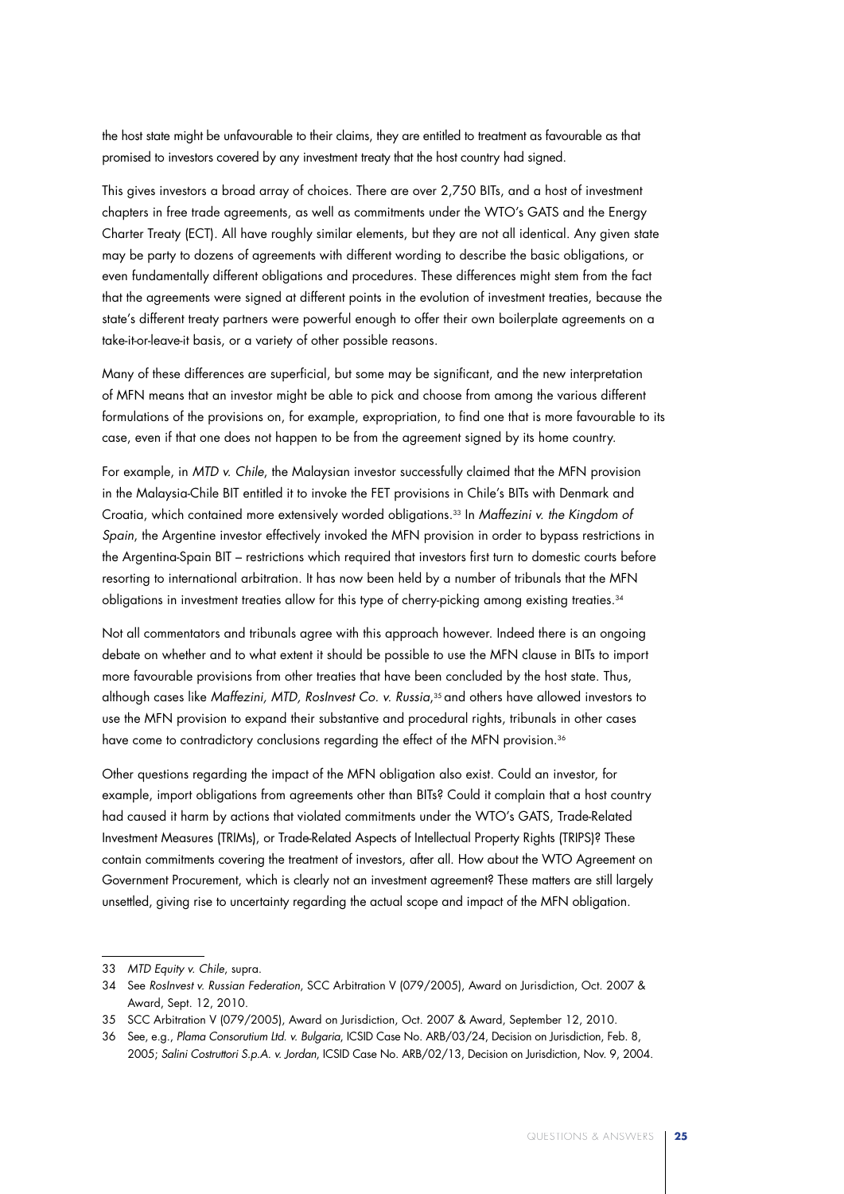the host state might be unfavourable to their claims, they are entitled to treatment as favourable as that promised to investors covered by any investment treaty that the host country had signed.

This gives investors a broad array of choices. There are over 2,750 BITs, and a host of investment chapters in free trade agreements, as well as commitments under the WTO's GATS and the Energy Charter Treaty (ECT). All have roughly similar elements, but they are not all identical. Any given state may be party to dozens of agreements with different wording to describe the basic obligations, or even fundamentally different obligations and procedures. These differences might stem from the fact that the agreements were signed at different points in the evolution of investment treaties, because the state's different treaty partners were powerful enough to offer their own boilerplate agreements on a take-it-or-leave-it basis, or a variety of other possible reasons.

Many of these differences are superficial, but some may be significant, and the new interpretation of MFN means that an investor might be able to pick and choose from among the various different formulations of the provisions on, for example, expropriation, to find one that is more favourable to its case, even if that one does not happen to be from the agreement signed by its home country.

For example, in *MTD v. Chile*, the Malaysian investor successfully claimed that the MFN provision in the Malaysia-Chile BIT entitled it to invoke the FET provisions in Chile's BITs with Denmark and Croatia, which contained more extensively worded obligations.[33] In *Maffezini v. the Kingdom of Spain*, the Argentine investor effectively invoked the MFN provision in order to bypass restrictions in the Argentina-Spain BIT – restrictions which required that investors first turn to domestic courts before resorting to international arbitration. It has now been held by a number of tribunals that the MFN obligations in investment treaties allow for this type of cherry-picking among existing treaties.[34]

Not all commentators and tribunals agree with this approach however. Indeed there is an ongoing debate on whether and to what extent it should be possible to use the MFN clause in BITs to import more favourable provisions from other treaties that have been concluded by the host state. Thus, although cases like *Maffezini, MTD, RosInvest Co. v. Russia*,[35] and others have allowed investors to use the MFN provision to expand their substantive and procedural rights, tribunals in other cases have come to contradictory conclusions regarding the effect of the MFN provision.[36]

Other questions regarding the impact of the MFN obligation also exist. Could an investor, for example, import obligations from agreements other than BITs? Could it complain that a host country had caused it harm by actions that violated commitments under the WTO's GATS, Trade-Related Investment Measures (TRIMs), or Trade-Related Aspects of Intellectual Property Rights (TRIPS)? These contain commitments covering the treatment of investors, after all. How about the WTO Agreement on Government Procurement, which is clearly not an investment agreement? These matters are still largely unsettled, giving rise to uncertainty regarding the actual scope and impact of the MFN obligation.

---

33 *MTD Equity v. Chile*, supra.

34 See *RosInvest v. Russian Federation*, SCC Arbitration V (079/2005), Award on Jurisdiction, Oct. 2007 & Award, Sept. 12, 2010.

35 SCC Arbitration V (079/2005), Award on Jurisdiction, Oct. 2007 & Award, September 12, 2010.

36 See, e.g., *Plama Consorutium Ltd. v. Bulgaria*, ICSID Case No. ARB/03/24, Decision on Jurisdiction, Feb. 8, 2005; *Salini Costruttori S.p.A. v. Jordan*, ICSID Case No. ARB/02/13, Decision on Jurisdiction, Nov. 9, 2004.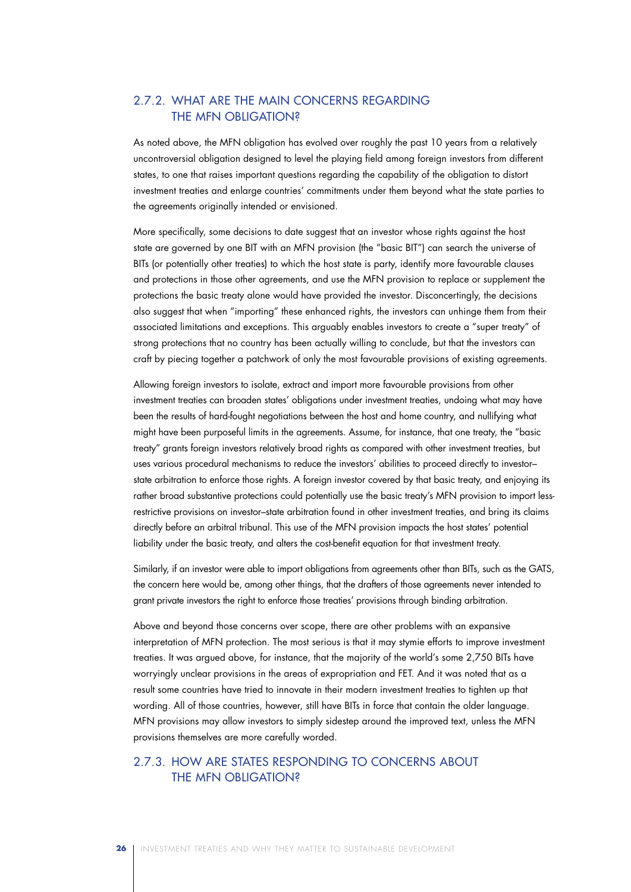### 2.7.2. WHAT ARE THE MAIN CONCERNS REGARDING THE MFN OBLIGATION?

As noted above, the MFN obligation has evolved over roughly the past 10 years from a relatively uncontroversial obligation designed to level the playing field among foreign investors from different states, to one that raises important questions regarding the capability of the obligation to distort investment treaties and enlarge countries' commitments under them beyond what the state parties to the agreements originally intended or envisioned.

More specifically, some decisions to date suggest that an investor whose rights against the host state are governed by one BIT with an MFN provision (the "basic BIT") can search the universe of BITs (or potentially other treaties) to which the host state is party, identify more favourable clauses and protections in those other agreements, and use the MFN provision to replace or supplement the protections the basic treaty alone would have provided the investor. Disconcertingly, the decisions also suggest that when "importing" these enhanced rights, the investors can unhinge them from their associated limitations and exceptions. This arguably enables investors to create a "super treaty" of strong protections that no country has been actually willing to conclude, but that the investors can craft by piecing together a patchwork of only the most favourable provisions of existing agreements.

Allowing foreign investors to isolate, extract and import more favourable provisions from other investment treaties can broaden states' obligations under investment treaties, undoing what may have been the results of hard-fought negotiations between the host and home country, and nullifying what might have been purposeful limits in the agreements. Assume, for instance, that one treaty, the "basic treaty" grants foreign investors relatively broad rights as compared with other investment treaties, but uses various procedural mechanisms to reduce the investors' abilities to proceed directly to investor–state arbitration to enforce those rights. A foreign investor covered by that basic treaty, and enjoying its rather broad substantive protections could potentially use the basic treaty's MFN provision to import less-restrictive provisions on investor–state arbitration found in other investment treaties, and bring its claims directly before an arbitral tribunal. This use of the MFN provision impacts the host states' potential liability under the basic treaty, and alters the cost-benefit equation for that investment treaty.

Similarly, if an investor were able to import obligations from agreements other than BITs, such as the GATS, the concern here would be, among other things, that the drafters of those agreements never intended to grant private investors the right to enforce those treaties' provisions through binding arbitration.

Above and beyond those concerns over scope, there are other problems with an expansive interpretation of MFN protection. The most serious is that it may stymie efforts to improve investment treaties. It was argued above, for instance, that the majority of the world's some 2,750 BITs have worryingly unclear provisions in the areas of expropriation and FET. And it was noted that as a result some countries have tried to innovate in their modern investment treaties to tighten up that wording. All of those countries, however, still have BITs in force that contain the older language. MFN provisions may allow investors to simply sidestep around the improved text, unless the MFN provisions themselves are more carefully worded.

### 2.7.3. HOW ARE STATES RESPONDING TO CONCERNS ABOUT THE MFN OBLIGATION?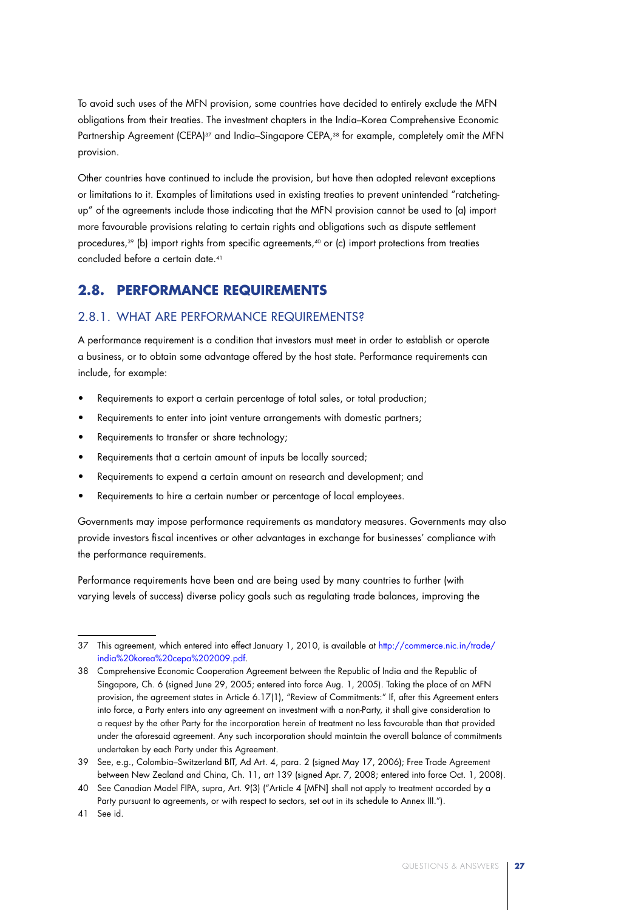To avoid such uses of the MFN provision, some countries have decided to entirely exclude the MFN obligations from their treaties. The investment chapters in the India–Korea Comprehensive Economic Partnership Agreement (CEPA)[37] and India–Singapore CEPA,[38] for example, completely omit the MFN provision.

Other countries have continued to include the provision, but have then adopted relevant exceptions or limitations to it. Examples of limitations used in existing treaties to prevent unintended "ratcheting-up" of the agreements include those indicating that the MFN provision cannot be used to (a) import more favourable provisions relating to certain rights and obligations such as dispute settlement procedures,[39] (b) import rights from specific agreements,[40] or (c) import protections from treaties concluded before a certain date.[41]

## 2.8. PERFORMANCE REQUIREMENTS

### 2.8.1. WHAT ARE PERFORMANCE REQUIREMENTS?

A performance requirement is a condition that investors must meet in order to establish or operate a business, or to obtain some advantage offered by the host state. Performance requirements can include, for example:

- Requirements to export a certain percentage of total sales, or total production;
- Requirements to enter into joint venture arrangements with domestic partners;
- Requirements to transfer or share technology;
- Requirements that a certain amount of inputs be locally sourced;
- Requirements to expend a certain amount on research and development; and
- Requirements to hire a certain number or percentage of local employees.

Governments may impose performance requirements as mandatory measures. Governments may also provide investors fiscal incentives or other advantages in exchange for businesses' compliance with the performance requirements.

Performance requirements have been and are being used by many countries to further (with varying levels of success) diverse policy goals such as regulating trade balances, improving the

---

37 This agreement, which entered into effect January 1, 2010, is available at http://commerce.nic.in/trade/india%20korea%20cepa%202009.pdf.

38 Comprehensive Economic Cooperation Agreement between the Republic of India and the Republic of Singapore, Ch. 6 (signed June 29, 2005; entered into force Aug. 1, 2005). Taking the place of an MFN provision, the agreement states in Article 6.17(1), "Review of Commitments:" If, after this Agreement enters into force, a Party enters into any agreement on investment with a non-Party, it shall give consideration to a request by the other Party for the incorporation herein of treatment no less favourable than that provided under the aforesaid agreement. Any such incorporation should maintain the overall balance of commitments undertaken by each Party under this Agreement.

39 See, e.g., Colombia–Switzerland BIT, Ad Art. 4, para. 2 (signed May 17, 2006); Free Trade Agreement between New Zealand and China, Ch. 11, art 139 (signed Apr. 7, 2008; entered into force Oct. 1, 2008).

40 See Canadian Model FIPA, supra, Art. 9(3) ("Article 4 [MFN] shall not apply to treatment accorded by a Party pursuant to agreements, or with respect to sectors, set out in its schedule to Annex III.").

41 See id.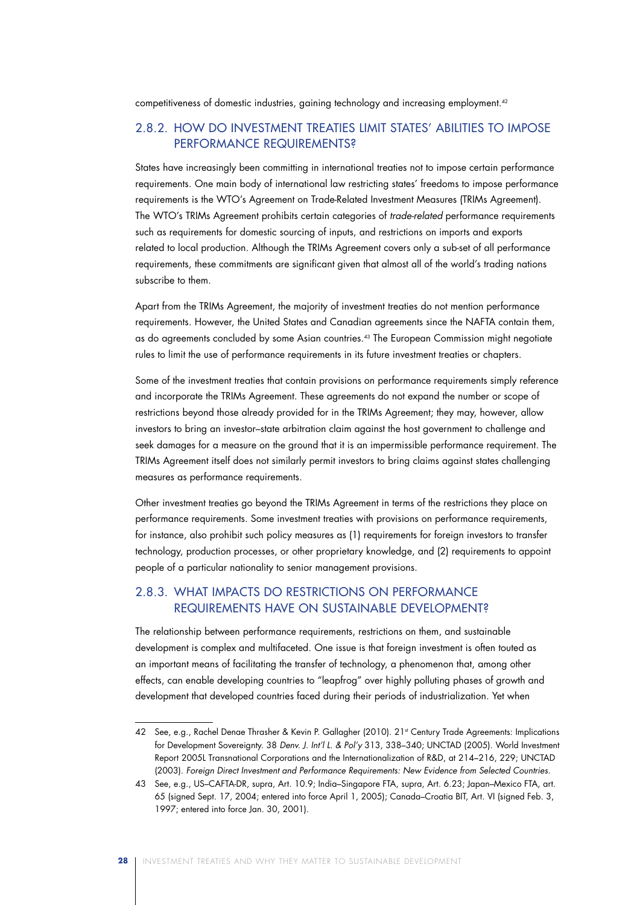competitiveness of domestic industries, gaining technology and increasing employment.[42]

### 2.8.2. HOW DO INVESTMENT TREATIES LIMIT STATES' ABILITIES TO IMPOSE PERFORMANCE REQUIREMENTS?

States have increasingly been committing in international treaties not to impose certain performance requirements. One main body of international law restricting states' freedoms to impose performance requirements is the WTO's Agreement on Trade-Related Investment Measures (TRIMs Agreement). The WTO's TRIMs Agreement prohibits certain categories of *trade-related* performance requirements such as requirements for domestic sourcing of inputs, and restrictions on imports and exports related to local production. Although the TRIMs Agreement covers only a sub-set of all performance requirements, these commitments are significant given that almost all of the world's trading nations subscribe to them.

Apart from the TRIMs Agreement, the majority of investment treaties do not mention performance requirements. However, the United States and Canadian agreements since the NAFTA contain them, as do agreements concluded by some Asian countries.[43] The European Commission might negotiate rules to limit the use of performance requirements in its future investment treaties or chapters.

Some of the investment treaties that contain provisions on performance requirements simply reference and incorporate the TRIMs Agreement. These agreements do not expand the number or scope of restrictions beyond those already provided for in the TRIMs Agreement; they may, however, allow investors to bring an investor–state arbitration claim against the host government to challenge and seek damages for a measure on the ground that it is an impermissible performance requirement. The TRIMs Agreement itself does not similarly permit investors to bring claims against states challenging measures as performance requirements.

Other investment treaties go beyond the TRIMs Agreement in terms of the restrictions they place on performance requirements. Some investment treaties with provisions on performance requirements, for instance, also prohibit such policy measures as (1) requirements for foreign investors to transfer technology, production processes, or other proprietary knowledge, and (2) requirements to appoint people of a particular nationality to senior management provisions.

### 2.8.3. WHAT IMPACTS DO RESTRICTIONS ON PERFORMANCE REQUIREMENTS HAVE ON SUSTAINABLE DEVELOPMENT?

The relationship between performance requirements, restrictions on them, and sustainable development is complex and multifaceted. One issue is that foreign investment is often touted as an important means of facilitating the transfer of technology, a phenomenon that, among other effects, can enable developing countries to "leapfrog" over highly polluting phases of growth and development that developed countries faced during their periods of industrialization. Yet when

---

42 See, e.g., Rachel Denae Thrasher & Kevin P. Gallagher (2010). 21st Century Trade Agreements: Implications for Development Sovereignty. 38 *Denv. J. Int'l L. & Pol'y* 313, 338–340; UNCTAD (2005). World Investment Report 2005L Transnational Corporations and the Internationalization of R&D, at 214–216, 229; UNCTAD (2003). *Foreign Direct Investment and Performance Requirements: New Evidence from Selected Countries*.

43 See, e.g., US–CAFTA-DR, supra, Art. 10.9; India–Singapore FTA, supra, Art. 6.23; Japan–Mexico FTA, art. 65 (signed Sept. 17, 2004; entered into force April 1, 2005); Canada–Croatia BIT, Art. VI (signed Feb. 3, 1997; entered into force Jan. 30, 2001).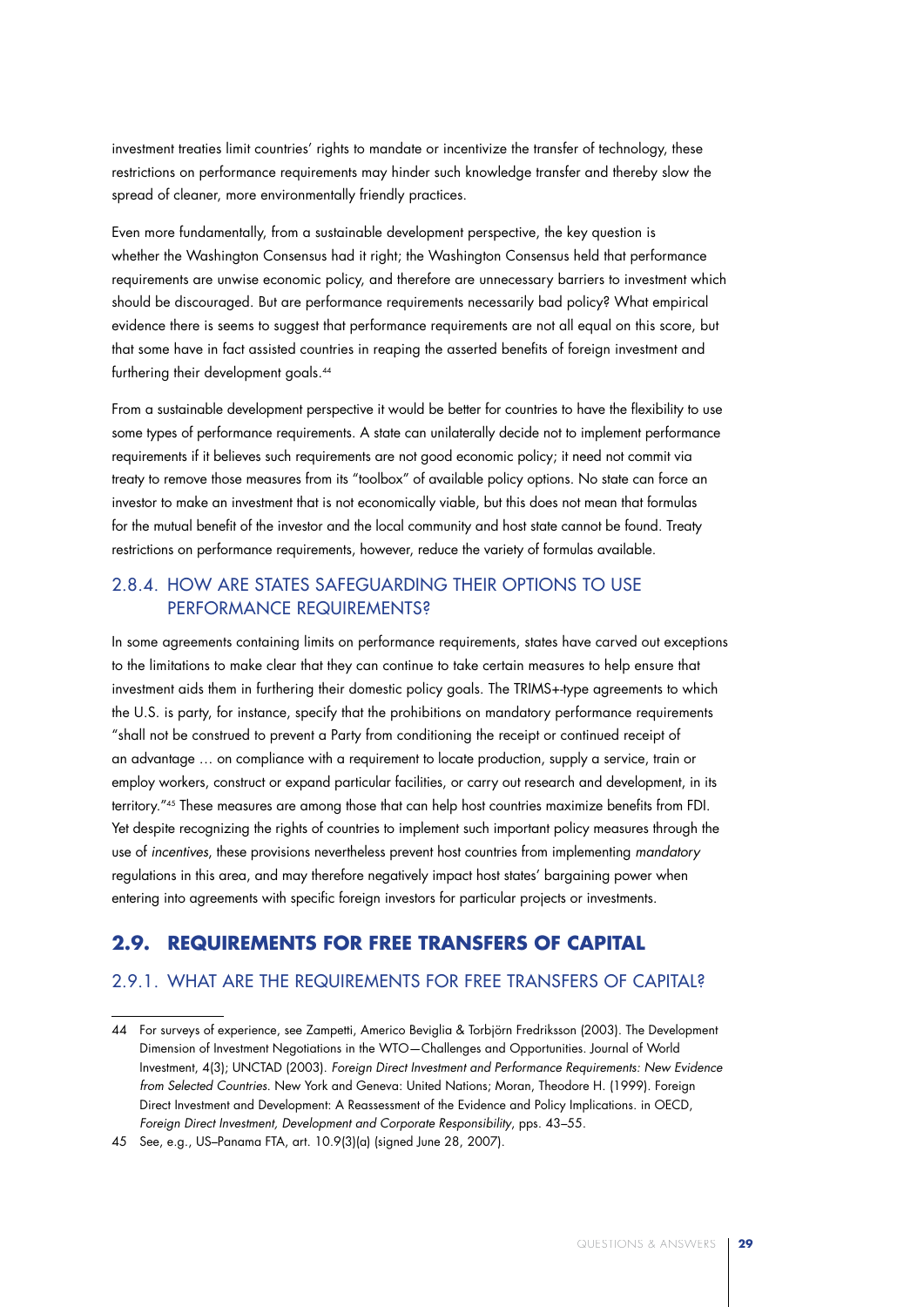investment treaties limit countries' rights to mandate or incentivize the transfer of technology, these restrictions on performance requirements may hinder such knowledge transfer and thereby slow the spread of cleaner, more environmentally friendly practices.

Even more fundamentally, from a sustainable development perspective, the key question is whether the Washington Consensus had it right; the Washington Consensus held that performance requirements are unwise economic policy, and therefore are unnecessary barriers to investment which should be discouraged. But are performance requirements necessarily bad policy? What empirical evidence there is seems to suggest that performance requirements are not all equal on this score, but that some have in fact assisted countries in reaping the asserted benefits of foreign investment and furthering their development goals.[44]

From a sustainable development perspective it would be better for countries to have the flexibility to use some types of performance requirements. A state can unilaterally decide not to implement performance requirements if it believes such requirements are not good economic policy; it need not commit via treaty to remove those measures from its "toolbox" of available policy options. No state can force an investor to make an investment that is not economically viable, but this does not mean that formulas for the mutual benefit of the investor and the local community and host state cannot be found. Treaty restrictions on performance requirements, however, reduce the variety of formulas available.

### 2.8.4. HOW ARE STATES SAFEGUARDING THEIR OPTIONS TO USE PERFORMANCE REQUIREMENTS?

In some agreements containing limits on performance requirements, states have carved out exceptions to the limitations to make clear that they can continue to take certain measures to help ensure that investment aids them in furthering their domestic policy goals. The TRIMS+-type agreements to which the U.S. is party, for instance, specify that the prohibitions on mandatory performance requirements "shall not be construed to prevent a Party from conditioning the receipt or continued receipt of an advantage … on compliance with a requirement to locate production, supply a service, train or employ workers, construct or expand particular facilities, or carry out research and development, in its territory."[45] These measures are among those that can help host countries maximize benefits from FDI. Yet despite recognizing the rights of countries to implement such important policy measures through the use of *incentives*, these provisions nevertheless prevent host countries from implementing *mandatory* regulations in this area, and may therefore negatively impact host states' bargaining power when entering into agreements with specific foreign investors for particular projects or investments.

## 2.9. REQUIREMENTS FOR FREE TRANSFERS OF CAPITAL

### 2.9.1. WHAT ARE THE REQUIREMENTS FOR FREE TRANSFERS OF CAPITAL?

---

44 For surveys of experience, see Zampetti, Americo Beviglia & Torbjörn Fredriksson (2003). The Development Dimension of Investment Negotiations in the WTO—Challenges and Opportunities. Journal of World Investment, 4(3); UNCTAD (2003). *Foreign Direct Investment and Performance Requirements: New Evidence from Selected Countries*. New York and Geneva: United Nations; Moran, Theodore H. (1999). Foreign Direct Investment and Development: A Reassessment of the Evidence and Policy Implications. in OECD, *Foreign Direct Investment, Development and Corporate Responsibility*, pps. 43–55.

45 See, e.g., US–Panama FTA, art. 10.9(3)(a) (signed June 28, 2007).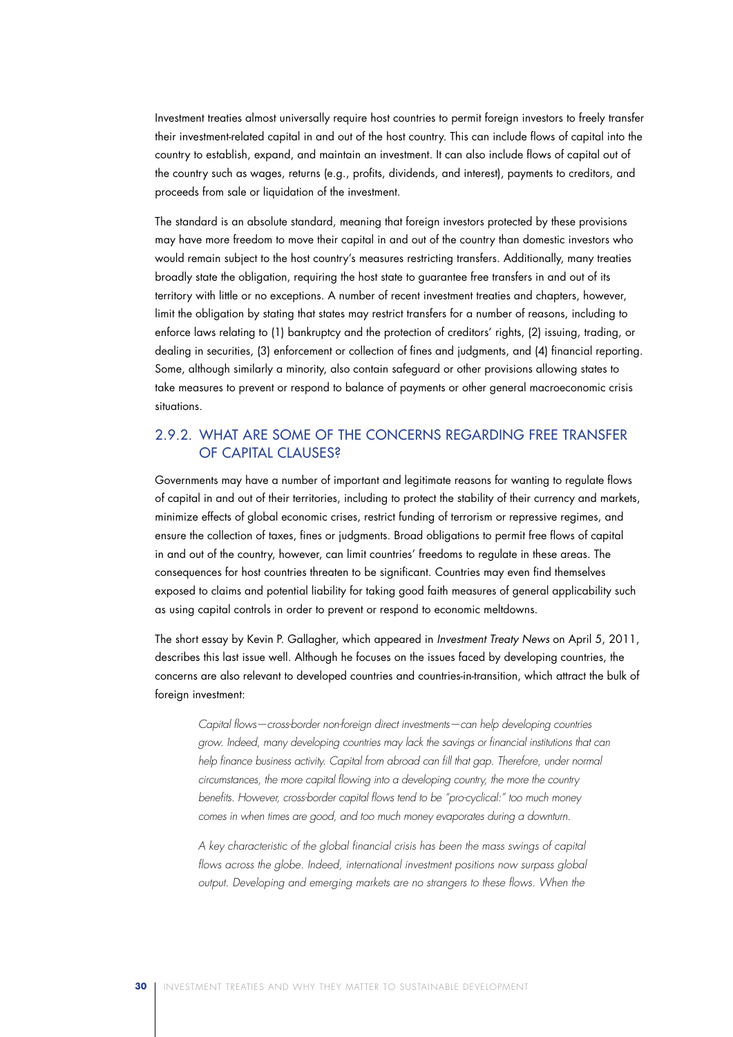Investment treaties almost universally require host countries to permit foreign investors to freely transfer their investment-related capital in and out of the host country. This can include flows of capital into the country to establish, expand, and maintain an investment. It can also include flows of capital out of the country such as wages, returns (e.g., profits, dividends, and interest), payments to creditors, and proceeds from sale or liquidation of the investment.

The standard is an absolute standard, meaning that foreign investors protected by these provisions may have more freedom to move their capital in and out of the country than domestic investors who would remain subject to the host country's measures restricting transfers. Additionally, many treaties broadly state the obligation, requiring the host state to guarantee free transfers in and out of its territory with little or no exceptions. A number of recent investment treaties and chapters, however, limit the obligation by stating that states may restrict transfers for a number of reasons, including to enforce laws relating to (1) bankruptcy and the protection of creditors' rights, (2) issuing, trading, or dealing in securities, (3) enforcement or collection of fines and judgments, and (4) financial reporting. Some, although similarly a minority, also contain safeguard or other provisions allowing states to take measures to prevent or respond to balance of payments or other general macroeconomic crisis situations.

## 2.9.2. WHAT ARE SOME OF THE CONCERNS REGARDING FREE TRANSFER OF CAPITAL CLAUSES?

Governments may have a number of important and legitimate reasons for wanting to regulate flows of capital in and out of their territories, including to protect the stability of their currency and markets, minimize effects of global economic crises, restrict funding of terrorism or repressive regimes, and ensure the collection of taxes, fines or judgments. Broad obligations to permit free flows of capital in and out of the country, however, can limit countries' freedoms to regulate in these areas. The consequences for host countries threaten to be significant. Countries may even find themselves exposed to claims and potential liability for taking good faith measures of general applicability such as using capital controls in order to prevent or respond to economic meltdowns.

The short essay by Kevin P. Gallagher, which appeared in *Investment Treaty News* on April 5, 2011, describes this last issue well. Although he focuses on the issues faced by developing countries, the concerns are also relevant to developed countries and countries-in-transition, which attract the bulk of foreign investment:

> *Capital flows—cross-border non-foreign direct investments—can help developing countries grow. Indeed, many developing countries may lack the savings or financial institutions that can help finance business activity. Capital from abroad can fill that gap. Therefore, under normal circumstances, the more capital flowing into a developing country, the more the country benefits. However, cross-border capital flows tend to be "pro-cyclical:" too much money comes in when times are good, and too much money evaporates during a downturn.*
>
> *A key characteristic of the global financial crisis has been the mass swings of capital flows across the globe. Indeed, international investment positions now surpass global output. Developing and emerging markets are no strangers to these flows. When the*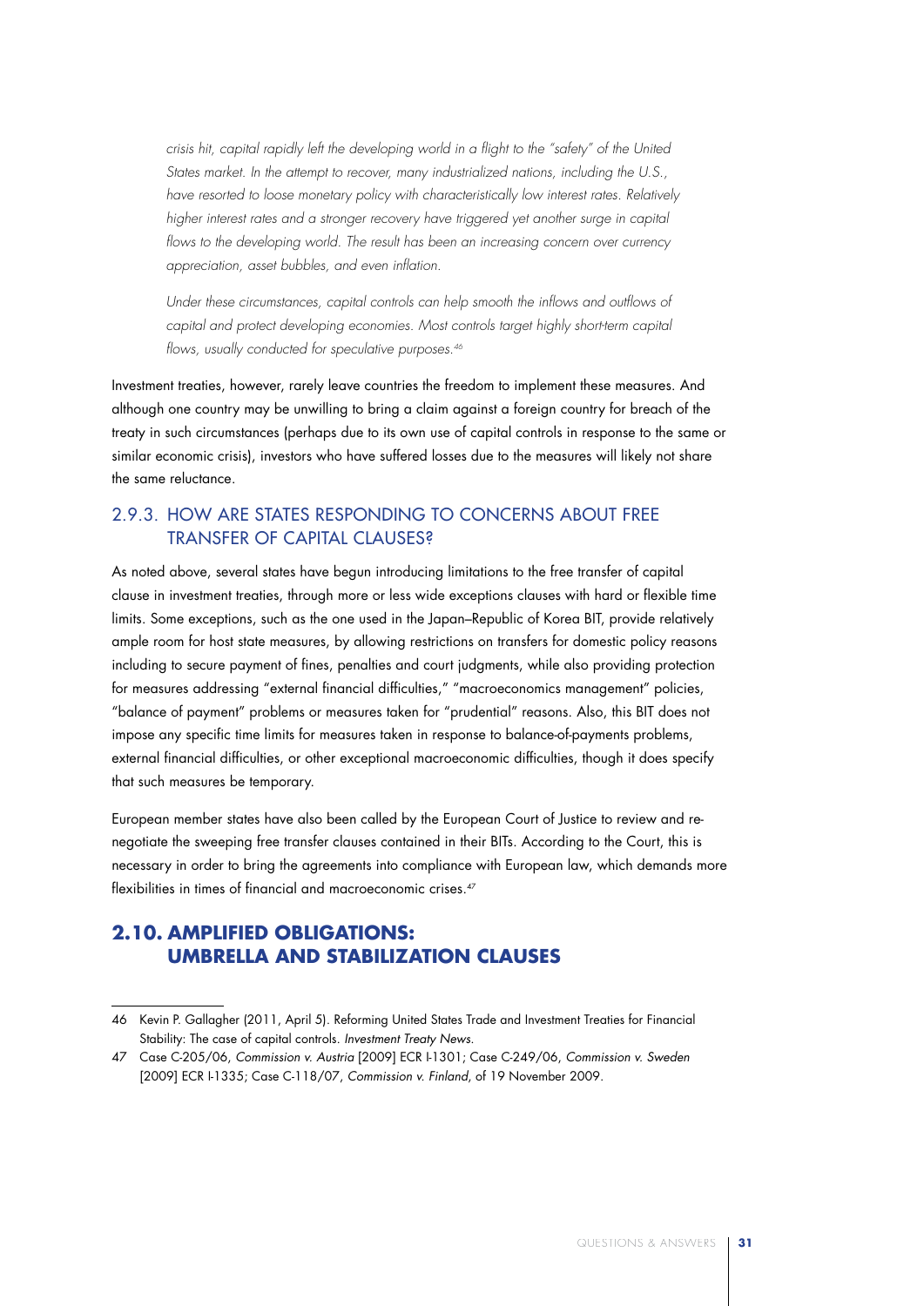> *crisis hit, capital rapidly left the developing world in a flight to the "safety" of the United States market. In the attempt to recover, many industrialized nations, including the U.S., have resorted to loose monetary policy with characteristically low interest rates. Relatively higher interest rates and a stronger recovery have triggered yet another surge in capital flows to the developing world. The result has been an increasing concern over currency appreciation, asset bubbles, and even inflation.*
>
> *Under these circumstances, capital controls can help smooth the inflows and outflows of capital and protect developing economies. Most controls target highly short-term capital flows, usually conducted for speculative purposes.*[46]

Investment treaties, however, rarely leave countries the freedom to implement these measures. And although one country may be unwilling to bring a claim against a foreign country for breach of the treaty in such circumstances (perhaps due to its own use of capital controls in response to the same or similar economic crisis), investors who have suffered losses due to the measures will likely not share the same reluctance.

### 2.9.3. HOW ARE STATES RESPONDING TO CONCERNS ABOUT FREE TRANSFER OF CAPITAL CLAUSES?

As noted above, several states have begun introducing limitations to the free transfer of capital clause in investment treaties, through more or less wide exceptions clauses with hard or flexible time limits. Some exceptions, such as the one used in the Japan–Republic of Korea BIT, provide relatively ample room for host state measures, by allowing restrictions on transfers for domestic policy reasons including to secure payment of fines, penalties and court judgments, while also providing protection for measures addressing "external financial difficulties," "macroeconomics management" policies, "balance of payment" problems or measures taken for "prudential" reasons. Also, this BIT does not impose any specific time limits for measures taken in response to balance-of-payments problems, external financial difficulties, or other exceptional macroeconomic difficulties, though it does specify that such measures be temporary.

European member states have also been called by the European Court of Justice to review and re-negotiate the sweeping free transfer clauses contained in their BITs. According to the Court, this is necessary in order to bring the agreements into compliance with European law, which demands more flexibilities in times of financial and macroeconomic crises.[47]

## 2.10. AMPLIFIED OBLIGATIONS: UMBRELLA AND STABILIZATION CLAUSES

---

46 Kevin P. Gallagher (2011, April 5). Reforming United States Trade and Investment Treaties for Financial Stability: The case of capital controls. *Investment Treaty News*.

47 Case C-205/06, *Commission v. Austria* [2009] ECR I-1301; Case C-249/06, *Commission v. Sweden* [2009] ECR I-1335; Case C-118/07, *Commission v. Finland*, of 19 November 2009.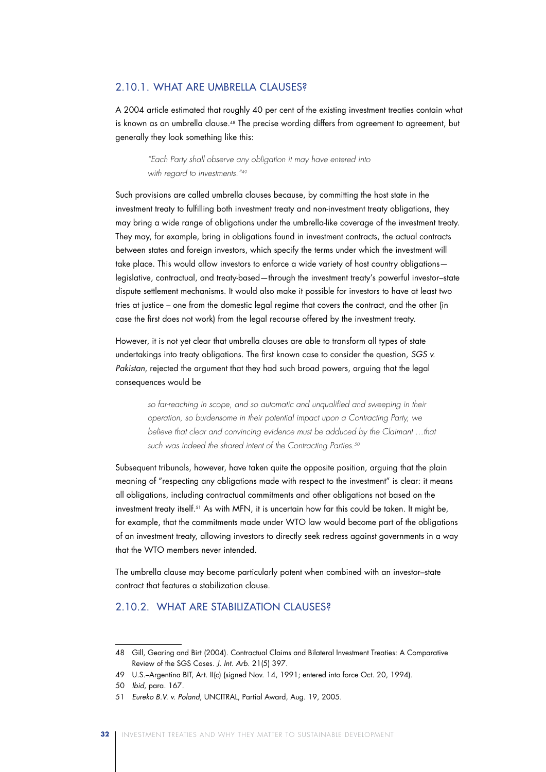### 2.10.1. WHAT ARE UMBRELLA CLAUSES?

A 2004 article estimated that roughly 40 per cent of the existing investment treaties contain what is known as an umbrella clause.[48] The precise wording differs from agreement to agreement, but generally they look something like this:

> *"Each Party shall observe any obligation it may have entered into with regard to investments."*[49]

Such provisions are called umbrella clauses because, by committing the host state in the investment treaty to fulfilling both investment treaty and non-investment treaty obligations, they may bring a wide range of obligations under the umbrella-like coverage of the investment treaty. They may, for example, bring in obligations found in investment contracts, the actual contracts between states and foreign investors, which specify the terms under which the investment will take place. This would allow investors to enforce a wide variety of host country obligations—legislative, contractual, and treaty-based—through the investment treaty's powerful investor–state dispute settlement mechanisms. It would also make it possible for investors to have at least two tries at justice – one from the domestic legal regime that covers the contract, and the other (in case the first does not work) from the legal recourse offered by the investment treaty.

However, it is not yet clear that umbrella clauses are able to transform all types of state undertakings into treaty obligations. The first known case to consider the question, *SGS v. Pakistan*, rejected the argument that they had such broad powers, arguing that the legal consequences would be

> *so far-reaching in scope, and so automatic and unqualified and sweeping in their operation, so burdensome in their potential impact upon a Contracting Party, we believe that clear and convincing evidence must be adduced by the Claimant …that such was indeed the shared intent of the Contracting Parties.*[50]

Subsequent tribunals, however, have taken quite the opposite position, arguing that the plain meaning of "respecting any obligations made with respect to the investment" is clear: it means all obligations, including contractual commitments and other obligations not based on the investment treaty itself.[51] As with MFN, it is uncertain how far this could be taken. It might be, for example, that the commitments made under WTO law would become part of the obligations of an investment treaty, allowing investors to directly seek redress against governments in a way that the WTO members never intended.

The umbrella clause may become particularly potent when combined with an investor–state contract that features a stabilization clause.

### 2.10.2. WHAT ARE STABILIZATION CLAUSES?

---

48 Gill, Gearing and Birt (2004). Contractual Claims and Bilateral Investment Treaties: A Comparative Review of the SGS Cases. *J. Int. Arb.* 21(5) 397.

49 U.S.–Argentina BIT, Art. II(c) (signed Nov. 14, 1991; entered into force Oct. 20, 1994).

50 *Ibid*, para. 167.

51 *Eureko B.V. v. Poland*, UNCITRAL, Partial Award, Aug. 19, 2005.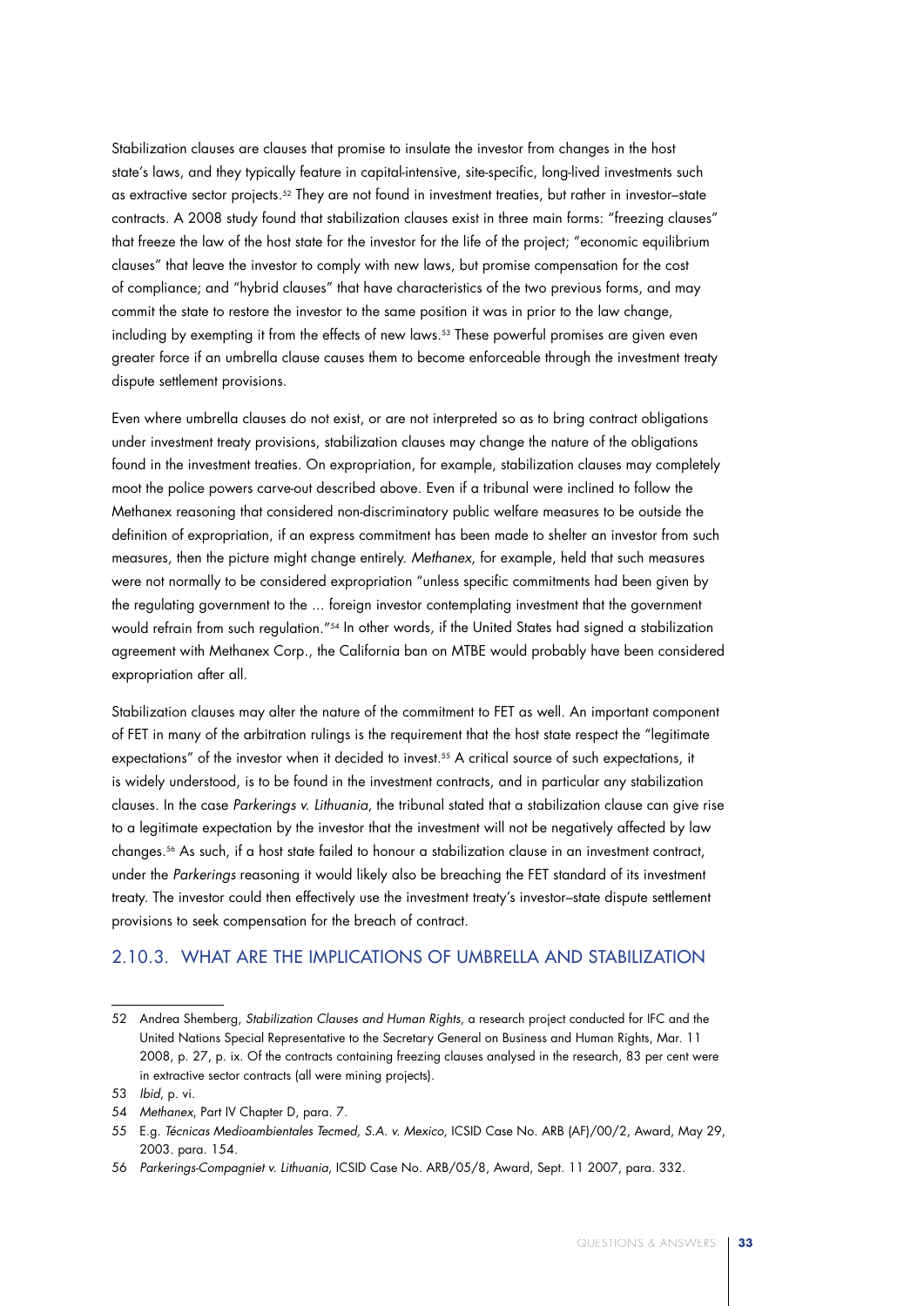Stabilization clauses are clauses that promise to insulate the investor from changes in the host state's laws, and they typically feature in capital-intensive, site-specific, long-lived investments such as extractive sector projects.[52] They are not found in investment treaties, but rather in investor–state contracts. A 2008 study found that stabilization clauses exist in three main forms: "freezing clauses" that freeze the law of the host state for the investor for the life of the project; "economic equilibrium clauses" that leave the investor to comply with new laws, but promise compensation for the cost of compliance; and "hybrid clauses" that have characteristics of the two previous forms, and may commit the state to restore the investor to the same position it was in prior to the law change, including by exempting it from the effects of new laws.[53] These powerful promises are given even greater force if an umbrella clause causes them to become enforceable through the investment treaty dispute settlement provisions.

Even where umbrella clauses do not exist, or are not interpreted so as to bring contract obligations under investment treaty provisions, stabilization clauses may change the nature of the obligations found in the investment treaties. On expropriation, for example, stabilization clauses may completely moot the police powers carve-out described above. Even if a tribunal were inclined to follow the Methanex reasoning that considered non-discriminatory public welfare measures to be outside the definition of expropriation, if an express commitment has been made to shelter an investor from such measures, then the picture might change entirely. *Methanex*, for example, held that such measures were not normally to be considered expropriation "unless specific commitments had been given by the regulating government to the ... foreign investor contemplating investment that the government would refrain from such regulation."[54] In other words, if the United States had signed a stabilization agreement with Methanex Corp., the California ban on MTBE would probably have been considered expropriation after all.

Stabilization clauses may alter the nature of the commitment to FET as well. An important component of FET in many of the arbitration rulings is the requirement that the host state respect the "legitimate expectations" of the investor when it decided to invest.[55] A critical source of such expectations, it is widely understood, is to be found in the investment contracts, and in particular any stabilization clauses. In the case *Parkerings v. Lithuania*, the tribunal stated that a stabilization clause can give rise to a legitimate expectation by the investor that the investment will not be negatively affected by law changes.[56] As such, if a host state failed to honour a stabilization clause in an investment contract, under the *Parkerings* reasoning it would likely also be breaching the FET standard of its investment treaty. The investor could then effectively use the investment treaty's investor–state dispute settlement provisions to seek compensation for the breach of contract.

### 2.10.3. WHAT ARE THE IMPLICATIONS OF UMBRELLA AND STABILIZATION

---

52 Andrea Shemberg, *Stabilization Clauses and Human Rights*, a research project conducted for IFC and the United Nations Special Representative to the Secretary General on Business and Human Rights, Mar. 11 2008, p. 27, p. ix. Of the contracts containing freezing clauses analysed in the research, 83 per cent were in extractive sector contracts (all were mining projects).

53 *Ibid*, p. vi.

54 *Methanex*, Part IV Chapter D, para. 7.

55 E.g. *Técnicas Medioambientales Tecmed, S.A. v. Mexico*, ICSID Case No. ARB (AF)/00/2, Award, May 29, 2003. para. 154.

56 *Parkerings-Compagniet v. Lithuania*, ICSID Case No. ARB/05/8, Award, Sept. 11 2007, para. 332.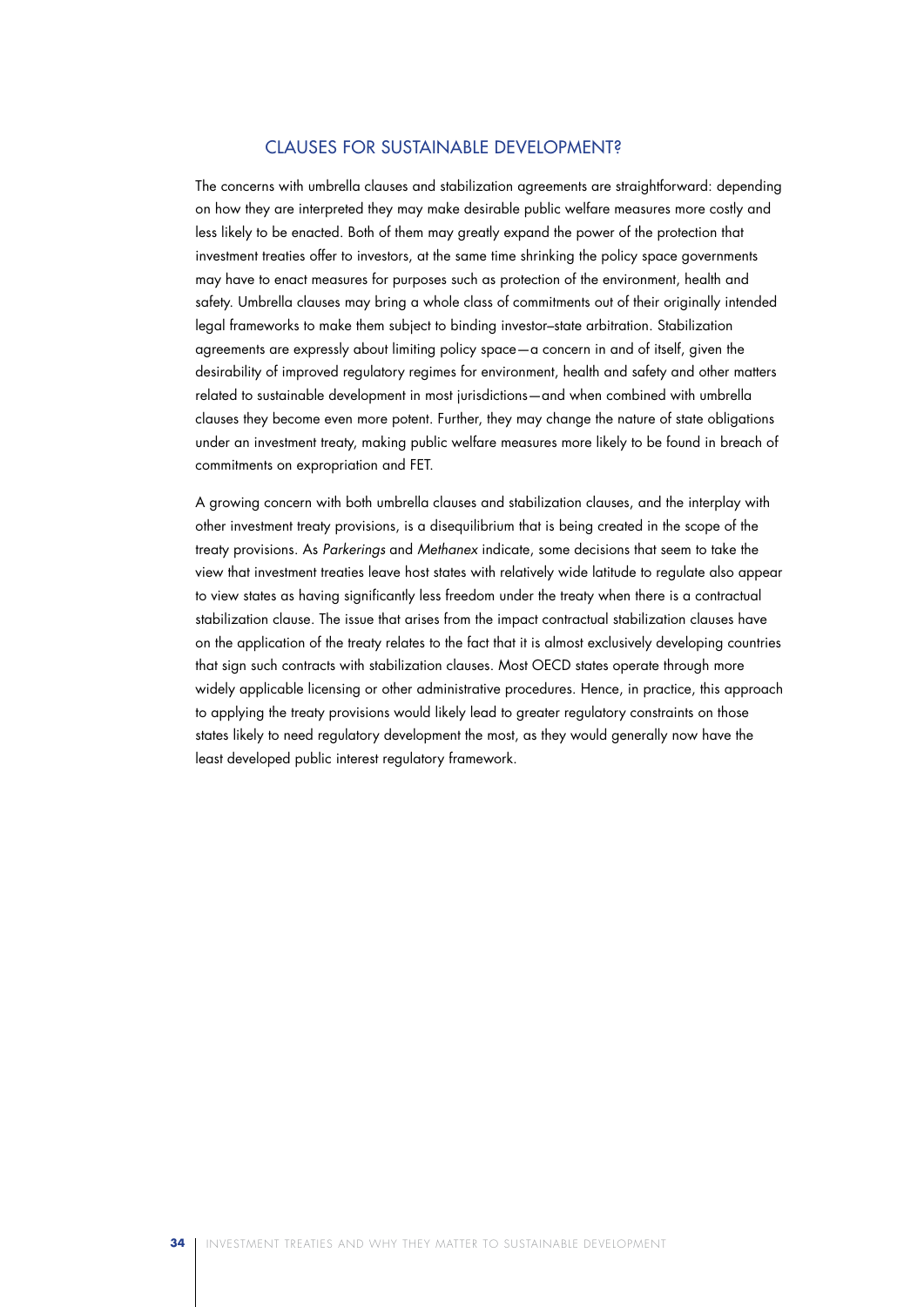## CLAUSES FOR SUSTAINABLE DEVELOPMENT?

The concerns with umbrella clauses and stabilization agreements are straightforward: depending on how they are interpreted they may make desirable public welfare measures more costly and less likely to be enacted. Both of them may greatly expand the power of the protection that investment treaties offer to investors, at the same time shrinking the policy space governments may have to enact measures for purposes such as protection of the environment, health and safety. Umbrella clauses may bring a whole class of commitments out of their originally intended legal frameworks to make them subject to binding investor–state arbitration. Stabilization agreements are expressly about limiting policy space—a concern in and of itself, given the desirability of improved regulatory regimes for environment, health and safety and other matters related to sustainable development in most jurisdictions—and when combined with umbrella clauses they become even more potent. Further, they may change the nature of state obligations under an investment treaty, making public welfare measures more likely to be found in breach of commitments on expropriation and FET.

A growing concern with both umbrella clauses and stabilization clauses, and the interplay with other investment treaty provisions, is a disequilibrium that is being created in the scope of the treaty provisions. As *Parkerings* and *Methanex* indicate, some decisions that seem to take the view that investment treaties leave host states with relatively wide latitude to regulate also appear to view states as having significantly less freedom under the treaty when there is a contractual stabilization clause. The issue that arises from the impact contractual stabilization clauses have on the application of the treaty relates to the fact that it is almost exclusively developing countries that sign such contracts with stabilization clauses. Most OECD states operate through more widely applicable licensing or other administrative procedures. Hence, in practice, this approach to applying the treaty provisions would likely lead to greater regulatory constraints on those states likely to need regulatory development the most, as they would generally now have the least developed public interest regulatory framework.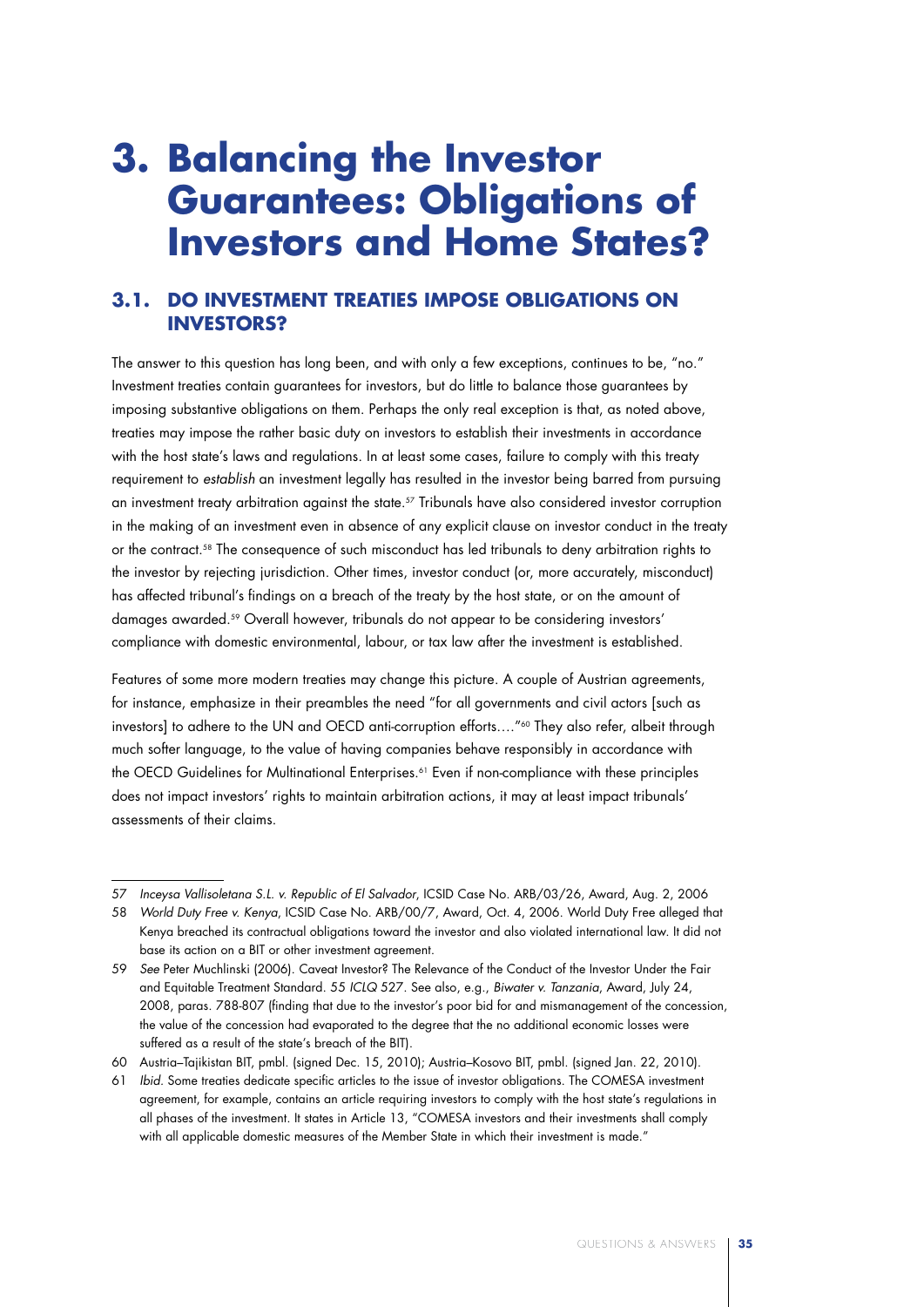# 3. Balancing the Investor Guarantees: Obligations of Investors and Home States?

## 3.1. DO INVESTMENT TREATIES IMPOSE OBLIGATIONS ON INVESTORS?

The answer to this question has long been, and with only a few exceptions, continues to be, "no." Investment treaties contain guarantees for investors, but do little to balance those guarantees by imposing substantive obligations on them. Perhaps the only real exception is that, as noted above, treaties may impose the rather basic duty on investors to establish their investments in accordance with the host state's laws and regulations. In at least some cases, failure to comply with this treaty requirement to *establish* an investment legally has resulted in the investor being barred from pursuing an investment treaty arbitration against the state.[57] Tribunals have also considered investor corruption in the making of an investment even in absence of any explicit clause on investor conduct in the treaty or the contract.[58] The consequence of such misconduct has led tribunals to deny arbitration rights to the investor by rejecting jurisdiction. Other times, investor conduct (or, more accurately, misconduct) has affected tribunal's findings on a breach of the treaty by the host state, or on the amount of damages awarded.[59] Overall however, tribunals do not appear to be considering investors' compliance with domestic environmental, labour, or tax law after the investment is established.

Features of some more modern treaties may change this picture. A couple of Austrian agreements, for instance, emphasize in their preambles the need "for all governments and civil actors [such as investors] to adhere to the UN and OECD anti-corruption efforts…."[60] They also refer, albeit through much softer language, to the value of having companies behave responsibly in accordance with the OECD Guidelines for Multinational Enterprises.[61] Even if non-compliance with these principles does not impact investors' rights to maintain arbitration actions, it may at least impact tribunals' assessments of their claims.

---

57 *Inceysa Vallisoletana S.L. v. Republic of El Salvador*, ICSID Case No. ARB/03/26, Award, Aug. 2, 2006

58 *World Duty Free v. Kenya*, ICSID Case No. ARB/00/7, Award, Oct. 4, 2006. World Duty Free alleged that Kenya breached its contractual obligations toward the investor and also violated international law. It did not base its action on a BIT or other investment agreement.

59 *See* Peter Muchlinski (2006). Caveat Investor? The Relevance of the Conduct of the Investor Under the Fair and Equitable Treatment Standard. *55 ICLQ* 527. See also, e.g., *Biwater v. Tanzania*, Award, July 24, 2008, paras. 788-807 (finding that due to the investor's poor bid for and mismanagement of the concession, the value of the concession had evaporated to the degree that the no additional economic losses were suffered as a result of the state's breach of the BIT).

60 Austria–Tajikistan BIT, pmbl. (signed Dec. 15, 2010); Austria–Kosovo BIT, pmbl. (signed Jan. 22, 2010).

61 *Ibid*. Some treaties dedicate specific articles to the issue of investor obligations. The COMESA investment agreement, for example, contains an article requiring investors to comply with the host state's regulations in all phases of the investment. It states in Article 13, "COMESA investors and their investments shall comply with all applicable domestic measures of the Member State in which their investment is made."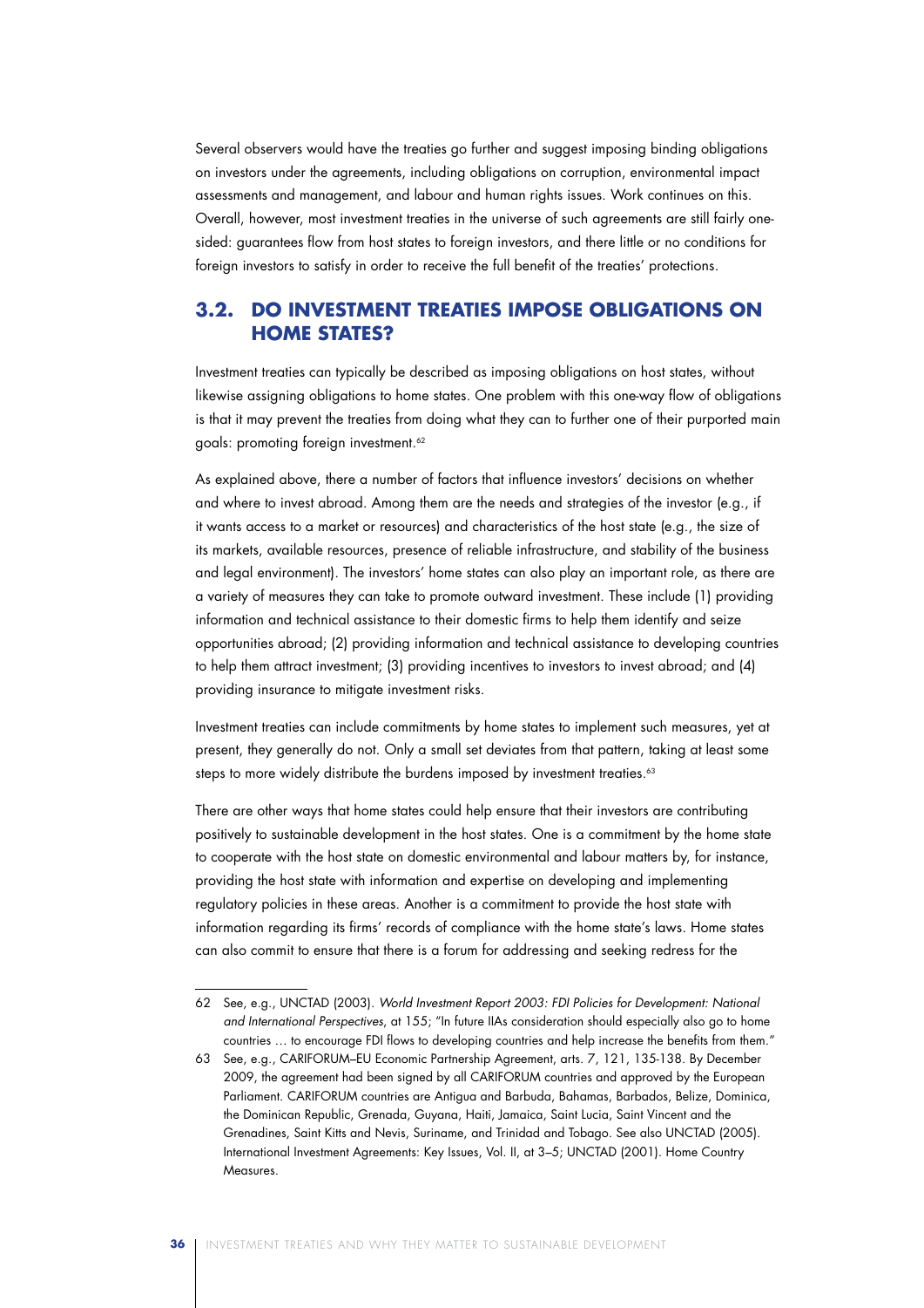Several observers would have the treaties go further and suggest imposing binding obligations on investors under the agreements, including obligations on corruption, environmental impact assessments and management, and labour and human rights issues. Work continues on this. Overall, however, most investment treaties in the universe of such agreements are still fairly one-sided: guarantees flow from host states to foreign investors, and there little or no conditions for foreign investors to satisfy in order to receive the full benefit of the treaties' protections.

## 3.2. DO INVESTMENT TREATIES IMPOSE OBLIGATIONS ON HOME STATES?

Investment treaties can typically be described as imposing obligations on host states, without likewise assigning obligations to home states. One problem with this one-way flow of obligations is that it may prevent the treaties from doing what they can to further one of their purported main goals: promoting foreign investment.[62]

As explained above, there a number of factors that influence investors' decisions on whether and where to invest abroad. Among them are the needs and strategies of the investor (e.g., if it wants access to a market or resources) and characteristics of the host state (e.g., the size of its markets, available resources, presence of reliable infrastructure, and stability of the business and legal environment). The investors' home states can also play an important role, as there are a variety of measures they can take to promote outward investment. These include (1) providing information and technical assistance to their domestic firms to help them identify and seize opportunities abroad; (2) providing information and technical assistance to developing countries to help them attract investment; (3) providing incentives to investors to invest abroad; and (4) providing insurance to mitigate investment risks.

Investment treaties can include commitments by home states to implement such measures, yet at present, they generally do not. Only a small set deviates from that pattern, taking at least some steps to more widely distribute the burdens imposed by investment treaties.[63]

There are other ways that home states could help ensure that their investors are contributing positively to sustainable development in the host states. One is a commitment by the home state to cooperate with the host state on domestic environmental and labour matters by, for instance, providing the host state with information and expertise on developing and implementing regulatory policies in these areas. Another is a commitment to provide the host state with information regarding its firms' records of compliance with the home state's laws. Home states can also commit to ensure that there is a forum for addressing and seeking redress for the

---

62 See, e.g., UNCTAD (2003). *World Investment Report 2003: FDI Policies for Development: National and International Perspectives*, at 155; "In future IIAs consideration should especially also go to home countries … to encourage FDI flows to developing countries and help increase the benefits from them."

63 See, e.g., CARIFORUM–EU Economic Partnership Agreement, arts. 7, 121, 135-138. By December 2009, the agreement had been signed by all CARIFORUM countries and approved by the European Parliament. CARIFORUM countries are Antigua and Barbuda, Bahamas, Barbados, Belize, Dominica, the Dominican Republic, Grenada, Guyana, Haiti, Jamaica, Saint Lucia, Saint Vincent and the Grenadines, Saint Kitts and Nevis, Suriname, and Trinidad and Tobago. See also UNCTAD (2005). International Investment Agreements: Key Issues, Vol. II, at 3–5; UNCTAD (2001). Home Country Measures.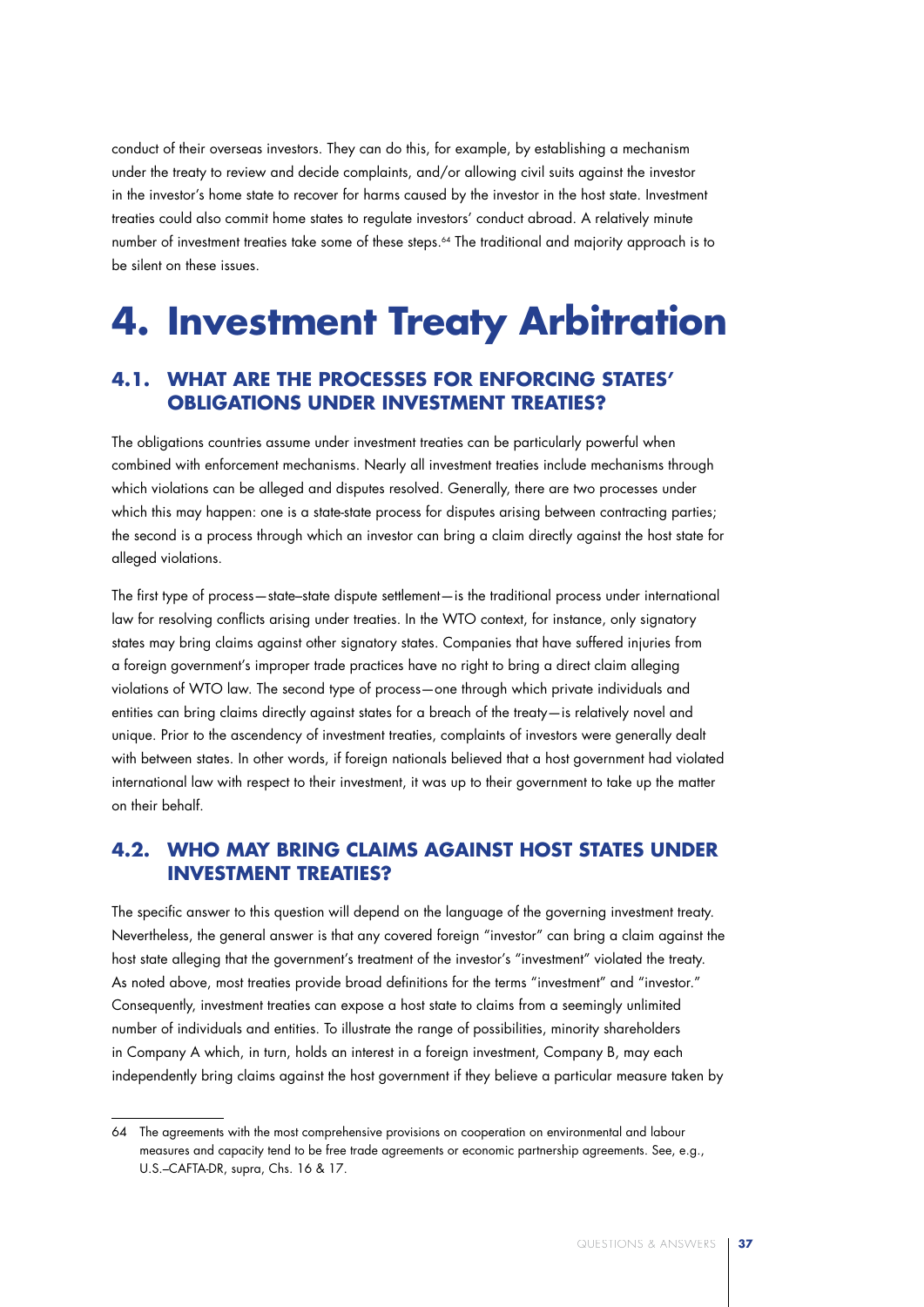conduct of their overseas investors. They can do this, for example, by establishing a mechanism under the treaty to review and decide complaints, and/or allowing civil suits against the investor in the investor's home state to recover for harms caused by the investor in the host state. Investment treaties could also commit home states to regulate investors' conduct abroad. A relatively minute number of investment treaties take some of these steps.[64] The traditional and majority approach is to be silent on these issues.

# 4. Investment Treaty Arbitration

## 4.1. WHAT ARE THE PROCESSES FOR ENFORCING STATES' OBLIGATIONS UNDER INVESTMENT TREATIES?

The obligations countries assume under investment treaties can be particularly powerful when combined with enforcement mechanisms. Nearly all investment treaties include mechanisms through which violations can be alleged and disputes resolved. Generally, there are two processes under which this may happen: one is a state-state process for disputes arising between contracting parties; the second is a process through which an investor can bring a claim directly against the host state for alleged violations.

The first type of process—state–state dispute settlement—is the traditional process under international law for resolving conflicts arising under treaties. In the WTO context, for instance, only signatory states may bring claims against other signatory states. Companies that have suffered injuries from a foreign government's improper trade practices have no right to bring a direct claim alleging violations of WTO law. The second type of process—one through which private individuals and entities can bring claims directly against states for a breach of the treaty—is relatively novel and unique. Prior to the ascendency of investment treaties, complaints of investors were generally dealt with between states. In other words, if foreign nationals believed that a host government had violated international law with respect to their investment, it was up to their government to take up the matter on their behalf.

## 4.2. WHO MAY BRING CLAIMS AGAINST HOST STATES UNDER INVESTMENT TREATIES?

The specific answer to this question will depend on the language of the governing investment treaty. Nevertheless, the general answer is that any covered foreign "investor" can bring a claim against the host state alleging that the government's treatment of the investor's "investment" violated the treaty. As noted above, most treaties provide broad definitions for the terms "investment" and "investor." Consequently, investment treaties can expose a host state to claims from a seemingly unlimited number of individuals and entities. To illustrate the range of possibilities, minority shareholders in Company A which, in turn, holds an interest in a foreign investment, Company B, may each independently bring claims against the host government if they believe a particular measure taken by

---

64 The agreements with the most comprehensive provisions on cooperation on environmental and labour measures and capacity tend to be free trade agreements or economic partnership agreements. See, e.g., U.S.–CAFTA-DR, supra, Chs. 16 & 17.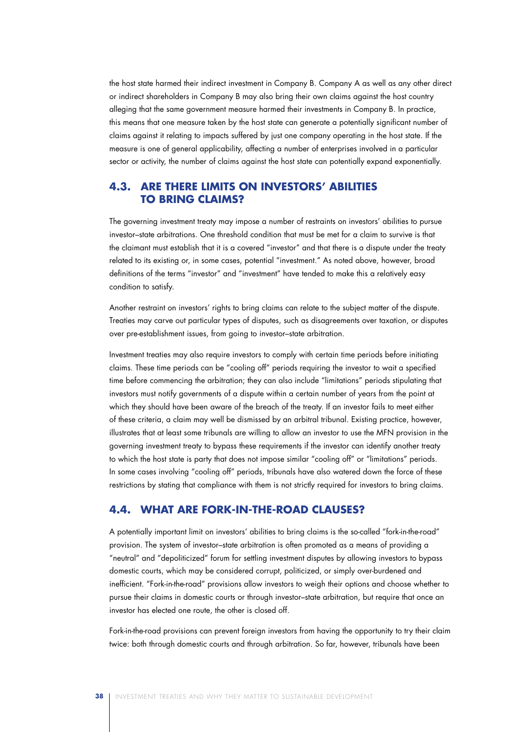the host state harmed their indirect investment in Company B. Company A as well as any other direct or indirect shareholders in Company B may also bring their own claims against the host country alleging that the same government measure harmed their investments in Company B. In practice, this means that one measure taken by the host state can generate a potentially significant number of claims against it relating to impacts suffered by just one company operating in the host state. If the measure is one of general applicability, affecting a number of enterprises involved in a particular sector or activity, the number of claims against the host state can potentially expand exponentially.

## 4.3. ARE THERE LIMITS ON INVESTORS' ABILITIES TO BRING CLAIMS?

The governing investment treaty may impose a number of restraints on investors' abilities to pursue investor–state arbitrations. One threshold condition that must be met for a claim to survive is that the claimant must establish that it is a covered "investor" and that there is a dispute under the treaty related to its existing or, in some cases, potential "investment." As noted above, however, broad definitions of the terms "investor" and "investment" have tended to make this a relatively easy condition to satisfy.

Another restraint on investors' rights to bring claims can relate to the subject matter of the dispute. Treaties may carve out particular types of disputes, such as disagreements over taxation, or disputes over pre-establishment issues, from going to investor–state arbitration.

Investment treaties may also require investors to comply with certain time periods before initiating claims. These time periods can be "cooling off" periods requiring the investor to wait a specified time before commencing the arbitration; they can also include "limitations" periods stipulating that investors must notify governments of a dispute within a certain number of years from the point at which they should have been aware of the breach of the treaty. If an investor fails to meet either of these criteria, a claim may well be dismissed by an arbitral tribunal. Existing practice, however, illustrates that at least some tribunals are willing to allow an investor to use the MFN provision in the governing investment treaty to bypass these requirements if the investor can identify another treaty to which the host state is party that does not impose similar "cooling off" or "limitations" periods. In some cases involving "cooling off" periods, tribunals have also watered down the force of these restrictions by stating that compliance with them is not strictly required for investors to bring claims.

## 4.4. WHAT ARE FORK-IN-THE-ROAD CLAUSES?

A potentially important limit on investors' abilities to bring claims is the so-called "fork-in-the-road" provision. The system of investor–state arbitration is often promoted as a means of providing a "neutral" and "depoliticized" forum for settling investment disputes by allowing investors to bypass domestic courts, which may be considered corrupt, politicized, or simply over-burdened and inefficient. "Fork-in-the-road" provisions allow investors to weigh their options and choose whether to pursue their claims in domestic courts or through investor–state arbitration, but require that once an investor has elected one route, the other is closed off.

Fork-in-the-road provisions can prevent foreign investors from having the opportunity to try their claim twice: both through domestic courts and through arbitration. So far, however, tribunals have been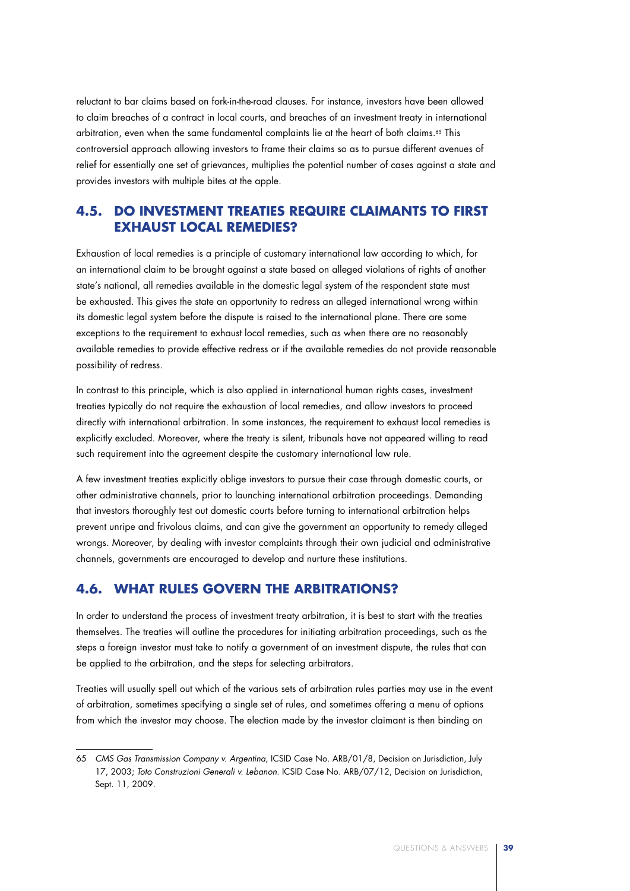reluctant to bar claims based on fork-in-the-road clauses. For instance, investors have been allowed to claim breaches of a contract in local courts, and breaches of an investment treaty in international arbitration, even when the same fundamental complaints lie at the heart of both claims.[65] This controversial approach allowing investors to frame their claims so as to pursue different avenues of relief for essentially one set of grievances, multiplies the potential number of cases against a state and provides investors with multiple bites at the apple.

## 4.5. DO INVESTMENT TREATIES REQUIRE CLAIMANTS TO FIRST EXHAUST LOCAL REMEDIES?

Exhaustion of local remedies is a principle of customary international law according to which, for an international claim to be brought against a state based on alleged violations of rights of another state's national, all remedies available in the domestic legal system of the respondent state must be exhausted. This gives the state an opportunity to redress an alleged international wrong within its domestic legal system before the dispute is raised to the international plane. There are some exceptions to the requirement to exhaust local remedies, such as when there are no reasonably available remedies to provide effective redress or if the available remedies do not provide reasonable possibility of redress.

In contrast to this principle, which is also applied in international human rights cases, investment treaties typically do not require the exhaustion of local remedies, and allow investors to proceed directly with international arbitration. In some instances, the requirement to exhaust local remedies is explicitly excluded. Moreover, where the treaty is silent, tribunals have not appeared willing to read such requirement into the agreement despite the customary international law rule.

A few investment treaties explicitly oblige investors to pursue their case through domestic courts, or other administrative channels, prior to launching international arbitration proceedings. Demanding that investors thoroughly test out domestic courts before turning to international arbitration helps prevent unripe and frivolous claims, and can give the government an opportunity to remedy alleged wrongs. Moreover, by dealing with investor complaints through their own judicial and administrative channels, governments are encouraged to develop and nurture these institutions.

## 4.6. WHAT RULES GOVERN THE ARBITRATIONS?

In order to understand the process of investment treaty arbitration, it is best to start with the treaties themselves. The treaties will outline the procedures for initiating arbitration proceedings, such as the steps a foreign investor must take to notify a government of an investment dispute, the rules that can be applied to the arbitration, and the steps for selecting arbitrators.

Treaties will usually spell out which of the various sets of arbitration rules parties may use in the event of arbitration, sometimes specifying a single set of rules, and sometimes offering a menu of options from which the investor may choose. The election made by the investor claimant is then binding on

---

65 *CMS Gas Transmission Company v. Argentina*, ICSID Case No. ARB/01/8, Decision on Jurisdiction, July 17, 2003; *Toto Construzioni Generali v. Lebanon*. ICSID Case No. ARB/07/12, Decision on Jurisdiction, Sept. 11, 2009.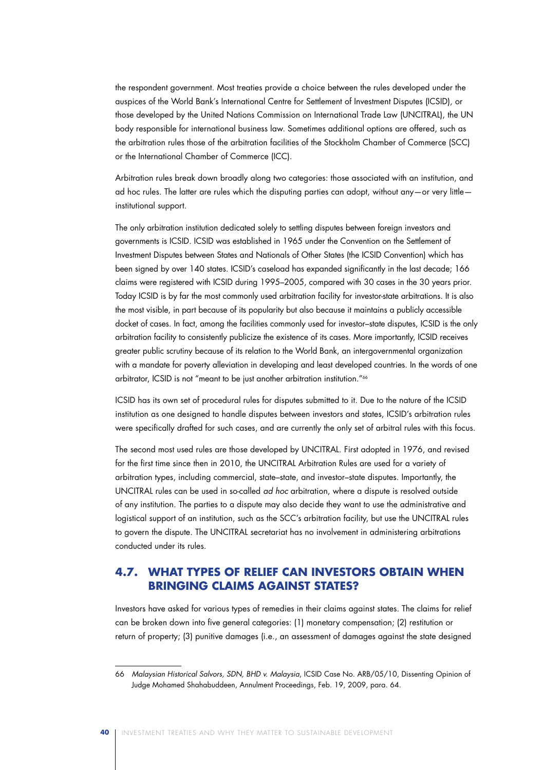the respondent government. Most treaties provide a choice between the rules developed under the auspices of the World Bank's International Centre for Settlement of Investment Disputes (ICSID), or those developed by the United Nations Commission on International Trade Law (UNCITRAL), the UN body responsible for international business law. Sometimes additional options are offered, such as the arbitration rules those of the arbitration facilities of the Stockholm Chamber of Commerce (SCC) or the International Chamber of Commerce (ICC).

Arbitration rules break down broadly along two categories: those associated with an institution, and ad hoc rules. The latter are rules which the disputing parties can adopt, without any—or very little—institutional support.

The only arbitration institution dedicated solely to settling disputes between foreign investors and governments is ICSID. ICSID was established in 1965 under the Convention on the Settlement of Investment Disputes between States and Nationals of Other States (the ICSID Convention) which has been signed by over 140 states. ICSID's caseload has expanded significantly in the last decade; 166 claims were registered with ICSID during 1995–2005, compared with 30 cases in the 30 years prior. Today ICSID is by far the most commonly used arbitration facility for investor-state arbitrations. It is also the most visible, in part because of its popularity but also because it maintains a publicly accessible docket of cases. In fact, among the facilities commonly used for investor–state disputes, ICSID is the only arbitration facility to consistently publicize the existence of its cases. More importantly, ICSID receives greater public scrutiny because of its relation to the World Bank, an intergovernmental organization with a mandate for poverty alleviation in developing and least developed countries. In the words of one arbitrator, ICSID is not "meant to be just another arbitration institution."[66]

ICSID has its own set of procedural rules for disputes submitted to it. Due to the nature of the ICSID institution as one designed to handle disputes between investors and states, ICSID's arbitration rules were specifically drafted for such cases, and are currently the only set of arbitral rules with this focus.

The second most used rules are those developed by UNCITRAL. First adopted in 1976, and revised for the first time since then in 2010, the UNCITRAL Arbitration Rules are used for a variety of arbitration types, including commercial, state–state, and investor–state disputes. Importantly, the UNCITRAL rules can be used in so-called *ad hoc* arbitration, where a dispute is resolved outside of any institution. The parties to a dispute may also decide they want to use the administrative and logistical support of an institution, such as the SCC's arbitration facility, but use the UNCITRAL rules to govern the dispute. The UNCITRAL secretariat has no involvement in administering arbitrations conducted under its rules.

## 4.7. WHAT TYPES OF RELIEF CAN INVESTORS OBTAIN WHEN BRINGING CLAIMS AGAINST STATES?

Investors have asked for various types of remedies in their claims against states. The claims for relief can be broken down into five general categories: (1) monetary compensation; (2) restitution or return of property; (3) punitive damages (i.e., an assessment of damages against the state designed

---

66 *Malaysian Historical Salvors, SDN, BHD v. Malaysia*, ICSID Case No. ARB/05/10, Dissenting Opinion of Judge Mohamed Shahabuddeen, Annulment Proceedings, Feb. 19, 2009, para. 64.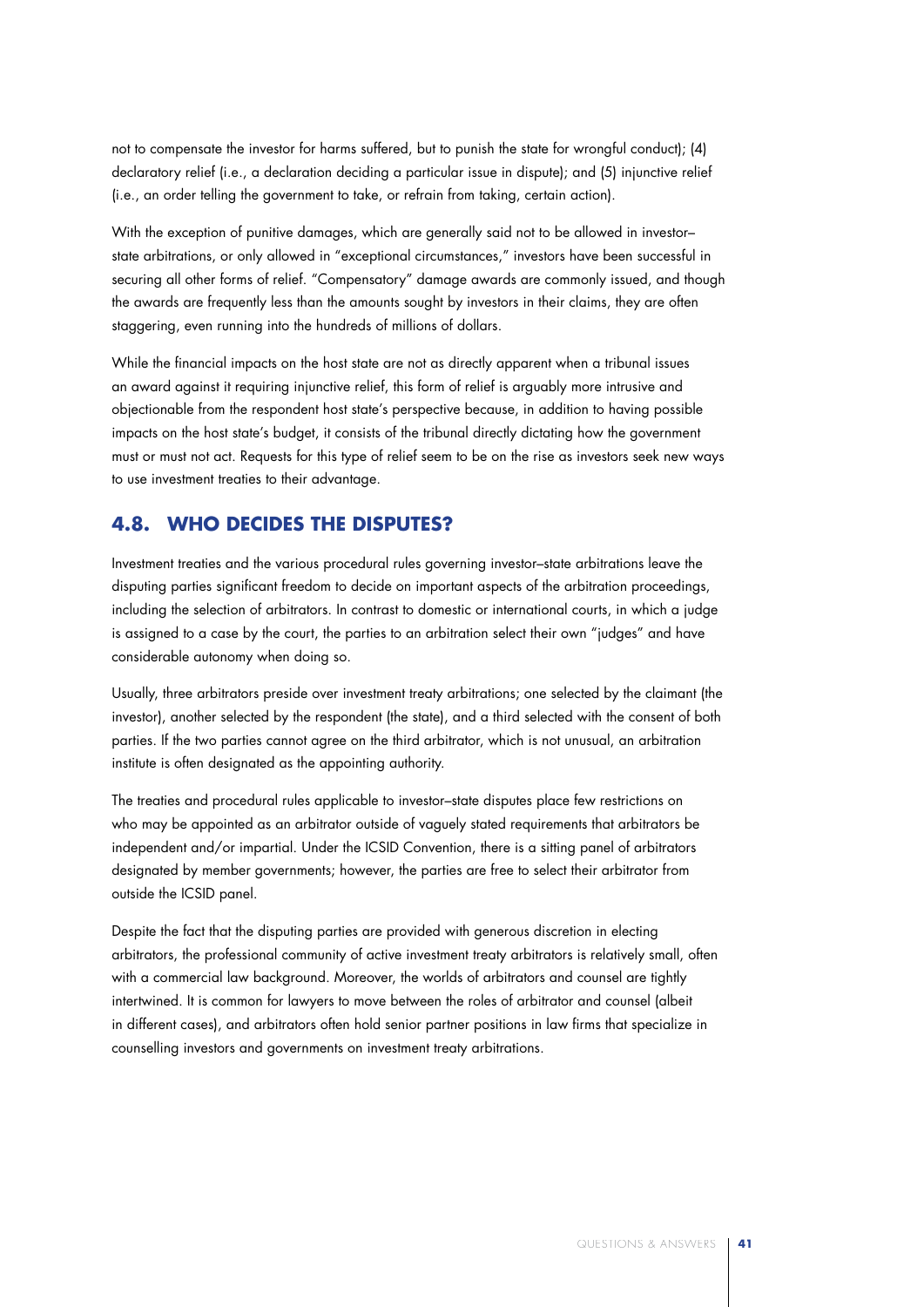not to compensate the investor for harms suffered, but to punish the state for wrongful conduct); (4) declaratory relief (i.e., a declaration deciding a particular issue in dispute); and (5) injunctive relief (i.e., an order telling the government to take, or refrain from taking, certain action).

With the exception of punitive damages, which are generally said not to be allowed in investor–state arbitrations, or only allowed in "exceptional circumstances," investors have been successful in securing all other forms of relief. "Compensatory" damage awards are commonly issued, and though the awards are frequently less than the amounts sought by investors in their claims, they are often staggering, even running into the hundreds of millions of dollars.

While the financial impacts on the host state are not as directly apparent when a tribunal issues an award against it requiring injunctive relief, this form of relief is arguably more intrusive and objectionable from the respondent host state's perspective because, in addition to having possible impacts on the host state's budget, it consists of the tribunal directly dictating how the government must or must not act. Requests for this type of relief seem to be on the rise as investors seek new ways to use investment treaties to their advantage.

## 4.8. WHO DECIDES THE DISPUTES?

Investment treaties and the various procedural rules governing investor–state arbitrations leave the disputing parties significant freedom to decide on important aspects of the arbitration proceedings, including the selection of arbitrators. In contrast to domestic or international courts, in which a judge is assigned to a case by the court, the parties to an arbitration select their own "judges" and have considerable autonomy when doing so.

Usually, three arbitrators preside over investment treaty arbitrations; one selected by the claimant (the investor), another selected by the respondent (the state), and a third selected with the consent of both parties. If the two parties cannot agree on the third arbitrator, which is not unusual, an arbitration institute is often designated as the appointing authority.

The treaties and procedural rules applicable to investor–state disputes place few restrictions on who may be appointed as an arbitrator outside of vaguely stated requirements that arbitrators be independent and/or impartial. Under the ICSID Convention, there is a sitting panel of arbitrators designated by member governments; however, the parties are free to select their arbitrator from outside the ICSID panel.

Despite the fact that the disputing parties are provided with generous discretion in electing arbitrators, the professional community of active investment treaty arbitrators is relatively small, often with a commercial law background. Moreover, the worlds of arbitrators and counsel are tightly intertwined. It is common for lawyers to move between the roles of arbitrator and counsel (albeit in different cases), and arbitrators often hold senior partner positions in law firms that specialize in counselling investors and governments on investment treaty arbitrations.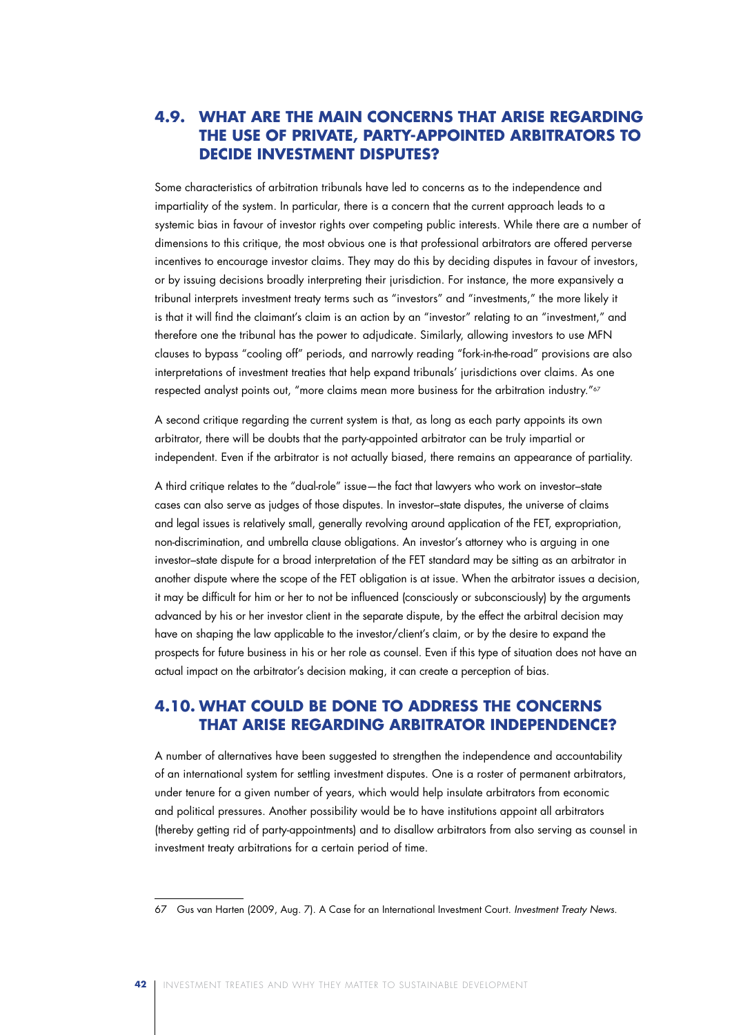## 4.9. WHAT ARE THE MAIN CONCERNS THAT ARISE REGARDING THE USE OF PRIVATE, PARTY-APPOINTED ARBITRATORS TO DECIDE INVESTMENT DISPUTES?

Some characteristics of arbitration tribunals have led to concerns as to the independence and impartiality of the system. In particular, there is a concern that the current approach leads to a systemic bias in favour of investor rights over competing public interests. While there are a number of dimensions to this critique, the most obvious one is that professional arbitrators are offered perverse incentives to encourage investor claims. They may do this by deciding disputes in favour of investors, or by issuing decisions broadly interpreting their jurisdiction. For instance, the more expansively a tribunal interprets investment treaty terms such as "investors" and "investments," the more likely it is that it will find the claimant's claim is an action by an "investor" relating to an "investment," and therefore one the tribunal has the power to adjudicate. Similarly, allowing investors to use MFN clauses to bypass "cooling off" periods, and narrowly reading "fork-in-the-road" provisions are also interpretations of investment treaties that help expand tribunals' jurisdictions over claims. As one respected analyst points out, "more claims mean more business for the arbitration industry."[67]

A second critique regarding the current system is that, as long as each party appoints its own arbitrator, there will be doubts that the party-appointed arbitrator can be truly impartial or independent. Even if the arbitrator is not actually biased, there remains an appearance of partiality.

A third critique relates to the "dual-role" issue—the fact that lawyers who work on investor–state cases can also serve as judges of those disputes. In investor–state disputes, the universe of claims and legal issues is relatively small, generally revolving around application of the FET, expropriation, non-discrimination, and umbrella clause obligations. An investor's attorney who is arguing in one investor–state dispute for a broad interpretation of the FET standard may be sitting as an arbitrator in another dispute where the scope of the FET obligation is at issue. When the arbitrator issues a decision, it may be difficult for him or her to not be influenced (consciously or subconsciously) by the arguments advanced by his or her investor client in the separate dispute, by the effect the arbitral decision may have on shaping the law applicable to the investor/client's claim, or by the desire to expand the prospects for future business in his or her role as counsel. Even if this type of situation does not have an actual impact on the arbitrator's decision making, it can create a perception of bias.

## 4.10. WHAT COULD BE DONE TO ADDRESS THE CONCERNS THAT ARISE REGARDING ARBITRATOR INDEPENDENCE?

A number of alternatives have been suggested to strengthen the independence and accountability of an international system for settling investment disputes. One is a roster of permanent arbitrators, under tenure for a given number of years, which would help insulate arbitrators from economic and political pressures. Another possibility would be to have institutions appoint all arbitrators (thereby getting rid of party-appointments) and to disallow arbitrators from also serving as counsel in investment treaty arbitrations for a certain period of time.

---

67 Gus van Harten (2009, Aug. 7). A Case for an International Investment Court. *Investment Treaty News*.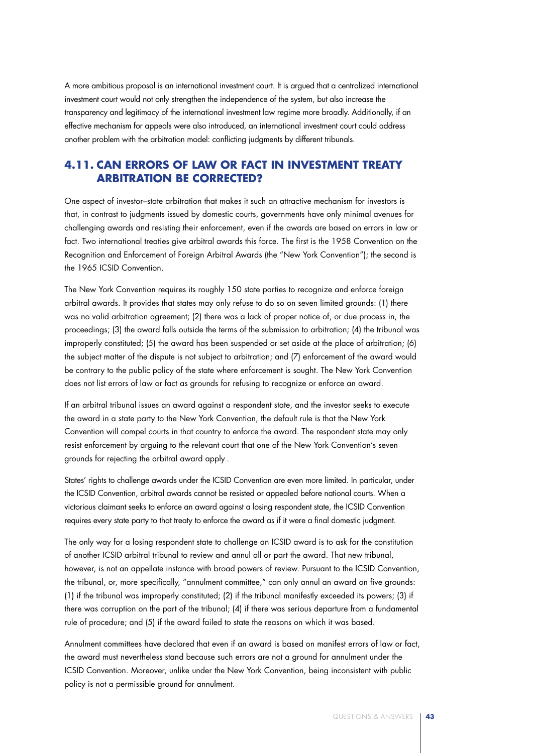A more ambitious proposal is an international investment court. It is argued that a centralized international investment court would not only strengthen the independence of the system, but also increase the transparency and legitimacy of the international investment law regime more broadly. Additionally, if an effective mechanism for appeals were also introduced, an international investment court could address another problem with the arbitration model: conflicting judgments by different tribunals.

## 4.11. CAN ERRORS OF LAW OR FACT IN INVESTMENT TREATY ARBITRATION BE CORRECTED?

One aspect of investor–state arbitration that makes it such an attractive mechanism for investors is that, in contrast to judgments issued by domestic courts, governments have only minimal avenues for challenging awards and resisting their enforcement, even if the awards are based on errors in law or fact. Two international treaties give arbitral awards this force. The first is the 1958 Convention on the Recognition and Enforcement of Foreign Arbitral Awards (the "New York Convention"); the second is the 1965 ICSID Convention.

The New York Convention requires its roughly 150 state parties to recognize and enforce foreign arbitral awards. It provides that states may only refuse to do so on seven limited grounds: (1) there was no valid arbitration agreement; (2) there was a lack of proper notice of, or due process in, the proceedings; (3) the award falls outside the terms of the submission to arbitration; (4) the tribunal was improperly constituted; (5) the award has been suspended or set aside at the place of arbitration; (6) the subject matter of the dispute is not subject to arbitration; and (7) enforcement of the award would be contrary to the public policy of the state where enforcement is sought. The New York Convention does not list errors of law or fact as grounds for refusing to recognize or enforce an award.

If an arbitral tribunal issues an award against a respondent state, and the investor seeks to execute the award in a state party to the New York Convention, the default rule is that the New York Convention will compel courts in that country to enforce the award. The respondent state may only resist enforcement by arguing to the relevant court that one of the New York Convention's seven grounds for rejecting the arbitral award apply .

States' rights to challenge awards under the ICSID Convention are even more limited. In particular, under the ICSID Convention, arbitral awards cannot be resisted or appealed before national courts. When a victorious claimant seeks to enforce an award against a losing respondent state, the ICSID Convention requires every state party to that treaty to enforce the award as if it were a final domestic judgment.

The only way for a losing respondent state to challenge an ICSID award is to ask for the constitution of another ICSID arbitral tribunal to review and annul all or part the award. That new tribunal, however, is not an appellate instance with broad powers of review. Pursuant to the ICSID Convention, the tribunal, or, more specifically, "annulment committee," can only annul an award on five grounds: (1) if the tribunal was improperly constituted; (2) if the tribunal manifestly exceeded its powers; (3) if there was corruption on the part of the tribunal; (4) if there was serious departure from a fundamental rule of procedure; and (5) if the award failed to state the reasons on which it was based.

Annulment committees have declared that even if an award is based on manifest errors of law or fact, the award must nevertheless stand because such errors are not a ground for annulment under the ICSID Convention. Moreover, unlike under the New York Convention, being inconsistent with public policy is not a permissible ground for annulment.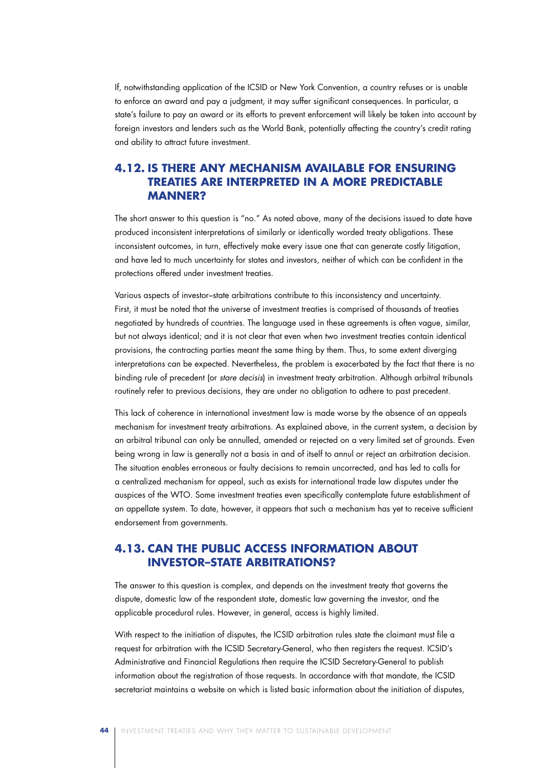If, notwithstanding application of the ICSID or New York Convention, a country refuses or is unable to enforce an award and pay a judgment, it may suffer significant consequences. In particular, a state's failure to pay an award or its efforts to prevent enforcement will likely be taken into account by foreign investors and lenders such as the World Bank, potentially affecting the country's credit rating and ability to attract future investment.

## 4.12. IS THERE ANY MECHANISM AVAILABLE FOR ENSURING TREATIES ARE INTERPRETED IN A MORE PREDICTABLE MANNER?

The short answer to this question is "no." As noted above, many of the decisions issued to date have produced inconsistent interpretations of similarly or identically worded treaty obligations. These inconsistent outcomes, in turn, effectively make every issue one that can generate costly litigation, and have led to much uncertainty for states and investors, neither of which can be confident in the protections offered under investment treaties.

Various aspects of investor–state arbitrations contribute to this inconsistency and uncertainty. First, it must be noted that the universe of investment treaties is comprised of thousands of treaties negotiated by hundreds of countries. The language used in these agreements is often vague, similar, but not always identical; and it is not clear that even when two investment treaties contain identical provisions, the contracting parties meant the same thing by them. Thus, to some extent diverging interpretations can be expected. Nevertheless, the problem is exacerbated by the fact that there is no binding rule of precedent (or *stare decisis*) in investment treaty arbitration. Although arbitral tribunals routinely refer to previous decisions, they are under no obligation to adhere to past precedent.

This lack of coherence in international investment law is made worse by the absence of an appeals mechanism for investment treaty arbitrations. As explained above, in the current system, a decision by an arbitral tribunal can only be annulled, amended or rejected on a very limited set of grounds. Even being wrong in law is generally not a basis in and of itself to annul or reject an arbitration decision. The situation enables erroneous or faulty decisions to remain uncorrected, and has led to calls for a centralized mechanism for appeal, such as exists for international trade law disputes under the auspices of the WTO. Some investment treaties even specifically contemplate future establishment of an appellate system. To date, however, it appears that such a mechanism has yet to receive sufficient endorsement from governments.

## 4.13. CAN THE PUBLIC ACCESS INFORMATION ABOUT INVESTOR–STATE ARBITRATIONS?

The answer to this question is complex, and depends on the investment treaty that governs the dispute, domestic law of the respondent state, domestic law governing the investor, and the applicable procedural rules. However, in general, access is highly limited.

With respect to the initiation of disputes, the ICSID arbitration rules state the claimant must file a request for arbitration with the ICSID Secretary-General, who then registers the request. ICSID's Administrative and Financial Regulations then require the ICSID Secretary-General to publish information about the registration of those requests. In accordance with that mandate, the ICSID secretariat maintains a website on which is listed basic information about the initiation of disputes,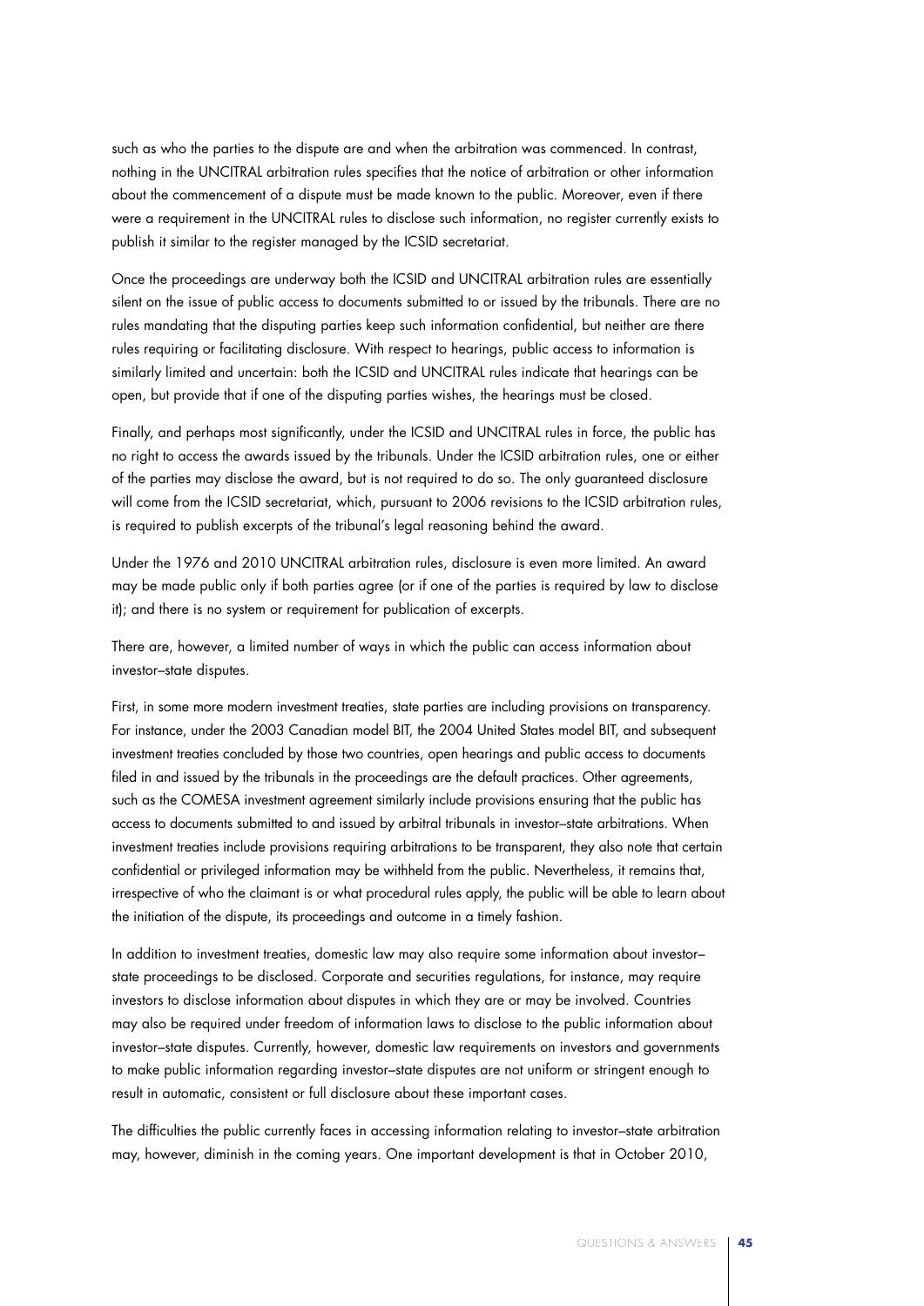such as who the parties to the dispute are and when the arbitration was commenced. In contrast, nothing in the UNCITRAL arbitration rules specifies that the notice of arbitration or other information about the commencement of a dispute must be made known to the public. Moreover, even if there were a requirement in the UNCITRAL rules to disclose such information, no register currently exists to publish it similar to the register managed by the ICSID secretariat.

Once the proceedings are underway both the ICSID and UNCITRAL arbitration rules are essentially silent on the issue of public access to documents submitted to or issued by the tribunals. There are no rules mandating that the disputing parties keep such information confidential, but neither are there rules requiring or facilitating disclosure. With respect to hearings, public access to information is similarly limited and uncertain: both the ICSID and UNCITRAL rules indicate that hearings can be open, but provide that if one of the disputing parties wishes, the hearings must be closed.

Finally, and perhaps most significantly, under the ICSID and UNCITRAL rules in force, the public has no right to access the awards issued by the tribunals. Under the ICSID arbitration rules, one or either of the parties may disclose the award, but is not required to do so. The only guaranteed disclosure will come from the ICSID secretariat, which, pursuant to 2006 revisions to the ICSID arbitration rules, is required to publish excerpts of the tribunal's legal reasoning behind the award.

Under the 1976 and 2010 UNCITRAL arbitration rules, disclosure is even more limited. An award may be made public only if both parties agree (or if one of the parties is required by law to disclose it); and there is no system or requirement for publication of excerpts.

There are, however, a limited number of ways in which the public can access information about investor–state disputes.

First, in some more modern investment treaties, state parties are including provisions on transparency. For instance, under the 2003 Canadian model BIT, the 2004 United States model BIT, and subsequent investment treaties concluded by those two countries, open hearings and public access to documents filed in and issued by the tribunals in the proceedings are the default practices. Other agreements, such as the COMESA investment agreement similarly include provisions ensuring that the public has access to documents submitted to and issued by arbitral tribunals in investor–state arbitrations. When investment treaties include provisions requiring arbitrations to be transparent, they also note that certain confidential or privileged information may be withheld from the public. Nevertheless, it remains that, irrespective of who the claimant is or what procedural rules apply, the public will be able to learn about the initiation of the dispute, its proceedings and outcome in a timely fashion.

In addition to investment treaties, domestic law may also require some information about investor–state proceedings to be disclosed. Corporate and securities regulations, for instance, may require investors to disclose information about disputes in which they are or may be involved. Countries may also be required under freedom of information laws to disclose to the public information about investor–state disputes. Currently, however, domestic law requirements on investors and governments to make public information regarding investor–state disputes are not uniform or stringent enough to result in automatic, consistent or full disclosure about these important cases.

The difficulties the public currently faces in accessing information relating to investor–state arbitration may, however, diminish in the coming years. One important development is that in October 2010,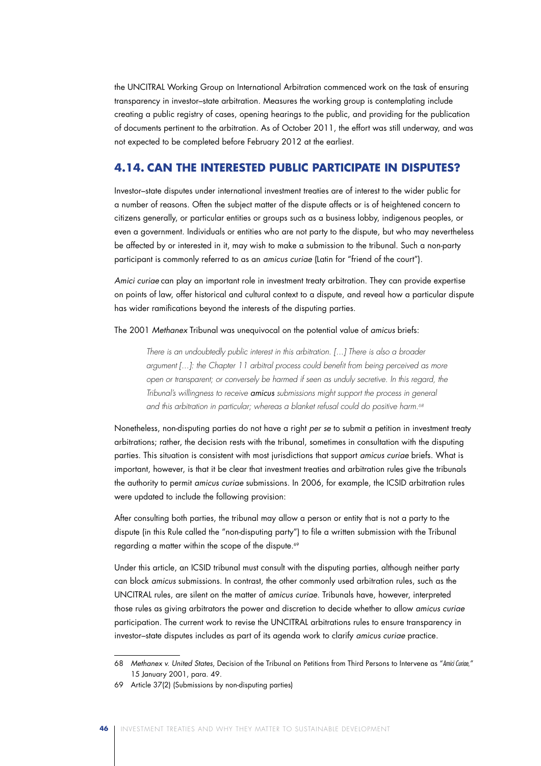the UNCITRAL Working Group on International Arbitration commenced work on the task of ensuring transparency in investor–state arbitration. Measures the working group is contemplating include creating a public registry of cases, opening hearings to the public, and providing for the publication of documents pertinent to the arbitration. As of October 2011, the effort was still underway, and was not expected to be completed before February 2012 at the earliest.

## 4.14. CAN THE INTERESTED PUBLIC PARTICIPATE IN DISPUTES?

Investor–state disputes under international investment treaties are of interest to the wider public for a number of reasons. Often the subject matter of the dispute affects or is of heightened concern to citizens generally, or particular entities or groups such as a business lobby, indigenous peoples, or even a government. Individuals or entities who are not party to the dispute, but who may nevertheless be affected by or interested in it, may wish to make a submission to the tribunal. Such a non-party participant is commonly referred to as an *amicus curiae* (Latin for "friend of the court").

*Amici curiae* can play an important role in investment treaty arbitration. They can provide expertise on points of law, offer historical and cultural context to a dispute, and reveal how a particular dispute has wider ramifications beyond the interests of the disputing parties.

The 2001 *Methanex* Tribunal was unequivocal on the potential value of *amicus* briefs:

> *There is an undoubtedly public interest in this arbitration. [...] There is also a broader argument [...]: the Chapter 11 arbitral process could benefit from being perceived as more open or transparent; or conversely be harmed if seen as unduly secretive. In this regard, the Tribunal's willingness to receive* **amicus** *submissions might support the process in general and this arbitration in particular; whereas a blanket refusal could do positive harm.*[68]

Nonetheless, non-disputing parties do not have a right *per se* to submit a petition in investment treaty arbitrations; rather, the decision rests with the tribunal, sometimes in consultation with the disputing parties. This situation is consistent with most jurisdictions that support *amicus curiae* briefs. What is important, however, is that it be clear that investment treaties and arbitration rules give the tribunals the authority to permit *amicus curiae* submissions. In 2006, for example, the ICSID arbitration rules were updated to include the following provision:

After consulting both parties, the tribunal may allow a person or entity that is not a party to the dispute (in this Rule called the "non-disputing party") to file a written submission with the Tribunal regarding a matter within the scope of the dispute.[69]

Under this article, an ICSID tribunal must consult with the disputing parties, although neither party can block *amicus* submissions. In contrast, the other commonly used arbitration rules, such as the UNCITRAL rules, are silent on the matter of *amicus curiae*. Tribunals have, however, interpreted those rules as giving arbitrators the power and discretion to decide whether to allow *amicus curiae* participation. The current work to revise the UNCITRAL arbitrations rules to ensure transparency in investor–state disputes includes as part of its agenda work to clarify *amicus curiae* practice.

---

68 *Methanex v. United States*, Decision of the Tribunal on Petitions from Third Persons to Intervene as "*Amici Curiae*," 15 January 2001, para. 49.

69 Article 37(2) (Submissions by non-disputing parties)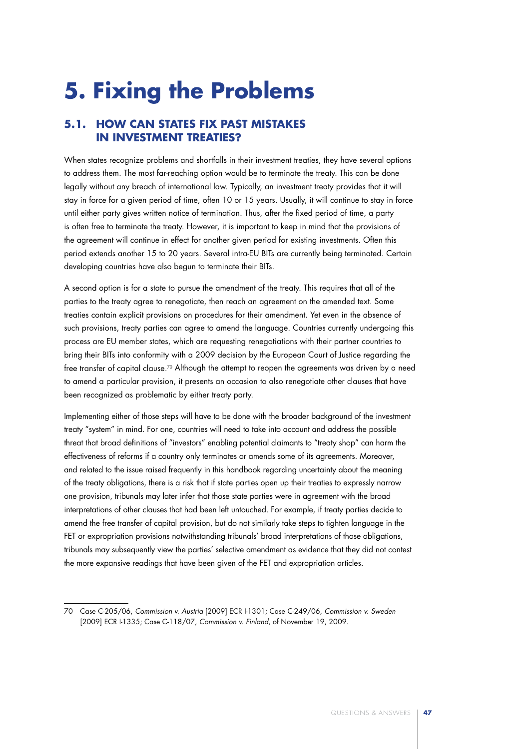# 5. Fixing the Problems

## 5.1. HOW CAN STATES FIX PAST MISTAKES IN INVESTMENT TREATIES?

When states recognize problems and shortfalls in their investment treaties, they have several options to address them. The most far-reaching option would be to terminate the treaty. This can be done legally without any breach of international law. Typically, an investment treaty provides that it will stay in force for a given period of time, often 10 or 15 years. Usually, it will continue to stay in force until either party gives written notice of termination. Thus, after the fixed period of time, a party is often free to terminate the treaty. However, it is important to keep in mind that the provisions of the agreement will continue in effect for another given period for existing investments. Often this period extends another 15 to 20 years. Several intra-EU BITs are currently being terminated. Certain developing countries have also begun to terminate their BITs.

A second option is for a state to pursue the amendment of the treaty. This requires that all of the parties to the treaty agree to renegotiate, then reach an agreement on the amended text. Some treaties contain explicit provisions on procedures for their amendment. Yet even in the absence of such provisions, treaty parties can agree to amend the language. Countries currently undergoing this process are EU member states, which are requesting renegotiations with their partner countries to bring their BITs into conformity with a 2009 decision by the European Court of Justice regarding the free transfer of capital clause.[70] Although the attempt to reopen the agreements was driven by a need to amend a particular provision, it presents an occasion to also renegotiate other clauses that have been recognized as problematic by either treaty party.

Implementing either of those steps will have to be done with the broader background of the investment treaty "system" in mind. For one, countries will need to take into account and address the possible threat that broad definitions of "investors" enabling potential claimants to "treaty shop" can harm the effectiveness of reforms if a country only terminates or amends some of its agreements. Moreover, and related to the issue raised frequently in this handbook regarding uncertainty about the meaning of the treaty obligations, there is a risk that if state parties open up their treaties to expressly narrow one provision, tribunals may later infer that those state parties were in agreement with the broad interpretations of other clauses that had been left untouched. For example, if treaty parties decide to amend the free transfer of capital provision, but do not similarly take steps to tighten language in the FET or expropriation provisions notwithstanding tribunals' broad interpretations of those obligations, tribunals may subsequently view the parties' selective amendment as evidence that they did not contest the more expansive readings that have been given of the FET and expropriation articles.

---

70 Case C-205/06, *Commission v. Austria* [2009] ECR I-1301; Case C-249/06, *Commission v. Sweden* [2009] ECR I-1335; Case C-118/07, *Commission v. Finland*, of November 19, 2009.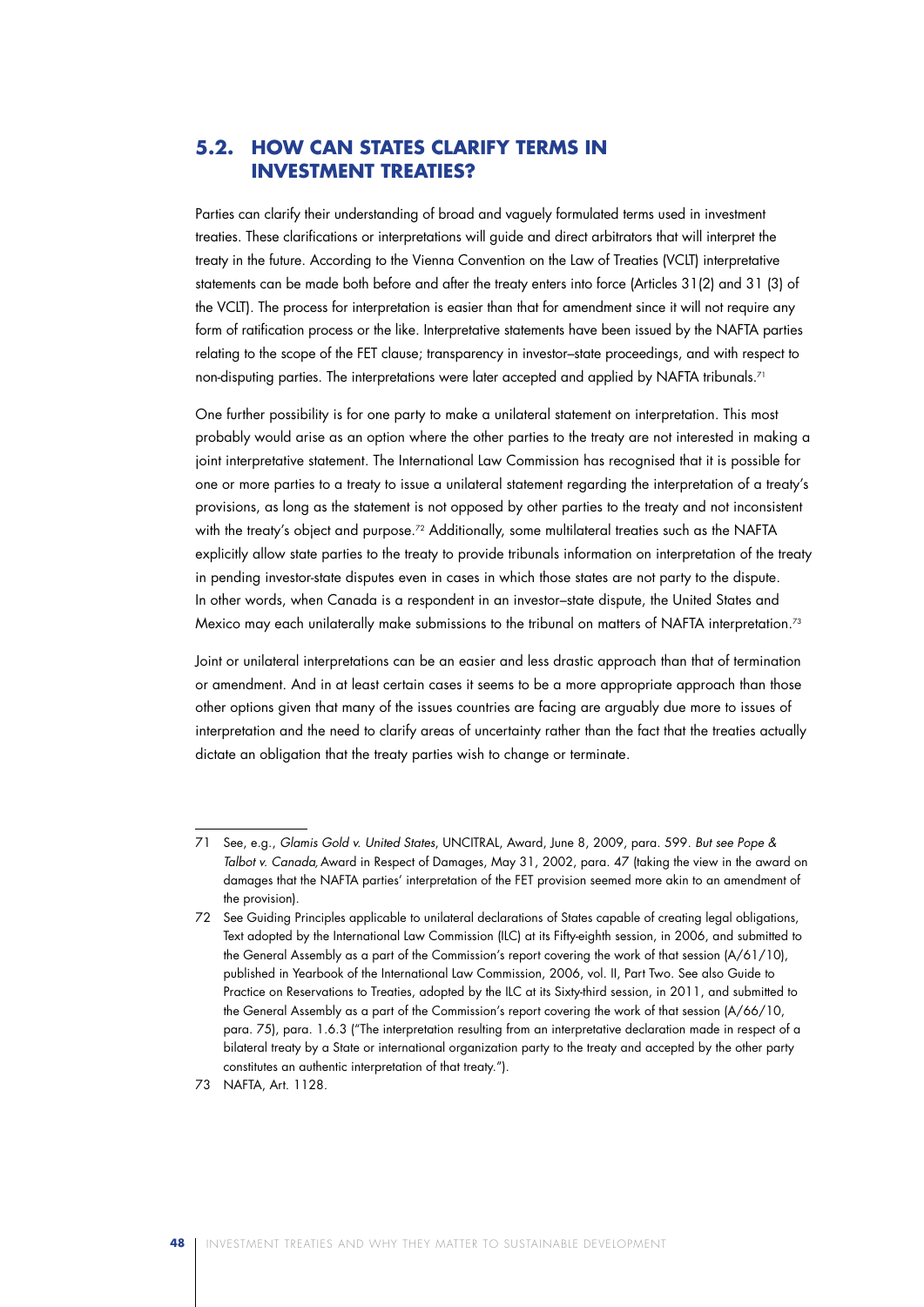## 5.2. HOW CAN STATES CLARIFY TERMS IN INVESTMENT TREATIES?

Parties can clarify their understanding of broad and vaguely formulated terms used in investment treaties. These clarifications or interpretations will guide and direct arbitrators that will interpret the treaty in the future. According to the Vienna Convention on the Law of Treaties (VCLT) interpretative statements can be made both before and after the treaty enters into force (Articles 31(2) and 31 (3) of the VCLT). The process for interpretation is easier than that for amendment since it will not require any form of ratification process or the like. Interpretative statements have been issued by the NAFTA parties relating to the scope of the FET clause; transparency in investor–state proceedings, and with respect to non-disputing parties. The interpretations were later accepted and applied by NAFTA tribunals.[71]

One further possibility is for one party to make a unilateral statement on interpretation. This most probably would arise as an option where the other parties to the treaty are not interested in making a joint interpretative statement. The International Law Commission has recognised that it is possible for one or more parties to a treaty to issue a unilateral statement regarding the interpretation of a treaty's provisions, as long as the statement is not opposed by other parties to the treaty and not inconsistent with the treaty's object and purpose.[72] Additionally, some multilateral treaties such as the NAFTA explicitly allow state parties to the treaty to provide tribunals information on interpretation of the treaty in pending investor-state disputes even in cases in which those states are not party to the dispute. In other words, when Canada is a respondent in an investor–state dispute, the United States and Mexico may each unilaterally make submissions to the tribunal on matters of NAFTA interpretation.[73]

Joint or unilateral interpretations can be an easier and less drastic approach than that of termination or amendment. And in at least certain cases it seems to be a more appropriate approach than those other options given that many of the issues countries are facing are arguably due more to issues of interpretation and the need to clarify areas of uncertainty rather than the fact that the treaties actually dictate an obligation that the treaty parties wish to change or terminate.

---

71 See, e.g., *Glamis Gold v. United States*, UNCITRAL, Award, June 8, 2009, para. 599. *But see Pope & Talbot v. Canada*, Award in Respect of Damages, May 31, 2002, para. 47 (taking the view in the award on damages that the NAFTA parties' interpretation of the FET provision seemed more akin to an amendment of the provision).

72 See Guiding Principles applicable to unilateral declarations of States capable of creating legal obligations, Text adopted by the International Law Commission (ILC) at its Fifty-eighth session, in 2006, and submitted to the General Assembly as a part of the Commission's report covering the work of that session (A/61/10), published in Yearbook of the International Law Commission, 2006, vol. II, Part Two. See also Guide to Practice on Reservations to Treaties, adopted by the ILC at its Sixty-third session, in 2011, and submitted to the General Assembly as a part of the Commission's report covering the work of that session (A/66/10, para. 75), para. 1.6.3 ("The interpretation resulting from an interpretative declaration made in respect of a bilateral treaty by a State or international organization party to the treaty and accepted by the other party constitutes an authentic interpretation of that treaty.").

73 NAFTA, Art. 1128.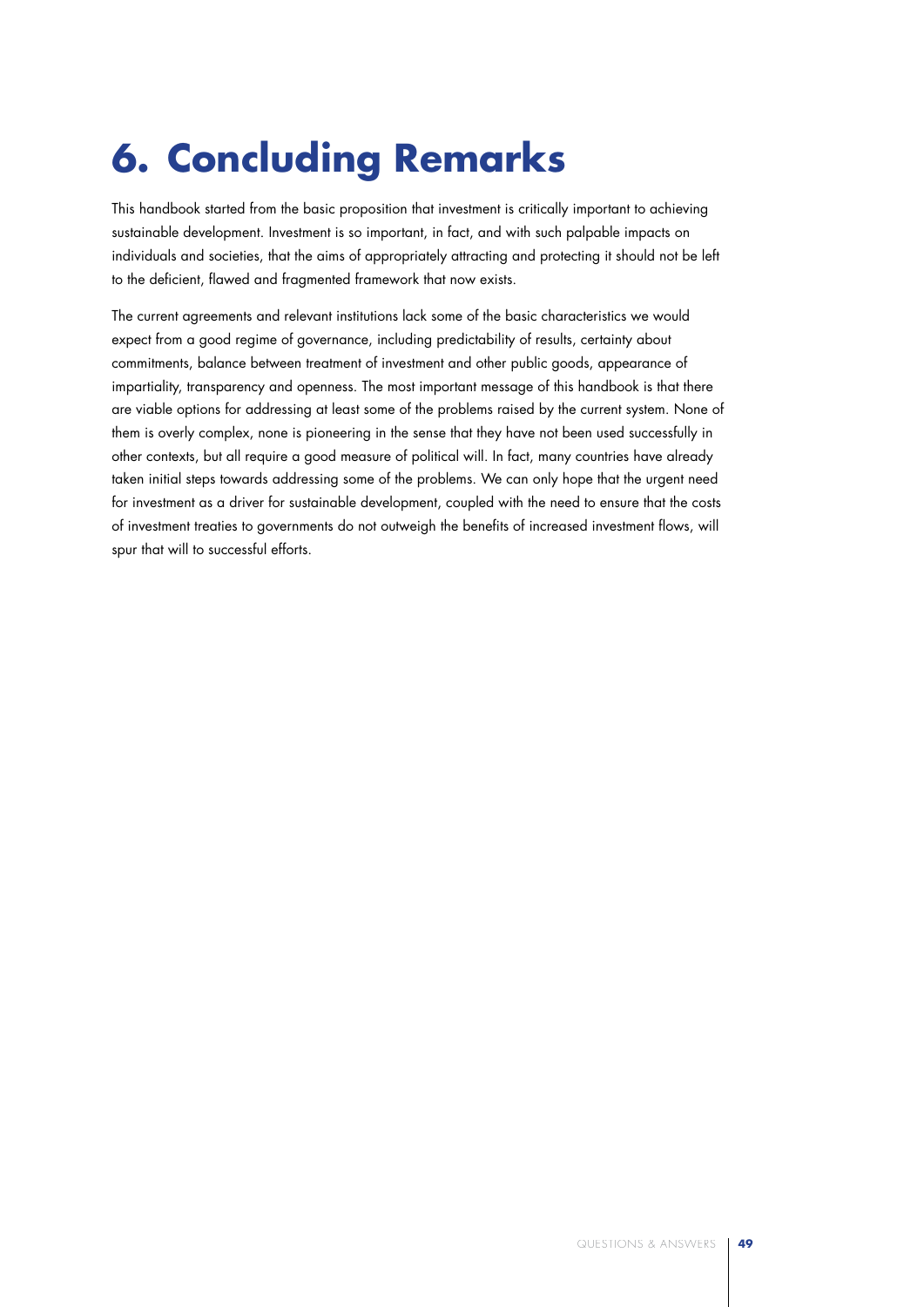# 6. Concluding Remarks

This handbook started from the basic proposition that investment is critically important to achieving sustainable development. Investment is so important, in fact, and with such palpable impacts on individuals and societies, that the aims of appropriately attracting and protecting it should not be left to the deficient, flawed and fragmented framework that now exists.

The current agreements and relevant institutions lack some of the basic characteristics we would expect from a good regime of governance, including predictability of results, certainty about commitments, balance between treatment of investment and other public goods, appearance of impartiality, transparency and openness. The most important message of this handbook is that there are viable options for addressing at least some of the problems raised by the current system. None of them is overly complex, none is pioneering in the sense that they have not been used successfully in other contexts, but all require a good measure of political will. In fact, many countries have already taken initial steps towards addressing some of the problems. We can only hope that the urgent need for investment as a driver for sustainable development, coupled with the need to ensure that the costs of investment treaties to governments do not outweigh the benefits of increased investment flows, will spur that will to successful efforts.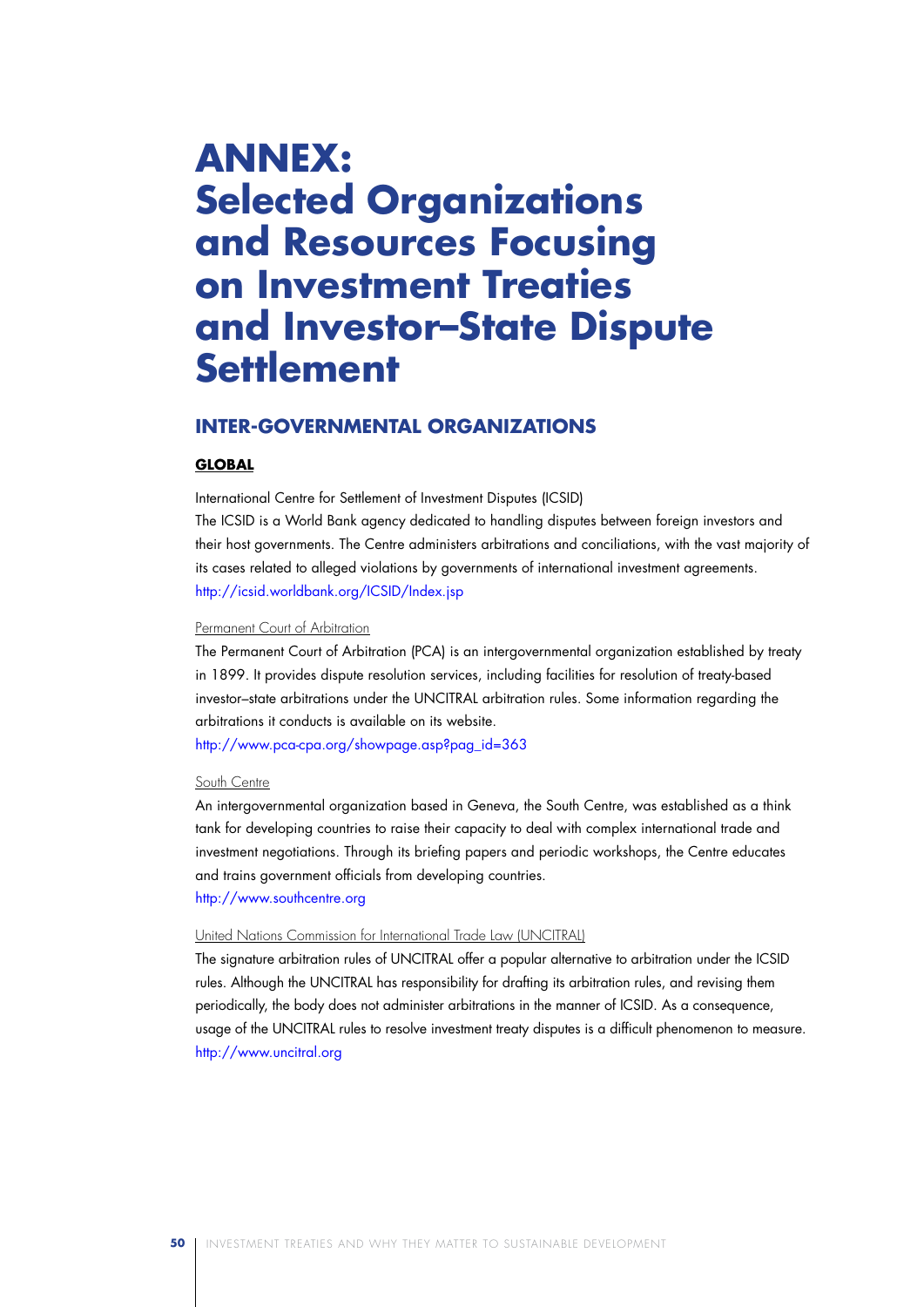# ANNEX: Selected Organizations and Resources Focusing on Investment Treaties and Investor–State Dispute Settlement

## INTER-GOVERNMENTAL ORGANIZATIONS

### GLOBAL

International Centre for Settlement of Investment Disputes (ICSID)

The ICSID is a World Bank agency dedicated to handling disputes between foreign investors and their host governments. The Centre administers arbitrations and conciliations, with the vast majority of its cases related to alleged violations by governments of international investment agreements.

http://icsid.worldbank.org/ICSID/Index.jsp

Permanent Court of Arbitration

The Permanent Court of Arbitration (PCA) is an intergovernmental organization established by treaty in 1899. It provides dispute resolution services, including facilities for resolution of treaty-based investor–state arbitrations under the UNCITRAL arbitration rules. Some information regarding the arbitrations it conducts is available on its website.

http://www.pca-cpa.org/showpage.asp?pag_id=363

South Centre

An intergovernmental organization based in Geneva, the South Centre, was established as a think tank for developing countries to raise their capacity to deal with complex international trade and investment negotiations. Through its briefing papers and periodic workshops, the Centre educates and trains government officials from developing countries.

http://www.southcentre.org

United Nations Commission for International Trade Law (UNCITRAL)

The signature arbitration rules of UNCITRAL offer a popular alternative to arbitration under the ICSID rules. Although the UNCITRAL has responsibility for drafting its arbitration rules, and revising them periodically, the body does not administer arbitrations in the manner of ICSID. As a consequence, usage of the UNCITRAL rules to resolve investment treaty disputes is a difficult phenomenon to measure.

http://www.uncitral.org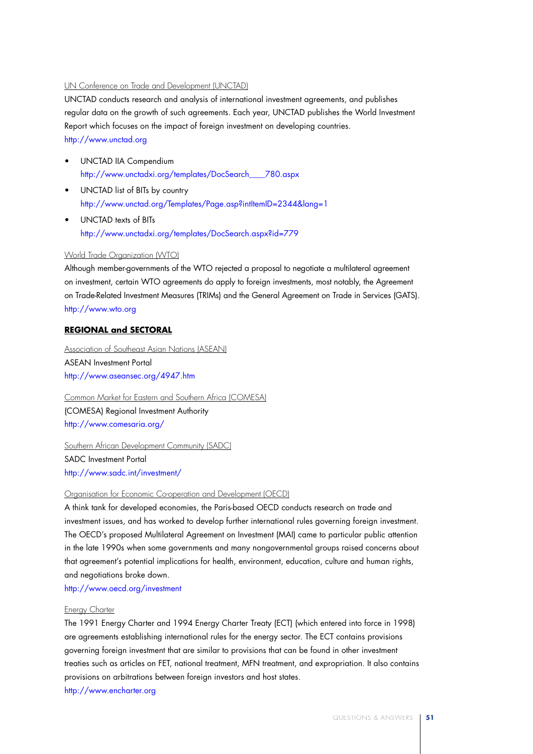UN Conference on Trade and Development (UNCTAD)

UNCTAD conducts research and analysis of international investment agreements, and publishes regular data on the growth of such agreements. Each year, UNCTAD publishes the World Investment Report which focuses on the impact of foreign investment on developing countries.

http://www.unctad.org

- UNCTAD IIA Compendium
  http://www.unctadxi.org/templates/DocSearch____780.aspx
- UNCTAD list of BITs by country
  http://www.unctad.org/Templates/Page.asp?intItemID=2344&lang=1
- UNCTAD texts of BITs
  http://www.unctadxi.org/templates/DocSearch.aspx?id=779

World Trade Organization (WTO)

Although member-governments of the WTO rejected a proposal to negotiate a multilateral agreement on investment, certain WTO agreements do apply to foreign investments, most notably, the Agreement on Trade-Related Investment Measures (TRIMs) and the General Agreement on Trade in Services (GATS).

http://www.wto.org

## REGIONAL and SECTORAL

Association of Southeast Asian Nations (ASEAN)

ASEAN Investment Portal

http://www.aseansec.org/4947.htm

Common Market for Eastern and Southern Africa (COMESA)

(COMESA) Regional Investment Authority

http://www.comesaria.org/

Southern African Development Community (SADC)

SADC Investment Portal

http://www.sadc.int/investment/

Organisation for Economic Co-operation and Development (OECD)

A think tank for developed economies, the Paris-based OECD conducts research on trade and investment issues, and has worked to develop further international rules governing foreign investment. The OECD's proposed Multilateral Agreement on Investment (MAI) came to particular public attention in the late 1990s when some governments and many nongovernmental groups raised concerns about that agreement's potential implications for health, environment, education, culture and human rights, and negotiations broke down.

http://www.oecd.org/investment

Energy Charter

The 1991 Energy Charter and 1994 Energy Charter Treaty (ECT) (which entered into force in 1998) are agreements establishing international rules for the energy sector. The ECT contains provisions governing foreign investment that are similar to provisions that can be found in other investment treaties such as articles on FET, national treatment, MFN treatment, and expropriation. It also contains provisions on arbitrations between foreign investors and host states.

http://www.encharter.org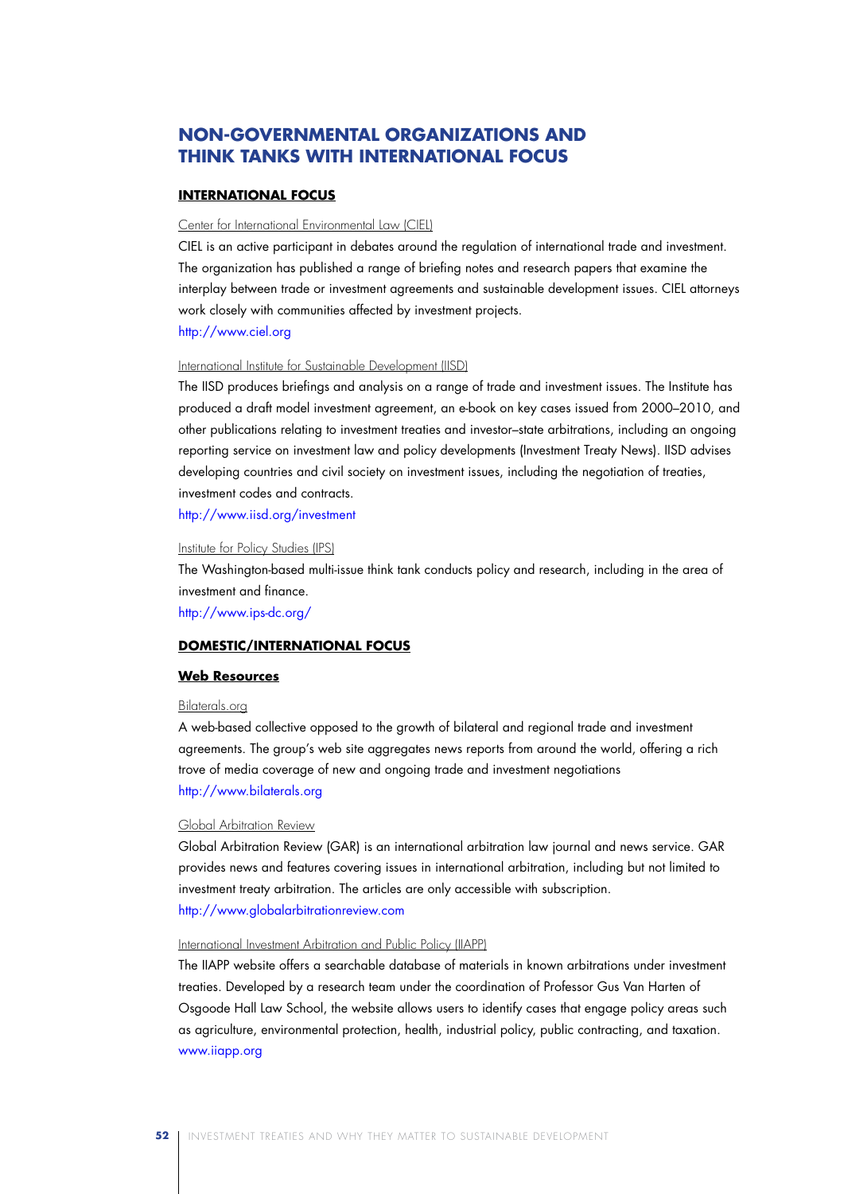## NON-GOVERNMENTAL ORGANIZATIONS AND THINK TANKS WITH INTERNATIONAL FOCUS

### INTERNATIONAL FOCUS

Center for International Environmental Law (CIEL)

CIEL is an active participant in debates around the regulation of international trade and investment. The organization has published a range of briefing notes and research papers that examine the interplay between trade or investment agreements and sustainable development issues. CIEL attorneys work closely with communities affected by investment projects.

http://www.ciel.org

International Institute for Sustainable Development (IISD)

The IISD produces briefings and analysis on a range of trade and investment issues. The Institute has produced a draft model investment agreement, an e-book on key cases issued from 2000–2010, and other publications relating to investment treaties and investor–state arbitrations, including an ongoing reporting service on investment law and policy developments (Investment Treaty News). IISD advises developing countries and civil society on investment issues, including the negotiation of treaties, investment codes and contracts.

http://www.iisd.org/investment

Institute for Policy Studies (IPS)

The Washington-based multi-issue think tank conducts policy and research, including in the area of investment and finance.

http://www.ips-dc.org/

### DOMESTIC/INTERNATIONAL FOCUS

#### Web Resources

Bilaterals.org

A web-based collective opposed to the growth of bilateral and regional trade and investment agreements. The group's web site aggregates news reports from around the world, offering a rich trove of media coverage of new and ongoing trade and investment negotiations

http://www.bilaterals.org

Global Arbitration Review

Global Arbitration Review (GAR) is an international arbitration law journal and news service. GAR provides news and features covering issues in international arbitration, including but not limited to investment treaty arbitration. The articles are only accessible with subscription.

http://www.globalarbitrationreview.com

International Investment Arbitration and Public Policy (IIAPP)

The IIAPP website offers a searchable database of materials in known arbitrations under investment treaties. Developed by a research team under the coordination of Professor Gus Van Harten of Osgoode Hall Law School, the website allows users to identify cases that engage policy areas such as agriculture, environmental protection, health, industrial policy, public contracting, and taxation.

www.iiapp.org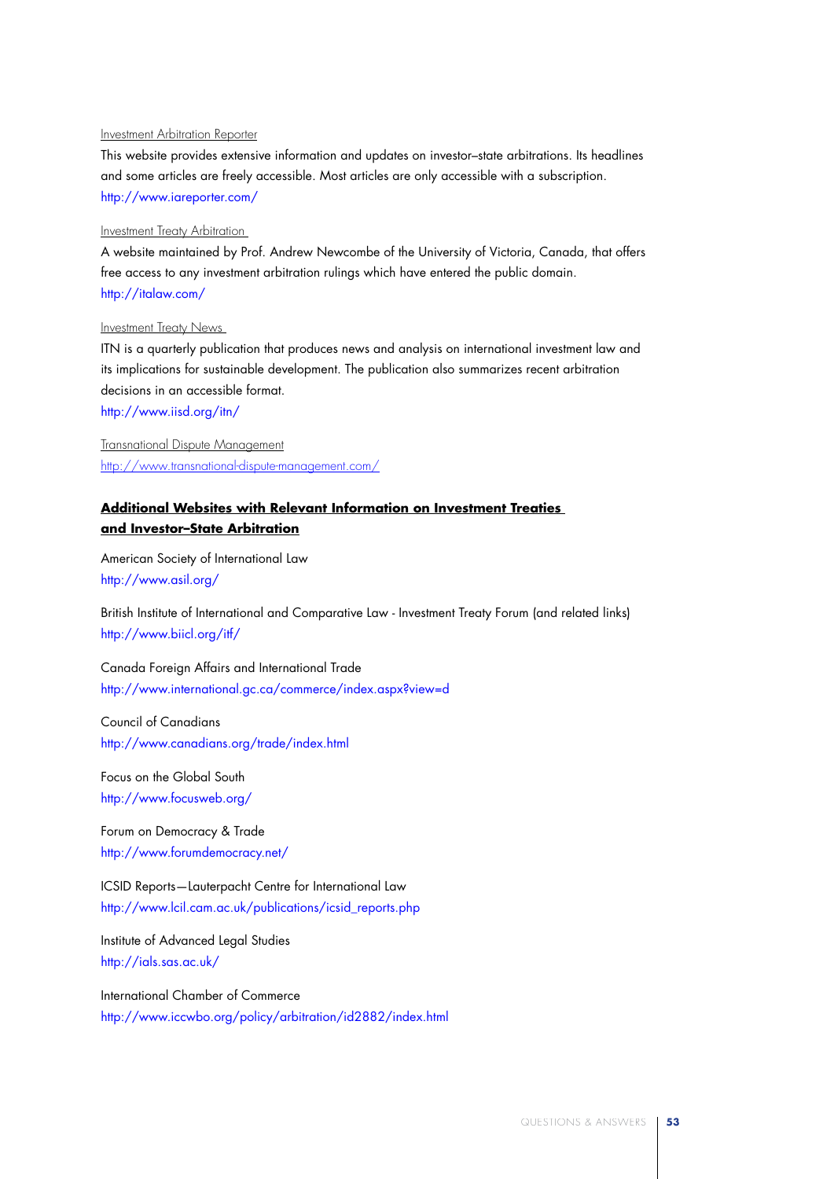Investment Arbitration Reporter

This website provides extensive information and updates on investor–state arbitrations. Its headlines and some articles are freely accessible. Most articles are only accessible with a subscription.
http://www.iareporter.com/

Investment Treaty Arbitration

A website maintained by Prof. Andrew Newcombe of the University of Victoria, Canada, that offers free access to any investment arbitration rulings which have entered the public domain.
http://italaw.com/

Investment Treaty News

ITN is a quarterly publication that produces news and analysis on international investment law and its implications for sustainable development. The publication also summarizes recent arbitration decisions in an accessible format.
http://www.iisd.org/itn/

Transnational Dispute Management
http://www.transnational-dispute-management.com/

## Additional Websites with Relevant Information on Investment Treaties and Investor–State Arbitration

American Society of International Law
http://www.asil.org/

British Institute of International and Comparative Law - Investment Treaty Forum (and related links)
http://www.biicl.org/itf/

Canada Foreign Affairs and International Trade
http://www.international.gc.ca/commerce/index.aspx?view=d

Council of Canadians
http://www.canadians.org/trade/index.html

Focus on the Global South
http://www.focusweb.org/

Forum on Democracy & Trade
http://www.forumdemocracy.net/

ICSID Reports—Lauterpacht Centre for International Law
http://www.lcil.cam.ac.uk/publications/icsid_reports.php

Institute of Advanced Legal Studies
http://ials.sas.ac.uk/

International Chamber of Commerce
http://www.iccwbo.org/policy/arbitration/id2882/index.html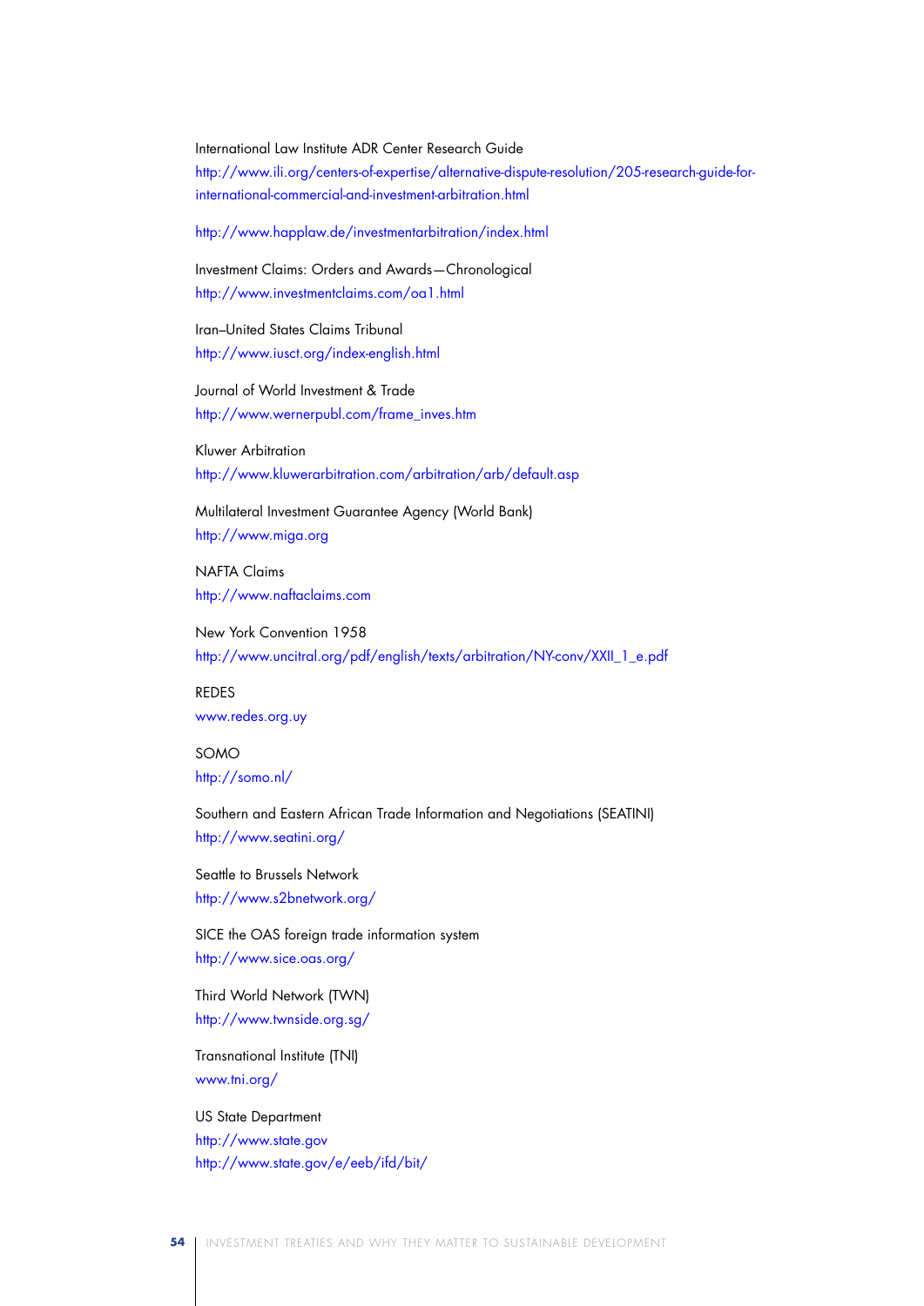International Law Institute ADR Center Research Guide
http://www.ili.org/centers-of-expertise/alternative-dispute-resolution/205-research-guide-for-international-commercial-and-investment-arbitration.html

http://www.happlaw.de/investmentarbitration/index.html

Investment Claims: Orders and Awards—Chronological
http://www.investmentclaims.com/oa1.html

Iran–United States Claims Tribunal
http://www.iusct.org/index-english.html

Journal of World Investment & Trade
http://www.wernerpubl.com/frame_inves.htm

Kluwer Arbitration
http://www.kluwerarbitration.com/arbitration/arb/default.asp

Multilateral Investment Guarantee Agency (World Bank)
http://www.miga.org

NAFTA Claims
http://www.naftaclaims.com

New York Convention 1958
http://www.uncitral.org/pdf/english/texts/arbitration/NY-conv/XXII_1_e.pdf

REDES
www.redes.org.uy

SOMO
http://somo.nl/

Southern and Eastern African Trade Information and Negotiations (SEATINI)
http://www.seatini.org/

Seattle to Brussels Network
http://www.s2bnetwork.org/

SICE the OAS foreign trade information system
http://www.sice.oas.org/

Third World Network (TWN)
http://www.twnside.org.sg/

Transnational Institute (TNI)
www.tni.org/

US State Department
http://www.state.gov
http://www.state.gov/e/eeb/ifd/bit/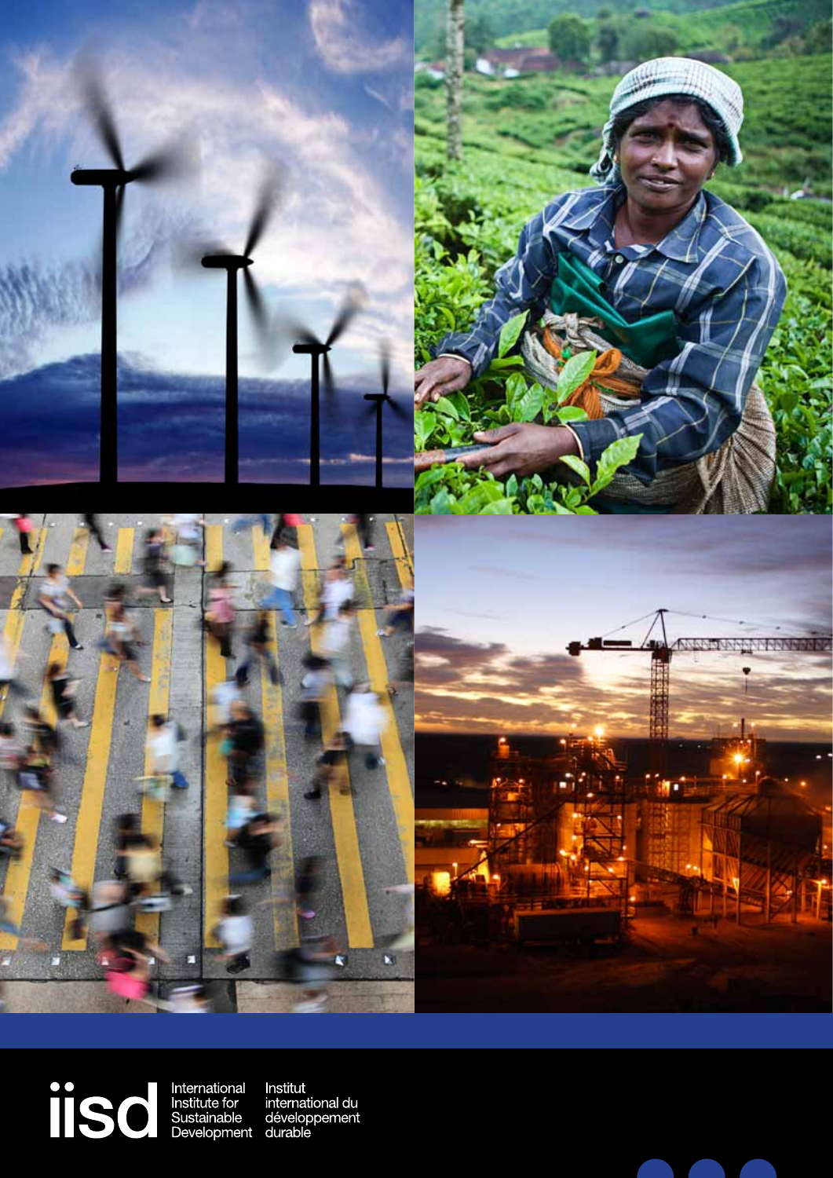International Institute for Sustainable Development

Institut international du développement durable